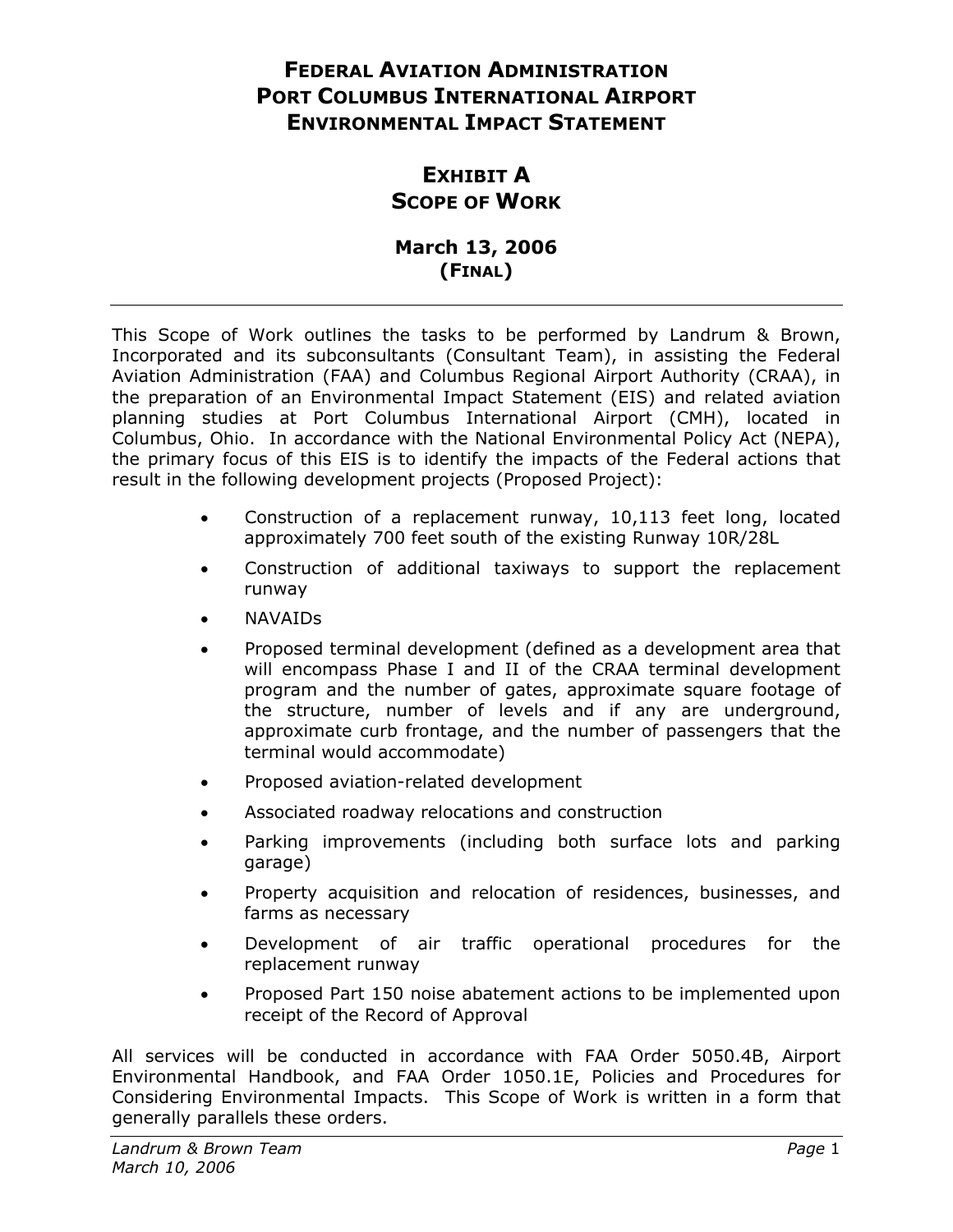# FEDERAL AVIATION ADMINISTRATION
# PORT COLUMBUS INTERNATIONAL AIRPORT
# ENVIRONMENTAL IMPACT STATEMENT

## EXHIBIT A
## SCOPE OF WORK

### March 13, 2006
### (FINAL)

---

This Scope of Work outlines the tasks to be performed by Landrum & Brown, Incorporated and its subconsultants (Consultant Team), in assisting the Federal Aviation Administration (FAA) and Columbus Regional Airport Authority (CRAA), in the preparation of an Environmental Impact Statement (EIS) and related aviation planning studies at Port Columbus International Airport (CMH), located in Columbus, Ohio. In accordance with the National Environmental Policy Act (NEPA), the primary focus of this EIS is to identify the impacts of the Federal actions that result in the following development projects (Proposed Project):

- Construction of a replacement runway, 10,113 feet long, located approximately 700 feet south of the existing Runway 10R/28L
- Construction of additional taxiways to support the replacement runway
- NAVAIDs
- Proposed terminal development (defined as a development area that will encompass Phase I and II of the CRAA terminal development program and the number of gates, approximate square footage of the structure, number of levels and if any are underground, approximate curb frontage, and the number of passengers that the terminal would accommodate)
- Proposed aviation-related development
- Associated roadway relocations and construction
- Parking improvements (including both surface lots and parking garage)
- Property acquisition and relocation of residences, businesses, and farms as necessary
- Development of air traffic operational procedures for the replacement runway
- Proposed Part 150 noise abatement actions to be implemented upon receipt of the Record of Approval

All services will be conducted in accordance with FAA Order 5050.4B, Airport Environmental Handbook, and FAA Order 1050.1E, Policies and Procedures for Considering Environmental Impacts. This Scope of Work is written in a form that generally parallels these orders.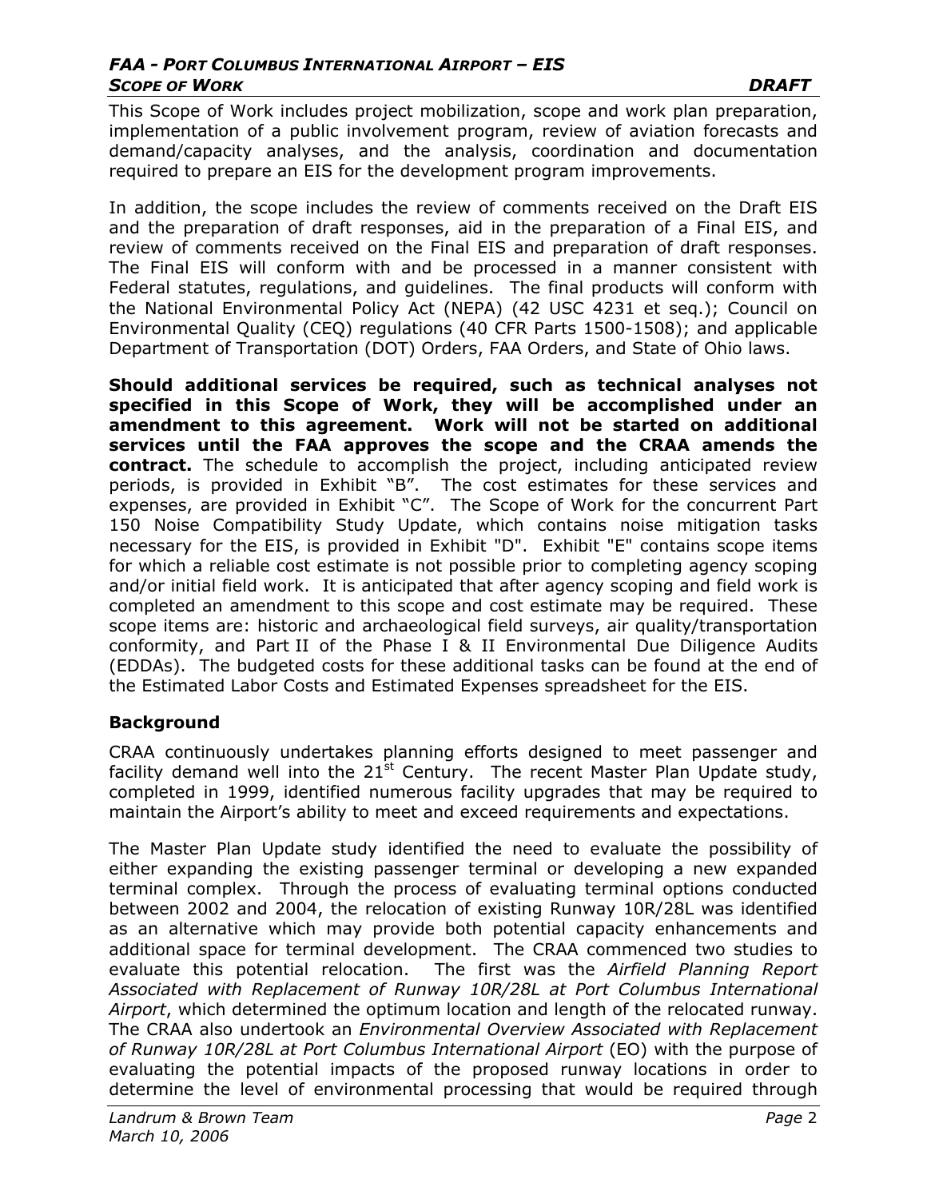This Scope of Work includes project mobilization, scope and work plan preparation, implementation of a public involvement program, review of aviation forecasts and demand/capacity analyses, and the analysis, coordination and documentation required to prepare an EIS for the development program improvements.

In addition, the scope includes the review of comments received on the Draft EIS and the preparation of draft responses, aid in the preparation of a Final EIS, and review of comments received on the Final EIS and preparation of draft responses. The Final EIS will conform with and be processed in a manner consistent with Federal statutes, regulations, and guidelines. The final products will conform with the National Environmental Policy Act (NEPA) (42 USC 4231 et seq.); Council on Environmental Quality (CEQ) regulations (40 CFR Parts 1500-1508); and applicable Department of Transportation (DOT) Orders, FAA Orders, and State of Ohio laws.

**Should additional services be required, such as technical analyses not specified in this Scope of Work, they will be accomplished under an amendment to this agreement. Work will not be started on additional services until the FAA approves the scope and the CRAA amends the contract.** The schedule to accomplish the project, including anticipated review periods, is provided in Exhibit "B". The cost estimates for these services and expenses, are provided in Exhibit "C". The Scope of Work for the concurrent Part 150 Noise Compatibility Study Update, which contains noise mitigation tasks necessary for the EIS, is provided in Exhibit "D". Exhibit "E" contains scope items for which a reliable cost estimate is not possible prior to completing agency scoping and/or initial field work. It is anticipated that after agency scoping and field work is completed an amendment to this scope and cost estimate may be required. These scope items are: historic and archaeological field surveys, air quality/transportation conformity, and Part II of the Phase I & II Environmental Due Diligence Audits (EDDAs). The budgeted costs for these additional tasks can be found at the end of the Estimated Labor Costs and Estimated Expenses spreadsheet for the EIS.

## Background

CRAA continuously undertakes planning efforts designed to meet passenger and facility demand well into the 21st Century. The recent Master Plan Update study, completed in 1999, identified numerous facility upgrades that may be required to maintain the Airport's ability to meet and exceed requirements and expectations.

The Master Plan Update study identified the need to evaluate the possibility of either expanding the existing passenger terminal or developing a new expanded terminal complex. Through the process of evaluating terminal options conducted between 2002 and 2004, the relocation of existing Runway 10R/28L was identified as an alternative which may provide both potential capacity enhancements and additional space for terminal development. The CRAA commenced two studies to evaluate this potential relocation. The first was the *Airfield Planning Report Associated with Replacement of Runway 10R/28L at Port Columbus International Airport*, which determined the optimum location and length of the relocated runway. The CRAA also undertook an *Environmental Overview Associated with Replacement of Runway 10R/28L at Port Columbus International Airport* (EO) with the purpose of evaluating the potential impacts of the proposed runway locations in order to determine the level of environmental processing that would be required through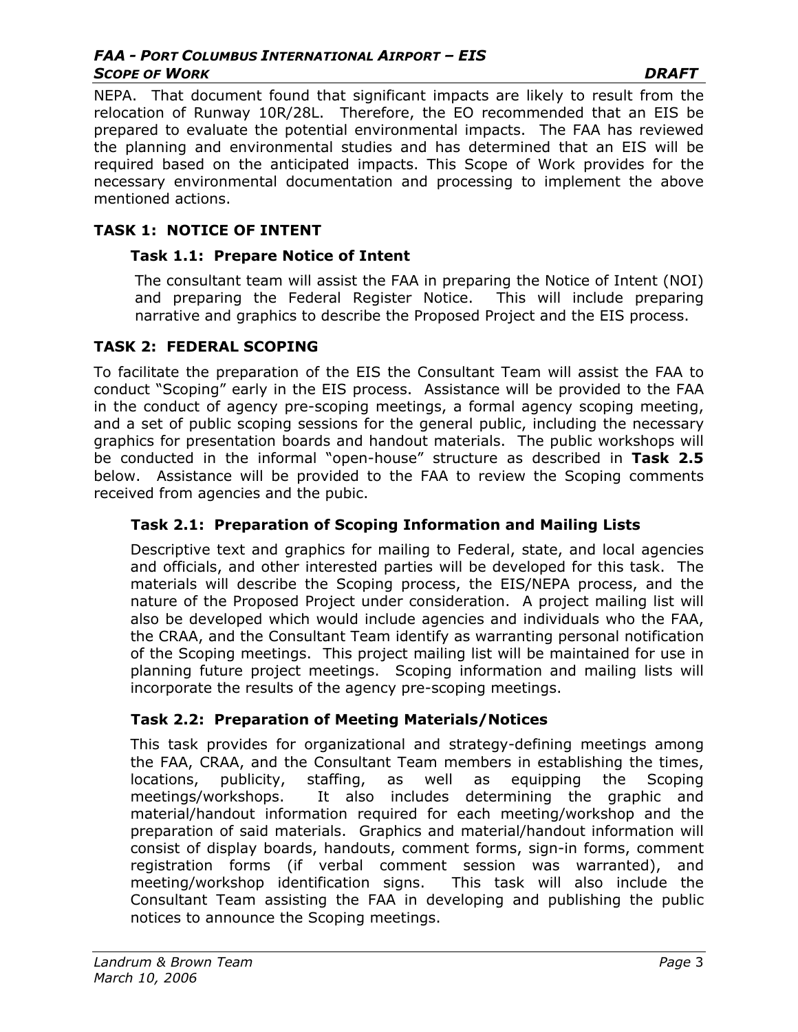NEPA. That document found that significant impacts are likely to result from the relocation of Runway 10R/28L. Therefore, the EO recommended that an EIS be prepared to evaluate the potential environmental impacts. The FAA has reviewed the planning and environmental studies and has determined that an EIS will be required based on the anticipated impacts. This Scope of Work provides for the necessary environmental documentation and processing to implement the above mentioned actions.

## TASK 1: NOTICE OF INTENT

### Task 1.1: Prepare Notice of Intent

The consultant team will assist the FAA in preparing the Notice of Intent (NOI) and preparing the Federal Register Notice. This will include preparing narrative and graphics to describe the Proposed Project and the EIS process.

## TASK 2: FEDERAL SCOPING

To facilitate the preparation of the EIS the Consultant Team will assist the FAA to conduct "Scoping" early in the EIS process. Assistance will be provided to the FAA in the conduct of agency pre-scoping meetings, a formal agency scoping meeting, and a set of public scoping sessions for the general public, including the necessary graphics for presentation boards and handout materials. The public workshops will be conducted in the informal "open-house" structure as described in **Task 2.5** below. Assistance will be provided to the FAA to review the Scoping comments received from agencies and the pubic.

### Task 2.1: Preparation of Scoping Information and Mailing Lists

Descriptive text and graphics for mailing to Federal, state, and local agencies and officials, and other interested parties will be developed for this task. The materials will describe the Scoping process, the EIS/NEPA process, and the nature of the Proposed Project under consideration. A project mailing list will also be developed which would include agencies and individuals who the FAA, the CRAA, and the Consultant Team identify as warranting personal notification of the Scoping meetings. This project mailing list will be maintained for use in planning future project meetings. Scoping information and mailing lists will incorporate the results of the agency pre-scoping meetings.

### Task 2.2: Preparation of Meeting Materials/Notices

This task provides for organizational and strategy-defining meetings among the FAA, CRAA, and the Consultant Team members in establishing the times, locations, publicity, staffing, as well as equipping the Scoping meetings/workshops. It also includes determining the graphic and material/handout information required for each meeting/workshop and the preparation of said materials. Graphics and material/handout information will consist of display boards, handouts, comment forms, sign-in forms, comment registration forms (if verbal comment session was warranted), and meeting/workshop identification signs. This task will also include the Consultant Team assisting the FAA in developing and publishing the public notices to announce the Scoping meetings.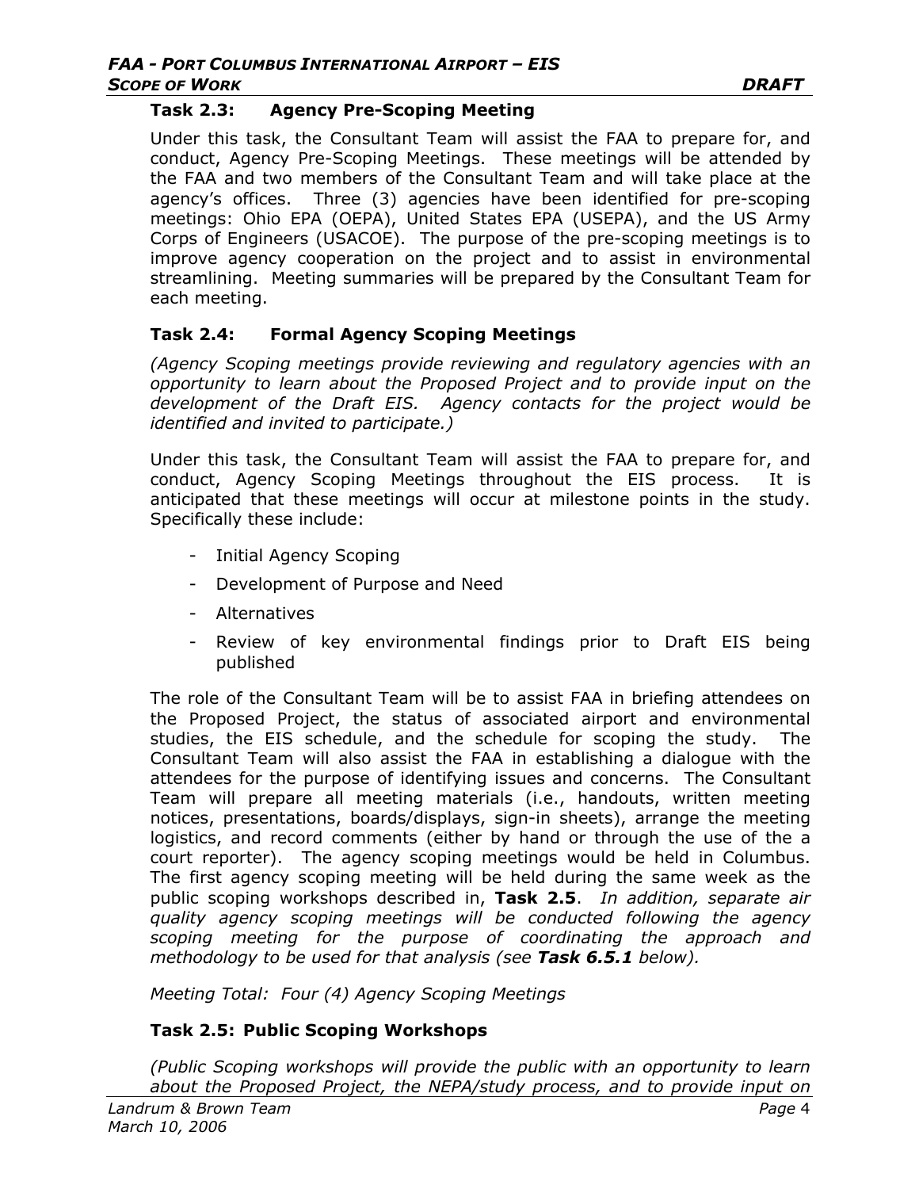### Task 2.3: Agency Pre-Scoping Meeting

Under this task, the Consultant Team will assist the FAA to prepare for, and conduct, Agency Pre-Scoping Meetings. These meetings will be attended by the FAA and two members of the Consultant Team and will take place at the agency's offices. Three (3) agencies have been identified for pre-scoping meetings: Ohio EPA (OEPA), United States EPA (USEPA), and the US Army Corps of Engineers (USACOE). The purpose of the pre-scoping meetings is to improve agency cooperation on the project and to assist in environmental streamlining. Meeting summaries will be prepared by the Consultant Team for each meeting.

### Task 2.4: Formal Agency Scoping Meetings

*(Agency Scoping meetings provide reviewing and regulatory agencies with an opportunity to learn about the Proposed Project and to provide input on the development of the Draft EIS. Agency contacts for the project would be identified and invited to participate.)*

Under this task, the Consultant Team will assist the FAA to prepare for, and conduct, Agency Scoping Meetings throughout the EIS process. It is anticipated that these meetings will occur at milestone points in the study. Specifically these include:

- Initial Agency Scoping
- Development of Purpose and Need
- Alternatives
- Review of key environmental findings prior to Draft EIS being published

The role of the Consultant Team will be to assist FAA in briefing attendees on the Proposed Project, the status of associated airport and environmental studies, the EIS schedule, and the schedule for scoping the study. The Consultant Team will also assist the FAA in establishing a dialogue with the attendees for the purpose of identifying issues and concerns. The Consultant Team will prepare all meeting materials (i.e., handouts, written meeting notices, presentations, boards/displays, sign-in sheets), arrange the meeting logistics, and record comments (either by hand or through the use of the a court reporter). The agency scoping meetings would be held in Columbus. The first agency scoping meeting will be held during the same week as the public scoping workshops described in, **Task 2.5**. *In addition, separate air quality agency scoping meetings will be conducted following the agency scoping meeting for the purpose of coordinating the approach and methodology to be used for that analysis (see **Task 6.5.1** below).*

*Meeting Total: Four (4) Agency Scoping Meetings*

### Task 2.5: Public Scoping Workshops

*(Public Scoping workshops will provide the public with an opportunity to learn about the Proposed Project, the NEPA/study process, and to provide input on*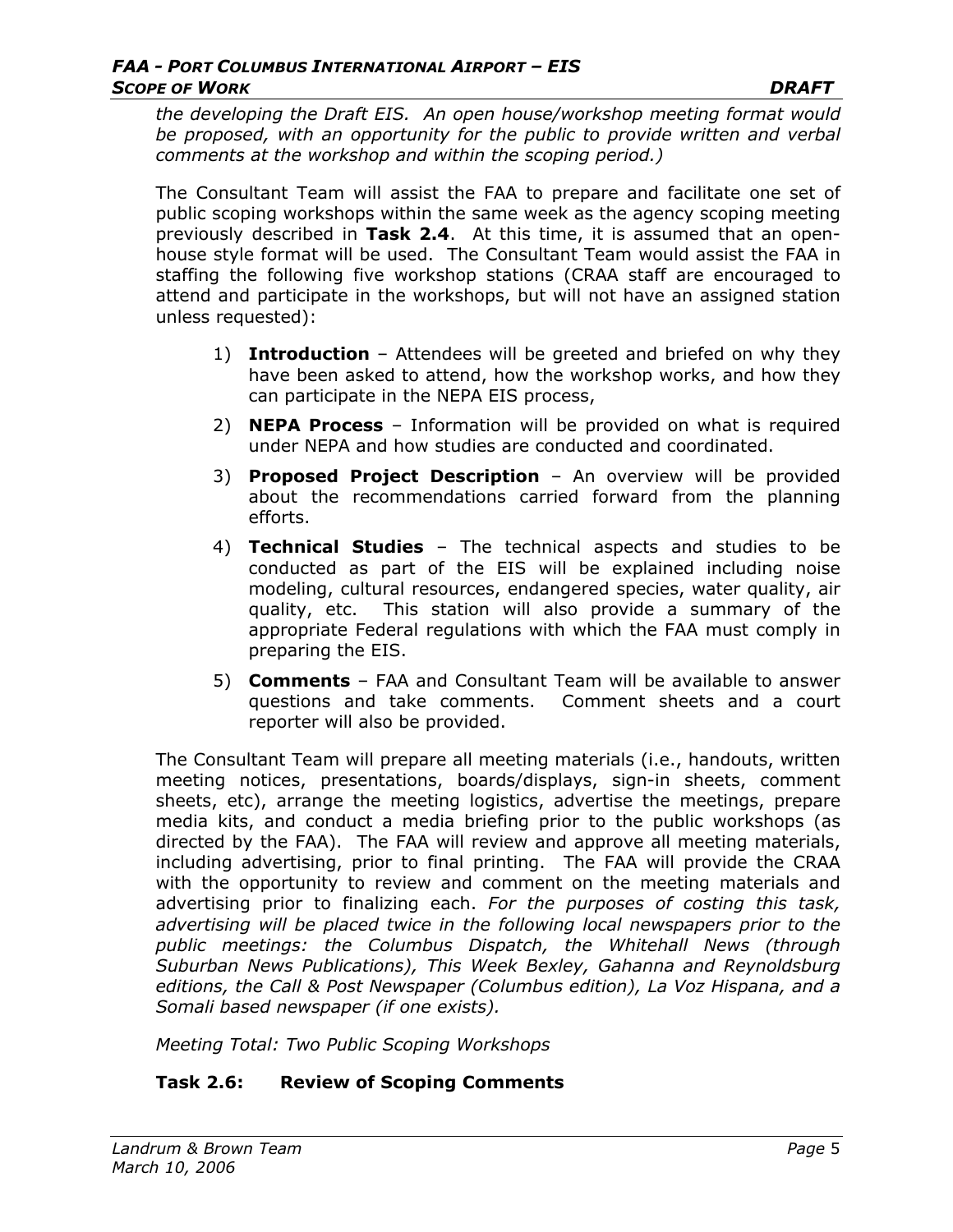*the developing the Draft EIS. An open house/workshop meeting format would be proposed, with an opportunity for the public to provide written and verbal comments at the workshop and within the scoping period.)*

The Consultant Team will assist the FAA to prepare and facilitate one set of public scoping workshops within the same week as the agency scoping meeting previously described in **Task 2.4**. At this time, it is assumed that an open-house style format will be used. The Consultant Team would assist the FAA in staffing the following five workshop stations (CRAA staff are encouraged to attend and participate in the workshops, but will not have an assigned station unless requested):

1) **Introduction** – Attendees will be greeted and briefed on why they have been asked to attend, how the workshop works, and how they can participate in the NEPA EIS process,
2) **NEPA Process** – Information will be provided on what is required under NEPA and how studies are conducted and coordinated.
3) **Proposed Project Description** – An overview will be provided about the recommendations carried forward from the planning efforts.
4) **Technical Studies** – The technical aspects and studies to be conducted as part of the EIS will be explained including noise modeling, cultural resources, endangered species, water quality, air quality, etc. This station will also provide a summary of the appropriate Federal regulations with which the FAA must comply in preparing the EIS.
5) **Comments** – FAA and Consultant Team will be available to answer questions and take comments. Comment sheets and a court reporter will also be provided.

The Consultant Team will prepare all meeting materials (i.e., handouts, written meeting notices, presentations, boards/displays, sign-in sheets, comment sheets, etc), arrange the meeting logistics, advertise the meetings, prepare media kits, and conduct a media briefing prior to the public workshops (as directed by the FAA). The FAA will review and approve all meeting materials, including advertising, prior to final printing. The FAA will provide the CRAA with the opportunity to review and comment on the meeting materials and advertising prior to finalizing each. *For the purposes of costing this task, advertising will be placed twice in the following local newspapers prior to the public meetings: the Columbus Dispatch, the Whitehall News (through Suburban News Publications), This Week Bexley, Gahanna and Reynoldsburg editions, the Call & Post Newspaper (Columbus edition), La Voz Hispana, and a Somali based newspaper (if one exists).*

*Meeting Total: Two Public Scoping Workshops*

### Task 2.6: Review of Scoping Comments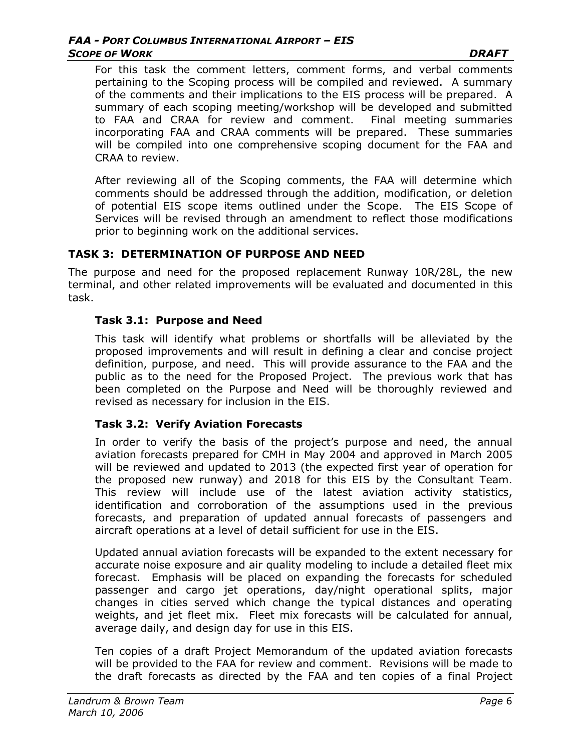For this task the comment letters, comment forms, and verbal comments pertaining to the Scoping process will be compiled and reviewed. A summary of the comments and their implications to the EIS process will be prepared. A summary of each scoping meeting/workshop will be developed and submitted to FAA and CRAA for review and comment. Final meeting summaries incorporating FAA and CRAA comments will be prepared. These summaries will be compiled into one comprehensive scoping document for the FAA and CRAA to review.

After reviewing all of the Scoping comments, the FAA will determine which comments should be addressed through the addition, modification, or deletion of potential EIS scope items outlined under the Scope. The EIS Scope of Services will be revised through an amendment to reflect those modifications prior to beginning work on the additional services.

## TASK 3: DETERMINATION OF PURPOSE AND NEED

The purpose and need for the proposed replacement Runway 10R/28L, the new terminal, and other related improvements will be evaluated and documented in this task.

### Task 3.1: Purpose and Need

This task will identify what problems or shortfalls will be alleviated by the proposed improvements and will result in defining a clear and concise project definition, purpose, and need. This will provide assurance to the FAA and the public as to the need for the Proposed Project. The previous work that has been completed on the Purpose and Need will be thoroughly reviewed and revised as necessary for inclusion in the EIS.

### Task 3.2: Verify Aviation Forecasts

In order to verify the basis of the project's purpose and need, the annual aviation forecasts prepared for CMH in May 2004 and approved in March 2005 will be reviewed and updated to 2013 (the expected first year of operation for the proposed new runway) and 2018 for this EIS by the Consultant Team. This review will include use of the latest aviation activity statistics, identification and corroboration of the assumptions used in the previous forecasts, and preparation of updated annual forecasts of passengers and aircraft operations at a level of detail sufficient for use in the EIS.

Updated annual aviation forecasts will be expanded to the extent necessary for accurate noise exposure and air quality modeling to include a detailed fleet mix forecast. Emphasis will be placed on expanding the forecasts for scheduled passenger and cargo jet operations, day/night operational splits, major changes in cities served which change the typical distances and operating weights, and jet fleet mix. Fleet mix forecasts will be calculated for annual, average daily, and design day for use in this EIS.

Ten copies of a draft Project Memorandum of the updated aviation forecasts will be provided to the FAA for review and comment. Revisions will be made to the draft forecasts as directed by the FAA and ten copies of a final Project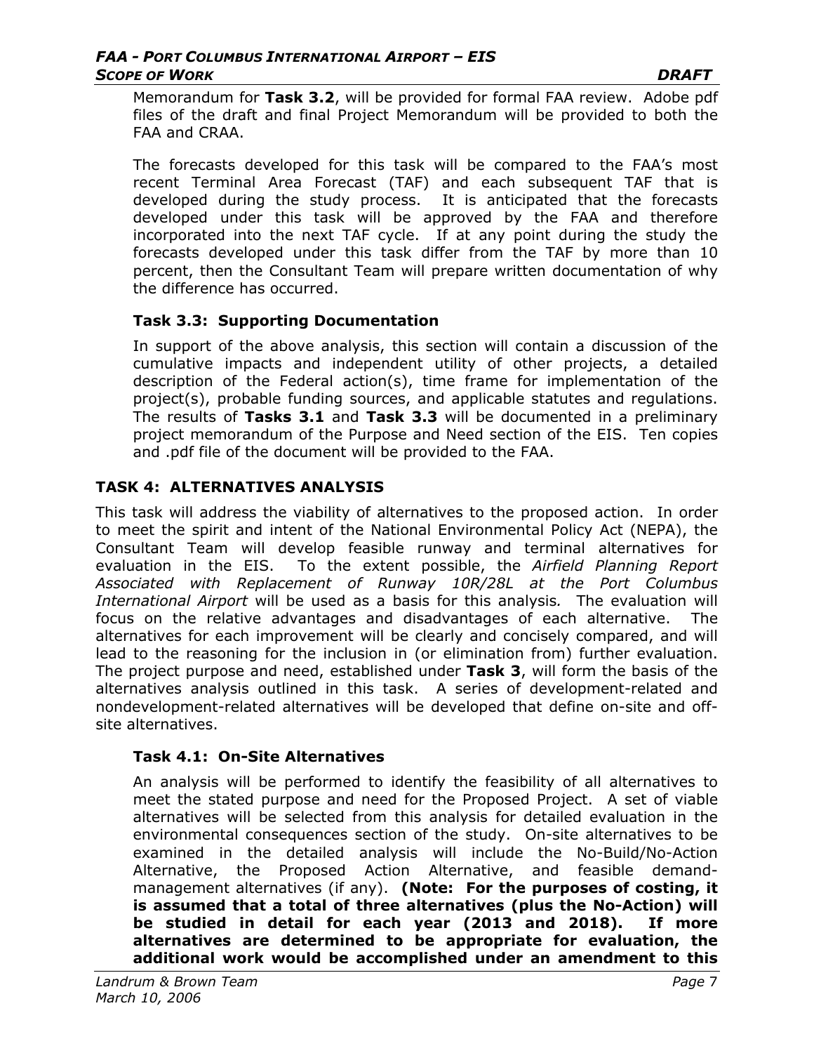Memorandum for **Task 3.2**, will be provided for formal FAA review. Adobe pdf files of the draft and final Project Memorandum will be provided to both the FAA and CRAA.

The forecasts developed for this task will be compared to the FAA's most recent Terminal Area Forecast (TAF) and each subsequent TAF that is developed during the study process. It is anticipated that the forecasts developed under this task will be approved by the FAA and therefore incorporated into the next TAF cycle. If at any point during the study the forecasts developed under this task differ from the TAF by more than 10 percent, then the Consultant Team will prepare written documentation of why the difference has occurred.

### Task 3.3: Supporting Documentation

In support of the above analysis, this section will contain a discussion of the cumulative impacts and independent utility of other projects, a detailed description of the Federal action(s), time frame for implementation of the project(s), probable funding sources, and applicable statutes and regulations. The results of **Tasks 3.1** and **Task 3.3** will be documented in a preliminary project memorandum of the Purpose and Need section of the EIS. Ten copies and .pdf file of the document will be provided to the FAA.

## TASK 4: ALTERNATIVES ANALYSIS

This task will address the viability of alternatives to the proposed action. In order to meet the spirit and intent of the National Environmental Policy Act (NEPA), the Consultant Team will develop feasible runway and terminal alternatives for evaluation in the EIS. To the extent possible, the *Airfield Planning Report Associated with Replacement of Runway 10R/28L at the Port Columbus International Airport* will be used as a basis for this analysis. The evaluation will focus on the relative advantages and disadvantages of each alternative. The alternatives for each improvement will be clearly and concisely compared, and will lead to the reasoning for the inclusion in (or elimination from) further evaluation. The project purpose and need, established under **Task 3**, will form the basis of the alternatives analysis outlined in this task. A series of development-related and nondevelopment-related alternatives will be developed that define on-site and off-site alternatives.

### Task 4.1: On-Site Alternatives

An analysis will be performed to identify the feasibility of all alternatives to meet the stated purpose and need for the Proposed Project. A set of viable alternatives will be selected from this analysis for detailed evaluation in the environmental consequences section of the study. On-site alternatives to be examined in the detailed analysis will include the No-Build/No-Action Alternative, the Proposed Action Alternative, and feasible demand-management alternatives (if any). **(Note: For the purposes of costing, it is assumed that a total of three alternatives (plus the No-Action) will be studied in detail for each year (2013 and 2018). If more alternatives are determined to be appropriate for evaluation, the additional work would be accomplished under an amendment to this**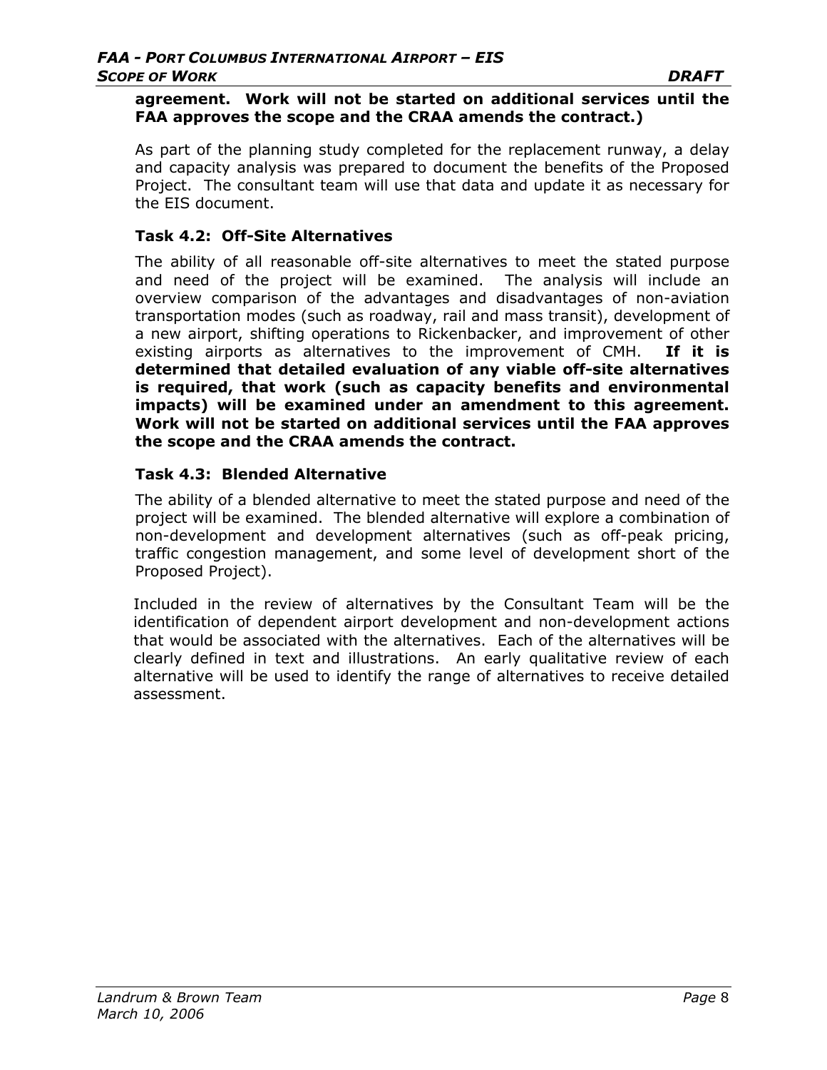**agreement. Work will not be started on additional services until the FAA approves the scope and the CRAA amends the contract.)**

As part of the planning study completed for the replacement runway, a delay and capacity analysis was prepared to document the benefits of the Proposed Project. The consultant team will use that data and update it as necessary for the EIS document.

### Task 4.2: Off-Site Alternatives

The ability of all reasonable off-site alternatives to meet the stated purpose and need of the project will be examined. The analysis will include an overview comparison of the advantages and disadvantages of non-aviation transportation modes (such as roadway, rail and mass transit), development of a new airport, shifting operations to Rickenbacker, and improvement of other existing airports as alternatives to the improvement of CMH. **If it is determined that detailed evaluation of any viable off-site alternatives is required, that work (such as capacity benefits and environmental impacts) will be examined under an amendment to this agreement. Work will not be started on additional services until the FAA approves the scope and the CRAA amends the contract.**

### Task 4.3: Blended Alternative

The ability of a blended alternative to meet the stated purpose and need of the project will be examined. The blended alternative will explore a combination of non-development and development alternatives (such as off-peak pricing, traffic congestion management, and some level of development short of the Proposed Project).

Included in the review of alternatives by the Consultant Team will be the identification of dependent airport development and non-development actions that would be associated with the alternatives. Each of the alternatives will be clearly defined in text and illustrations. An early qualitative review of each alternative will be used to identify the range of alternatives to receive detailed assessment.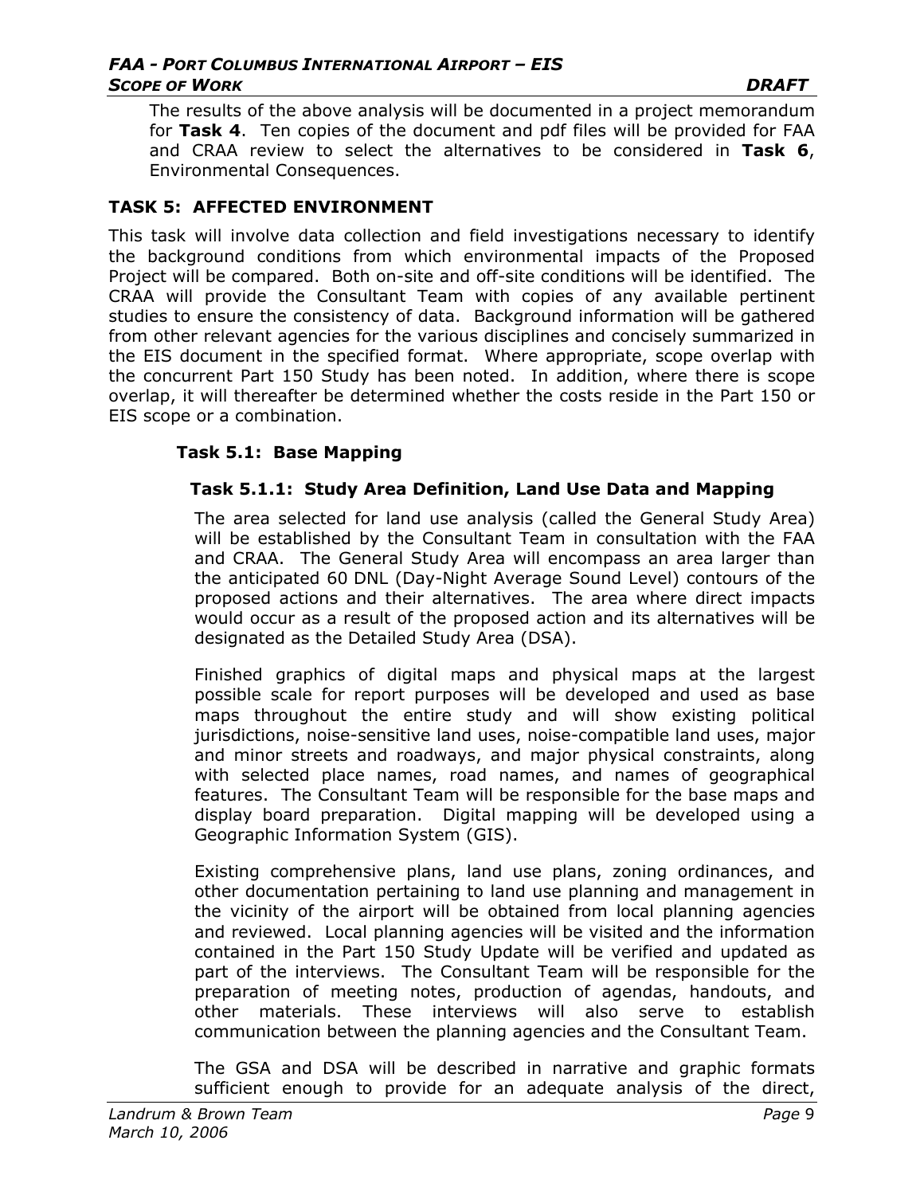The results of the above analysis will be documented in a project memorandum for **Task 4**. Ten copies of the document and pdf files will be provided for FAA and CRAA review to select the alternatives to be considered in **Task 6**, Environmental Consequences.

## TASK 5: AFFECTED ENVIRONMENT

This task will involve data collection and field investigations necessary to identify the background conditions from which environmental impacts of the Proposed Project will be compared. Both on-site and off-site conditions will be identified. The CRAA will provide the Consultant Team with copies of any available pertinent studies to ensure the consistency of data. Background information will be gathered from other relevant agencies for the various disciplines and concisely summarized in the EIS document in the specified format. Where appropriate, scope overlap with the concurrent Part 150 Study has been noted. In addition, where there is scope overlap, it will thereafter be determined whether the costs reside in the Part 150 or EIS scope or a combination.

### Task 5.1: Base Mapping

#### Task 5.1.1: Study Area Definition, Land Use Data and Mapping

The area selected for land use analysis (called the General Study Area) will be established by the Consultant Team in consultation with the FAA and CRAA. The General Study Area will encompass an area larger than the anticipated 60 DNL (Day-Night Average Sound Level) contours of the proposed actions and their alternatives. The area where direct impacts would occur as a result of the proposed action and its alternatives will be designated as the Detailed Study Area (DSA).

Finished graphics of digital maps and physical maps at the largest possible scale for report purposes will be developed and used as base maps throughout the entire study and will show existing political jurisdictions, noise-sensitive land uses, noise-compatible land uses, major and minor streets and roadways, and major physical constraints, along with selected place names, road names, and names of geographical features. The Consultant Team will be responsible for the base maps and display board preparation. Digital mapping will be developed using a Geographic Information System (GIS).

Existing comprehensive plans, land use plans, zoning ordinances, and other documentation pertaining to land use planning and management in the vicinity of the airport will be obtained from local planning agencies and reviewed. Local planning agencies will be visited and the information contained in the Part 150 Study Update will be verified and updated as part of the interviews. The Consultant Team will be responsible for the preparation of meeting notes, production of agendas, handouts, and other materials. These interviews will also serve to establish communication between the planning agencies and the Consultant Team.

The GSA and DSA will be described in narrative and graphic formats sufficient enough to provide for an adequate analysis of the direct,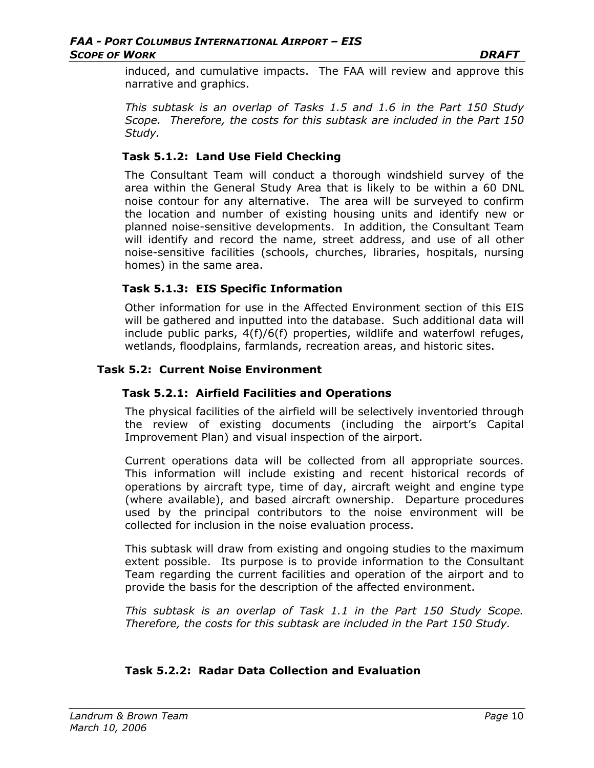induced, and cumulative impacts. The FAA will review and approve this narrative and graphics.

*This subtask is an overlap of Tasks 1.5 and 1.6 in the Part 150 Study Scope. Therefore, the costs for this subtask are included in the Part 150 Study.*

#### Task 5.1.2: Land Use Field Checking

The Consultant Team will conduct a thorough windshield survey of the area within the General Study Area that is likely to be within a 60 DNL noise contour for any alternative. The area will be surveyed to confirm the location and number of existing housing units and identify new or planned noise-sensitive developments. In addition, the Consultant Team will identify and record the name, street address, and use of all other noise-sensitive facilities (schools, churches, libraries, hospitals, nursing homes) in the same area.

#### Task 5.1.3: EIS Specific Information

Other information for use in the Affected Environment section of this EIS will be gathered and inputted into the database. Such additional data will include public parks, 4(f)/6(f) properties, wildlife and waterfowl refuges, wetlands, floodplains, farmlands, recreation areas, and historic sites.

### Task 5.2: Current Noise Environment

#### Task 5.2.1: Airfield Facilities and Operations

The physical facilities of the airfield will be selectively inventoried through the review of existing documents (including the airport's Capital Improvement Plan) and visual inspection of the airport.

Current operations data will be collected from all appropriate sources. This information will include existing and recent historical records of operations by aircraft type, time of day, aircraft weight and engine type (where available), and based aircraft ownership. Departure procedures used by the principal contributors to the noise environment will be collected for inclusion in the noise evaluation process.

This subtask will draw from existing and ongoing studies to the maximum extent possible. Its purpose is to provide information to the Consultant Team regarding the current facilities and operation of the airport and to provide the basis for the description of the affected environment.

*This subtask is an overlap of Task 1.1 in the Part 150 Study Scope. Therefore, the costs for this subtask are included in the Part 150 Study.*

#### Task 5.2.2: Radar Data Collection and Evaluation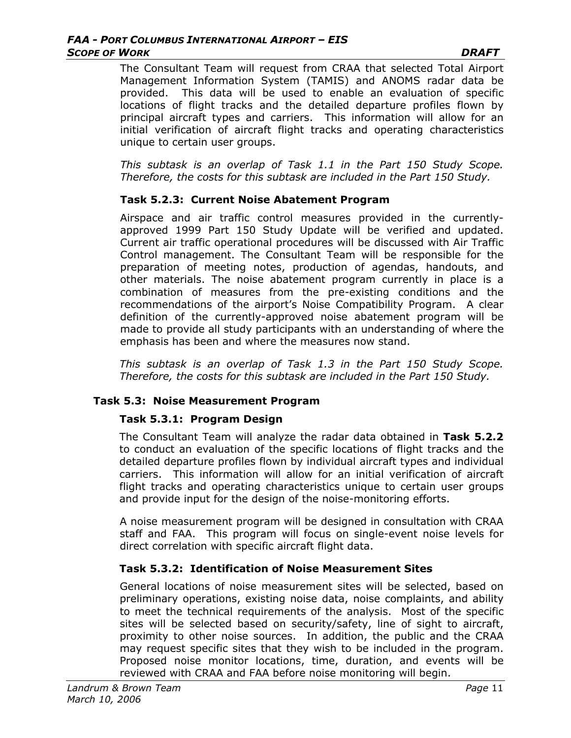The Consultant Team will request from CRAA that selected Total Airport Management Information System (TAMIS) and ANOMS radar data be provided. This data will be used to enable an evaluation of specific locations of flight tracks and the detailed departure profiles flown by principal aircraft types and carriers. This information will allow for an initial verification of aircraft flight tracks and operating characteristics unique to certain user groups.

*This subtask is an overlap of Task 1.1 in the Part 150 Study Scope. Therefore, the costs for this subtask are included in the Part 150 Study.*

#### Task 5.2.3: Current Noise Abatement Program

Airspace and air traffic control measures provided in the currently-approved 1999 Part 150 Study Update will be verified and updated. Current air traffic operational procedures will be discussed with Air Traffic Control management. The Consultant Team will be responsible for the preparation of meeting notes, production of agendas, handouts, and other materials. The noise abatement program currently in place is a combination of measures from the pre-existing conditions and the recommendations of the airport's Noise Compatibility Program. A clear definition of the currently-approved noise abatement program will be made to provide all study participants with an understanding of where the emphasis has been and where the measures now stand.

*This subtask is an overlap of Task 1.3 in the Part 150 Study Scope. Therefore, the costs for this subtask are included in the Part 150 Study.*

### Task 5.3: Noise Measurement Program

#### Task 5.3.1: Program Design

The Consultant Team will analyze the radar data obtained in **Task 5.2.2** to conduct an evaluation of the specific locations of flight tracks and the detailed departure profiles flown by individual aircraft types and individual carriers. This information will allow for an initial verification of aircraft flight tracks and operating characteristics unique to certain user groups and provide input for the design of the noise-monitoring efforts.

A noise measurement program will be designed in consultation with CRAA staff and FAA. This program will focus on single-event noise levels for direct correlation with specific aircraft flight data.

#### Task 5.3.2: Identification of Noise Measurement Sites

General locations of noise measurement sites will be selected, based on preliminary operations, existing noise data, noise complaints, and ability to meet the technical requirements of the analysis. Most of the specific sites will be selected based on security/safety, line of sight to aircraft, proximity to other noise sources. In addition, the public and the CRAA may request specific sites that they wish to be included in the program. Proposed noise monitor locations, time, duration, and events will be reviewed with CRAA and FAA before noise monitoring will begin.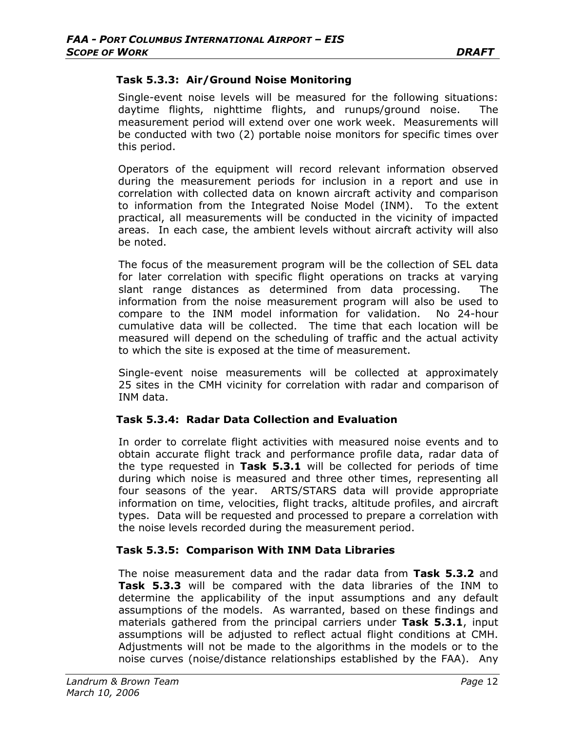### Task 5.3.3: Air/Ground Noise Monitoring

Single-event noise levels will be measured for the following situations: daytime flights, nighttime flights, and runups/ground noise. The measurement period will extend over one work week. Measurements will be conducted with two (2) portable noise monitors for specific times over this period.

Operators of the equipment will record relevant information observed during the measurement periods for inclusion in a report and use in correlation with collected data on known aircraft activity and comparison to information from the Integrated Noise Model (INM). To the extent practical, all measurements will be conducted in the vicinity of impacted areas. In each case, the ambient levels without aircraft activity will also be noted.

The focus of the measurement program will be the collection of SEL data for later correlation with specific flight operations on tracks at varying slant range distances as determined from data processing. The information from the noise measurement program will also be used to compare to the INM model information for validation. No 24-hour cumulative data will be collected. The time that each location will be measured will depend on the scheduling of traffic and the actual activity to which the site is exposed at the time of measurement.

Single-event noise measurements will be collected at approximately 25 sites in the CMH vicinity for correlation with radar and comparison of INM data.

### Task 5.3.4: Radar Data Collection and Evaluation

In order to correlate flight activities with measured noise events and to obtain accurate flight track and performance profile data, radar data of the type requested in **Task 5.3.1** will be collected for periods of time during which noise is measured and three other times, representing all four seasons of the year. ARTS/STARS data will provide appropriate information on time, velocities, flight tracks, altitude profiles, and aircraft types. Data will be requested and processed to prepare a correlation with the noise levels recorded during the measurement period.

### Task 5.3.5: Comparison With INM Data Libraries

The noise measurement data and the radar data from **Task 5.3.2** and **Task 5.3.3** will be compared with the data libraries of the INM to determine the applicability of the input assumptions and any default assumptions of the models. As warranted, based on these findings and materials gathered from the principal carriers under **Task 5.3.1**, input assumptions will be adjusted to reflect actual flight conditions at CMH. Adjustments will not be made to the algorithms in the models or to the noise curves (noise/distance relationships established by the FAA). Any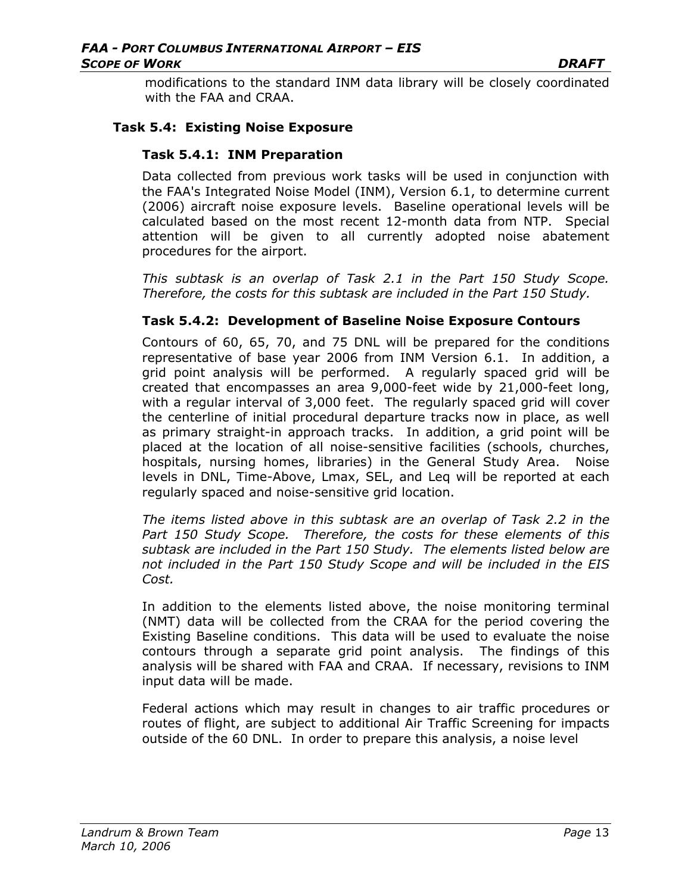modifications to the standard INM data library will be closely coordinated with the FAA and CRAA.

### Task 5.4: Existing Noise Exposure

#### Task 5.4.1: INM Preparation

Data collected from previous work tasks will be used in conjunction with the FAA's Integrated Noise Model (INM), Version 6.1, to determine current (2006) aircraft noise exposure levels. Baseline operational levels will be calculated based on the most recent 12-month data from NTP. Special attention will be given to all currently adopted noise abatement procedures for the airport.

*This subtask is an overlap of Task 2.1 in the Part 150 Study Scope. Therefore, the costs for this subtask are included in the Part 150 Study.*

#### Task 5.4.2: Development of Baseline Noise Exposure Contours

Contours of 60, 65, 70, and 75 DNL will be prepared for the conditions representative of base year 2006 from INM Version 6.1. In addition, a grid point analysis will be performed. A regularly spaced grid will be created that encompasses an area 9,000-feet wide by 21,000-feet long, with a regular interval of 3,000 feet. The regularly spaced grid will cover the centerline of initial procedural departure tracks now in place, as well as primary straight-in approach tracks. In addition, a grid point will be placed at the location of all noise-sensitive facilities (schools, churches, hospitals, nursing homes, libraries) in the General Study Area. Noise levels in DNL, Time-Above, Lmax, SEL, and Leq will be reported at each regularly spaced and noise-sensitive grid location.

*The items listed above in this subtask are an overlap of Task 2.2 in the Part 150 Study Scope. Therefore, the costs for these elements of this subtask are included in the Part 150 Study. The elements listed below are not included in the Part 150 Study Scope and will be included in the EIS Cost.*

In addition to the elements listed above, the noise monitoring terminal (NMT) data will be collected from the CRAA for the period covering the Existing Baseline conditions. This data will be used to evaluate the noise contours through a separate grid point analysis. The findings of this analysis will be shared with FAA and CRAA. If necessary, revisions to INM input data will be made.

Federal actions which may result in changes to air traffic procedures or routes of flight, are subject to additional Air Traffic Screening for impacts outside of the 60 DNL. In order to prepare this analysis, a noise level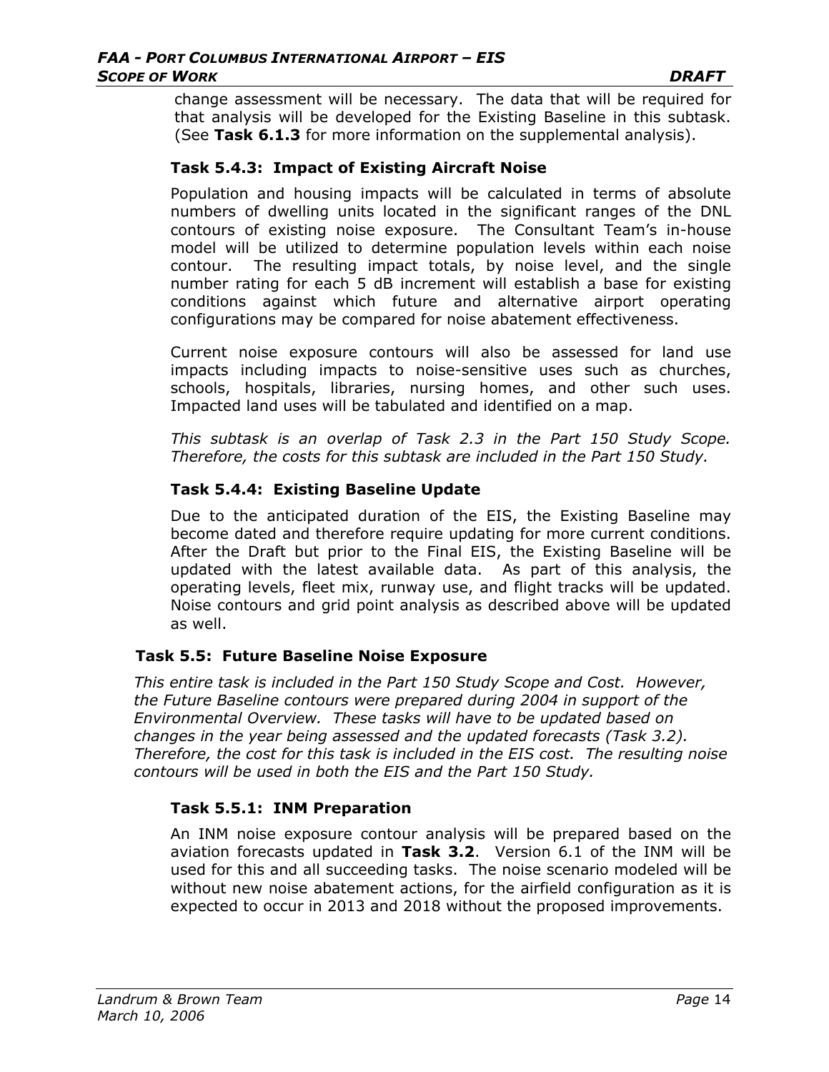change assessment will be necessary. The data that will be required for that analysis will be developed for the Existing Baseline in this subtask. (See **Task 6.1.3** for more information on the supplemental analysis).

#### Task 5.4.3: Impact of Existing Aircraft Noise

Population and housing impacts will be calculated in terms of absolute numbers of dwelling units located in the significant ranges of the DNL contours of existing noise exposure. The Consultant Team's in-house model will be utilized to determine population levels within each noise contour. The resulting impact totals, by noise level, and the single number rating for each 5 dB increment will establish a base for existing conditions against which future and alternative airport operating configurations may be compared for noise abatement effectiveness.

Current noise exposure contours will also be assessed for land use impacts including impacts to noise-sensitive uses such as churches, schools, hospitals, libraries, nursing homes, and other such uses. Impacted land uses will be tabulated and identified on a map.

*This subtask is an overlap of Task 2.3 in the Part 150 Study Scope. Therefore, the costs for this subtask are included in the Part 150 Study.*

#### Task 5.4.4: Existing Baseline Update

Due to the anticipated duration of the EIS, the Existing Baseline may become dated and therefore require updating for more current conditions. After the Draft but prior to the Final EIS, the Existing Baseline will be updated with the latest available data. As part of this analysis, the operating levels, fleet mix, runway use, and flight tracks will be updated. Noise contours and grid point analysis as described above will be updated as well.

### Task 5.5: Future Baseline Noise Exposure

*This entire task is included in the Part 150 Study Scope and Cost. However, the Future Baseline contours were prepared during 2004 in support of the Environmental Overview. These tasks will have to be updated based on changes in the year being assessed and the updated forecasts (Task 3.2). Therefore, the cost for this task is included in the EIS cost. The resulting noise contours will be used in both the EIS and the Part 150 Study.*

#### Task 5.5.1: INM Preparation

An INM noise exposure contour analysis will be prepared based on the aviation forecasts updated in **Task 3.2**. Version 6.1 of the INM will be used for this and all succeeding tasks. The noise scenario modeled will be without new noise abatement actions, for the airfield configuration as it is expected to occur in 2013 and 2018 without the proposed improvements.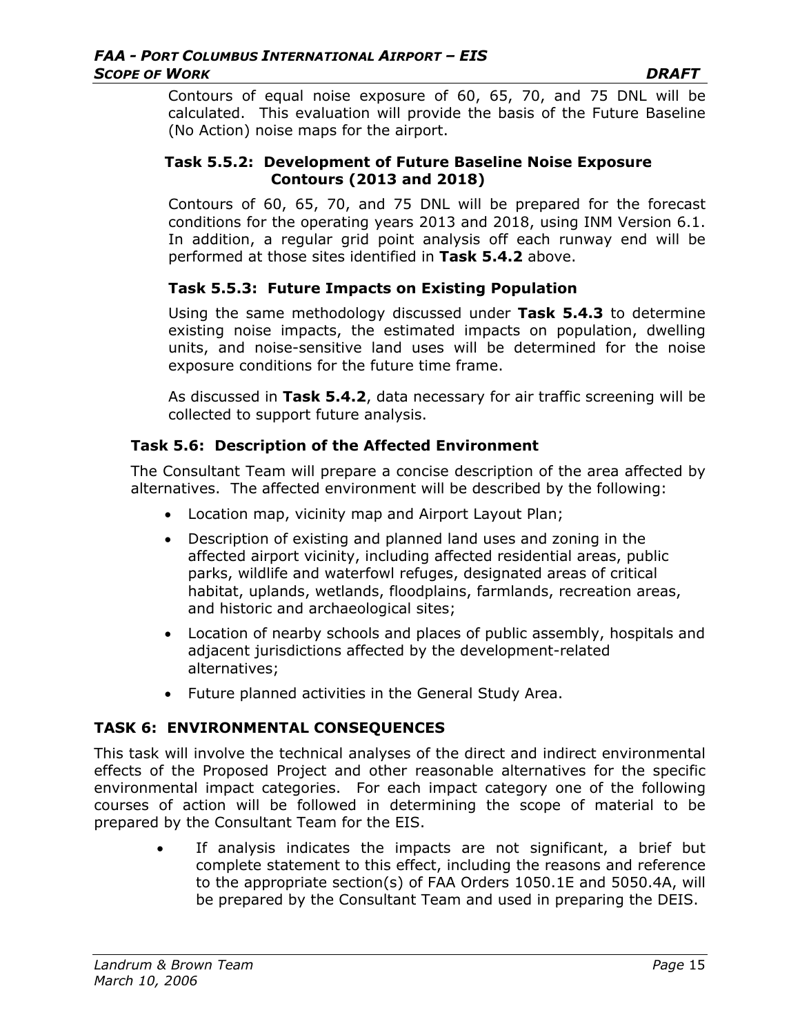Contours of equal noise exposure of 60, 65, 70, and 75 DNL will be calculated. This evaluation will provide the basis of the Future Baseline (No Action) noise maps for the airport.

#### Task 5.5.2: Development of Future Baseline Noise Exposure Contours (2013 and 2018)

Contours of 60, 65, 70, and 75 DNL will be prepared for the forecast conditions for the operating years 2013 and 2018, using INM Version 6.1. In addition, a regular grid point analysis off each runway end will be performed at those sites identified in **Task 5.4.2** above.

#### Task 5.5.3: Future Impacts on Existing Population

Using the same methodology discussed under **Task 5.4.3** to determine existing noise impacts, the estimated impacts on population, dwelling units, and noise-sensitive land uses will be determined for the noise exposure conditions for the future time frame.

As discussed in **Task 5.4.2**, data necessary for air traffic screening will be collected to support future analysis.

### Task 5.6: Description of the Affected Environment

The Consultant Team will prepare a concise description of the area affected by alternatives. The affected environment will be described by the following:

- Location map, vicinity map and Airport Layout Plan;
- Description of existing and planned land uses and zoning in the affected airport vicinity, including affected residential areas, public parks, wildlife and waterfowl refuges, designated areas of critical habitat, uplands, wetlands, floodplains, farmlands, recreation areas, and historic and archaeological sites;
- Location of nearby schools and places of public assembly, hospitals and adjacent jurisdictions affected by the development-related alternatives;
- Future planned activities in the General Study Area.

## TASK 6: ENVIRONMENTAL CONSEQUENCES

This task will involve the technical analyses of the direct and indirect environmental effects of the Proposed Project and other reasonable alternatives for the specific environmental impact categories. For each impact category one of the following courses of action will be followed in determining the scope of material to be prepared by the Consultant Team for the EIS.

- If analysis indicates the impacts are not significant, a brief but complete statement to this effect, including the reasons and reference to the appropriate section(s) of FAA Orders 1050.1E and 5050.4A, will be prepared by the Consultant Team and used in preparing the DEIS.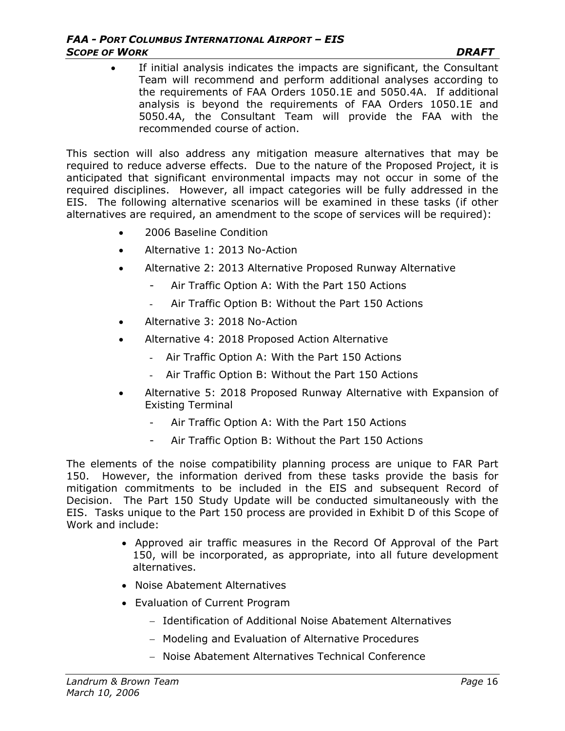- If initial analysis indicates the impacts are significant, the Consultant Team will recommend and perform additional analyses according to the requirements of FAA Orders 1050.1E and 5050.4A. If additional analysis is beyond the requirements of FAA Orders 1050.1E and 5050.4A, the Consultant Team will provide the FAA with the recommended course of action.

This section will also address any mitigation measure alternatives that may be required to reduce adverse effects. Due to the nature of the Proposed Project, it is anticipated that significant environmental impacts may not occur in some of the required disciplines. However, all impact categories will be fully addressed in the EIS. The following alternative scenarios will be examined in these tasks (if other alternatives are required, an amendment to the scope of services will be required):

- 2006 Baseline Condition
- Alternative 1: 2013 No-Action
- Alternative 2: 2013 Alternative Proposed Runway Alternative
  - Air Traffic Option A: With the Part 150 Actions
  - Air Traffic Option B: Without the Part 150 Actions
- Alternative 3: 2018 No-Action
- Alternative 4: 2018 Proposed Action Alternative
  - Air Traffic Option A: With the Part 150 Actions
  - Air Traffic Option B: Without the Part 150 Actions
- Alternative 5: 2018 Proposed Runway Alternative with Expansion of Existing Terminal
  - Air Traffic Option A: With the Part 150 Actions
  - Air Traffic Option B: Without the Part 150 Actions

The elements of the noise compatibility planning process are unique to FAR Part 150. However, the information derived from these tasks provide the basis for mitigation commitments to be included in the EIS and subsequent Record of Decision. The Part 150 Study Update will be conducted simultaneously with the EIS. Tasks unique to the Part 150 process are provided in Exhibit D of this Scope of Work and include:

- Approved air traffic measures in the Record Of Approval of the Part 150, will be incorporated, as appropriate, into all future development alternatives.
- Noise Abatement Alternatives
- Evaluation of Current Program
  - Identification of Additional Noise Abatement Alternatives
  - Modeling and Evaluation of Alternative Procedures
  - Noise Abatement Alternatives Technical Conference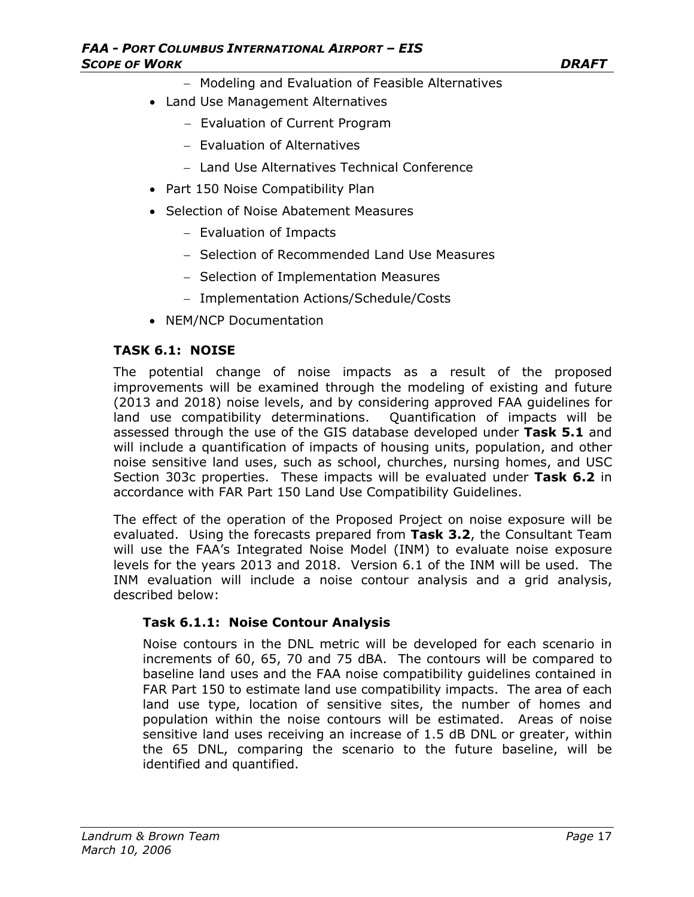- Modeling and Evaluation of Feasible Alternatives
- Land Use Management Alternatives
   - Evaluation of Current Program
   - Evaluation of Alternatives
   - Land Use Alternatives Technical Conference
- Part 150 Noise Compatibility Plan
- Selection of Noise Abatement Measures
   - Evaluation of Impacts
   - Selection of Recommended Land Use Measures
   - Selection of Implementation Measures
   - Implementation Actions/Schedule/Costs
- NEM/NCP Documentation

### TASK 6.1: NOISE

The potential change of noise impacts as a result of the proposed improvements will be examined through the modeling of existing and future (2013 and 2018) noise levels, and by considering approved FAA guidelines for land use compatibility determinations. Quantification of impacts will be assessed through the use of the GIS database developed under **Task 5.1** and will include a quantification of impacts of housing units, population, and other noise sensitive land uses, such as school, churches, nursing homes, and USC Section 303c properties. These impacts will be evaluated under **Task 6.2** in accordance with FAR Part 150 Land Use Compatibility Guidelines.

The effect of the operation of the Proposed Project on noise exposure will be evaluated. Using the forecasts prepared from **Task 3.2**, the Consultant Team will use the FAA's Integrated Noise Model (INM) to evaluate noise exposure levels for the years 2013 and 2018. Version 6.1 of the INM will be used. The INM evaluation will include a noise contour analysis and a grid analysis, described below:

#### Task 6.1.1: Noise Contour Analysis

Noise contours in the DNL metric will be developed for each scenario in increments of 60, 65, 70 and 75 dBA. The contours will be compared to baseline land uses and the FAA noise compatibility guidelines contained in FAR Part 150 to estimate land use compatibility impacts. The area of each land use type, location of sensitive sites, the number of homes and population within the noise contours will be estimated. Areas of noise sensitive land uses receiving an increase of 1.5 dB DNL or greater, within the 65 DNL, comparing the scenario to the future baseline, will be identified and quantified.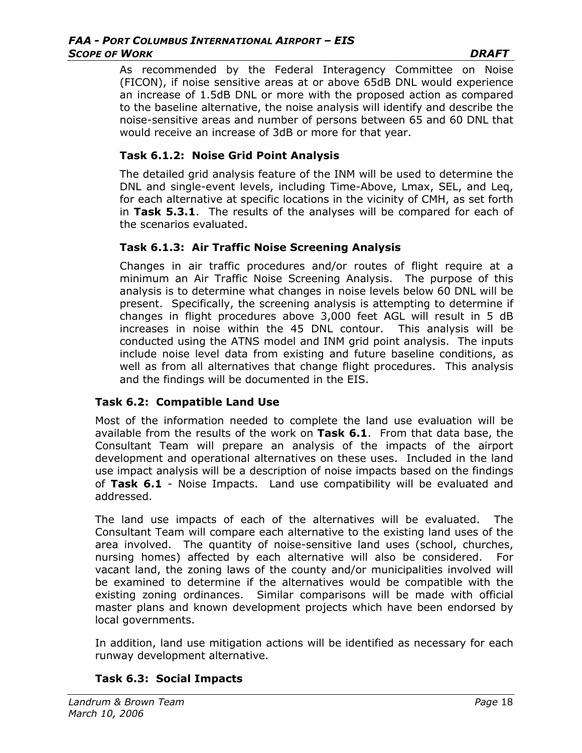As recommended by the Federal Interagency Committee on Noise (FICON), if noise sensitive areas at or above 65dB DNL would experience an increase of 1.5dB DNL or more with the proposed action as compared to the baseline alternative, the noise analysis will identify and describe the noise-sensitive areas and number of persons between 65 and 60 DNL that would receive an increase of 3dB or more for that year.

#### Task 6.1.2: Noise Grid Point Analysis

The detailed grid analysis feature of the INM will be used to determine the DNL and single-event levels, including Time-Above, Lmax, SEL, and Leq, for each alternative at specific locations in the vicinity of CMH, as set forth in **Task 5.3.1**. The results of the analyses will be compared for each of the scenarios evaluated.

#### Task 6.1.3: Air Traffic Noise Screening Analysis

Changes in air traffic procedures and/or routes of flight require at a minimum an Air Traffic Noise Screening Analysis. The purpose of this analysis is to determine what changes in noise levels below 60 DNL will be present. Specifically, the screening analysis is attempting to determine if changes in flight procedures above 3,000 feet AGL will result in 5 dB increases in noise within the 45 DNL contour. This analysis will be conducted using the ATNS model and INM grid point analysis. The inputs include noise level data from existing and future baseline conditions, as well as from all alternatives that change flight procedures. This analysis and the findings will be documented in the EIS.

### Task 6.2: Compatible Land Use

Most of the information needed to complete the land use evaluation will be available from the results of the work on **Task 6.1**. From that data base, the Consultant Team will prepare an analysis of the impacts of the airport development and operational alternatives on these uses. Included in the land use impact analysis will be a description of noise impacts based on the findings of **Task 6.1** - Noise Impacts. Land use compatibility will be evaluated and addressed.

The land use impacts of each of the alternatives will be evaluated. The Consultant Team will compare each alternative to the existing land uses of the area involved. The quantity of noise-sensitive land uses (school, churches, nursing homes) affected by each alternative will also be considered. For vacant land, the zoning laws of the county and/or municipalities involved will be examined to determine if the alternatives would be compatible with the existing zoning ordinances. Similar comparisons will be made with official master plans and known development projects which have been endorsed by local governments.

In addition, land use mitigation actions will be identified as necessary for each runway development alternative.

### Task 6.3: Social Impacts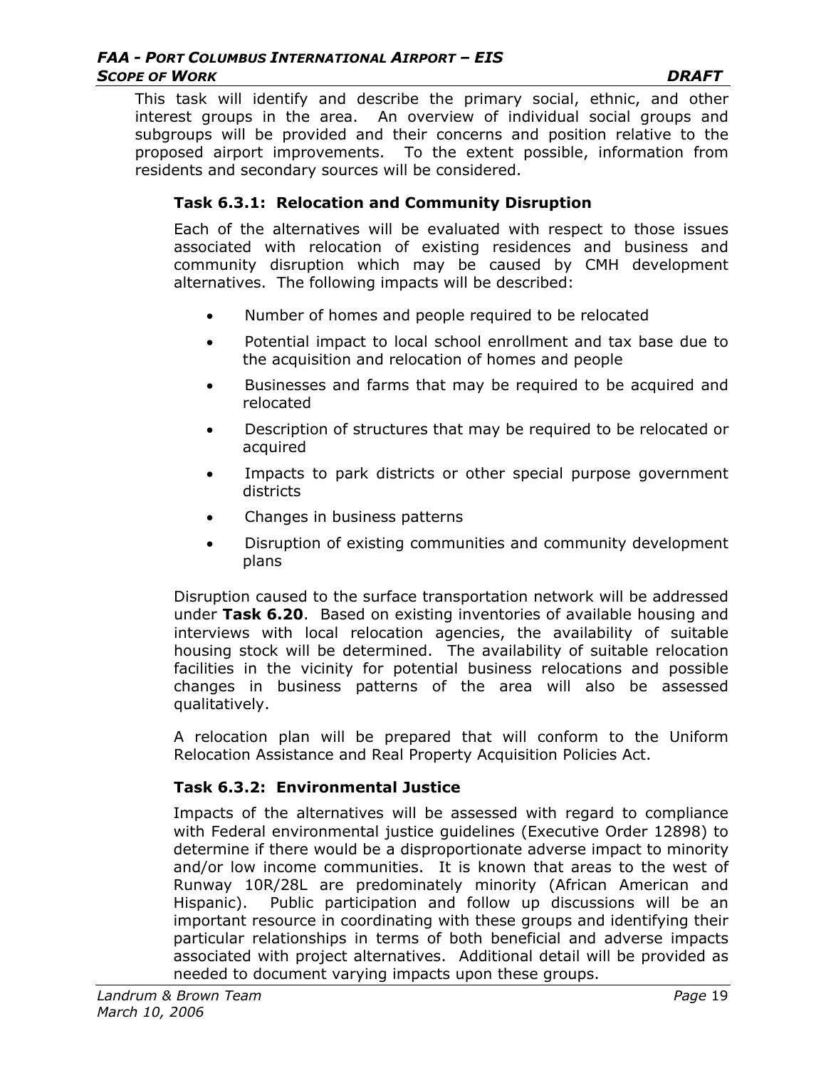This task will identify and describe the primary social, ethnic, and other interest groups in the area. An overview of individual social groups and subgroups will be provided and their concerns and position relative to the proposed airport improvements. To the extent possible, information from residents and secondary sources will be considered.

### Task 6.3.1: Relocation and Community Disruption

Each of the alternatives will be evaluated with respect to those issues associated with relocation of existing residences and business and community disruption which may be caused by CMH development alternatives. The following impacts will be described:

- Number of homes and people required to be relocated
- Potential impact to local school enrollment and tax base due to the acquisition and relocation of homes and people
- Businesses and farms that may be required to be acquired and relocated
- Description of structures that may be required to be relocated or acquired
- Impacts to park districts or other special purpose government districts
- Changes in business patterns
- Disruption of existing communities and community development plans

Disruption caused to the surface transportation network will be addressed under **Task 6.20**. Based on existing inventories of available housing and interviews with local relocation agencies, the availability of suitable housing stock will be determined. The availability of suitable relocation facilities in the vicinity for potential business relocations and possible changes in business patterns of the area will also be assessed qualitatively.

A relocation plan will be prepared that will conform to the Uniform Relocation Assistance and Real Property Acquisition Policies Act.

### Task 6.3.2: Environmental Justice

Impacts of the alternatives will be assessed with regard to compliance with Federal environmental justice guidelines (Executive Order 12898) to determine if there would be a disproportionate adverse impact to minority and/or low income communities. It is known that areas to the west of Runway 10R/28L are predominately minority (African American and Hispanic). Public participation and follow up discussions will be an important resource in coordinating with these groups and identifying their particular relationships in terms of both beneficial and adverse impacts associated with project alternatives. Additional detail will be provided as needed to document varying impacts upon these groups.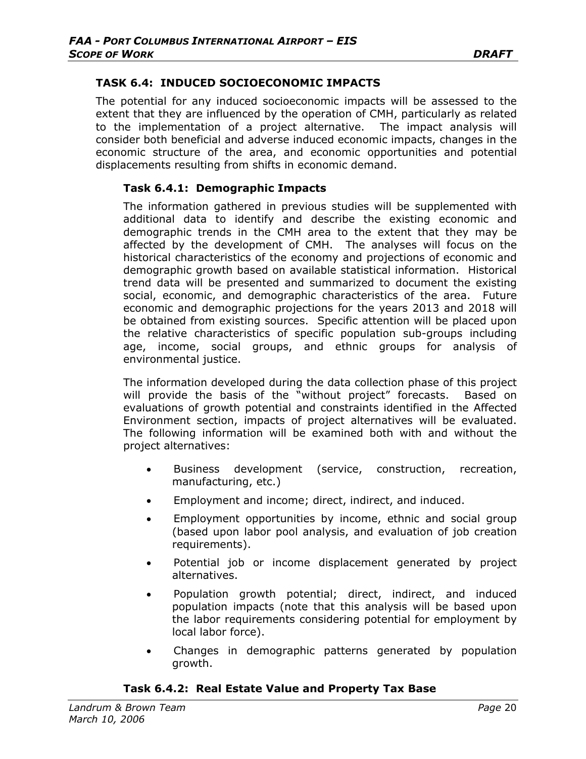## TASK 6.4: INDUCED SOCIOECONOMIC IMPACTS

The potential for any induced socioeconomic impacts will be assessed to the extent that they are influenced by the operation of CMH, particularly as related to the implementation of a project alternative. The impact analysis will consider both beneficial and adverse induced economic impacts, changes in the economic structure of the area, and economic opportunities and potential displacements resulting from shifts in economic demand.

### Task 6.4.1: Demographic Impacts

The information gathered in previous studies will be supplemented with additional data to identify and describe the existing economic and demographic trends in the CMH area to the extent that they may be affected by the development of CMH. The analyses will focus on the historical characteristics of the economy and projections of economic and demographic growth based on available statistical information. Historical trend data will be presented and summarized to document the existing social, economic, and demographic characteristics of the area. Future economic and demographic projections for the years 2013 and 2018 will be obtained from existing sources. Specific attention will be placed upon the relative characteristics of specific population sub-groups including age, income, social groups, and ethnic groups for analysis of environmental justice.

The information developed during the data collection phase of this project will provide the basis of the "without project" forecasts. Based on evaluations of growth potential and constraints identified in the Affected Environment section, impacts of project alternatives will be evaluated. The following information will be examined both with and without the project alternatives:

- Business development (service, construction, recreation, manufacturing, etc.)
- Employment and income; direct, indirect, and induced.
- Employment opportunities by income, ethnic and social group (based upon labor pool analysis, and evaluation of job creation requirements).
- Potential job or income displacement generated by project alternatives.
- Population growth potential; direct, indirect, and induced population impacts (note that this analysis will be based upon the labor requirements considering potential for employment by local labor force).
- Changes in demographic patterns generated by population growth.

### Task 6.4.2: Real Estate Value and Property Tax Base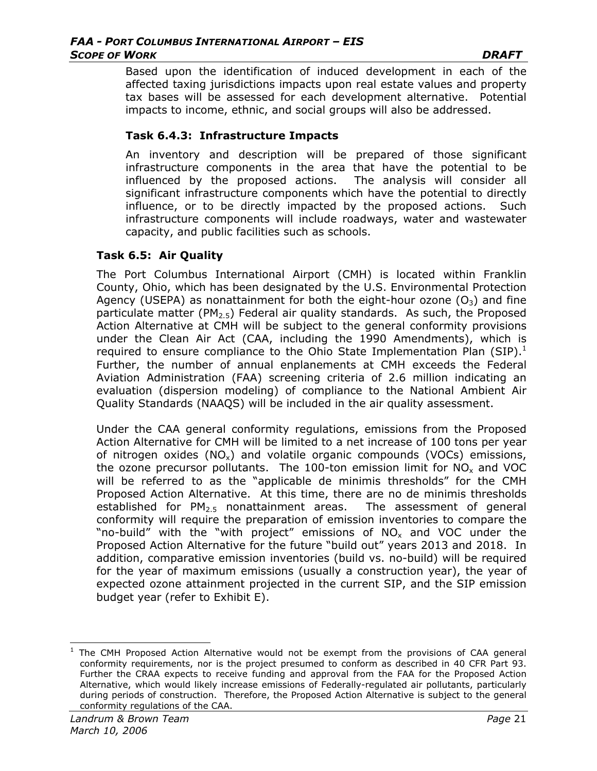Based upon the identification of induced development in each of the affected taxing jurisdictions impacts upon real estate values and property tax bases will be assessed for each development alternative. Potential impacts to income, ethnic, and social groups will also be addressed.

#### Task 6.4.3: Infrastructure Impacts

An inventory and description will be prepared of those significant infrastructure components in the area that have the potential to be influenced by the proposed actions. The analysis will consider all significant infrastructure components which have the potential to directly influence, or to be directly impacted by the proposed actions. Such infrastructure components will include roadways, water and wastewater capacity, and public facilities such as schools.

### Task 6.5: Air Quality

The Port Columbus International Airport (CMH) is located within Franklin County, Ohio, which has been designated by the U.S. Environmental Protection Agency (USEPA) as nonattainment for both the eight-hour ozone ($O_3$) and fine particulate matter ($PM_{2.5}$) Federal air quality standards. As such, the Proposed Action Alternative at CMH will be subject to the general conformity provisions under the Clean Air Act (CAA, including the 1990 Amendments), which is required to ensure compliance to the Ohio State Implementation Plan (SIP).[1] Further, the number of annual enplanements at CMH exceeds the Federal Aviation Administration (FAA) screening criteria of 2.6 million indicating an evaluation (dispersion modeling) of compliance to the National Ambient Air Quality Standards (NAAQS) will be included in the air quality assessment.

Under the CAA general conformity regulations, emissions from the Proposed Action Alternative for CMH will be limited to a net increase of 100 tons per year of nitrogen oxides ($NO_x$) and volatile organic compounds (VOCs) emissions, the ozone precursor pollutants. The 100-ton emission limit for $NO_x$ and VOC will be referred to as the "applicable de minimis thresholds" for the CMH Proposed Action Alternative. At this time, there are no de minimis thresholds established for $PM_{2.5}$ nonattainment areas. The assessment of general conformity will require the preparation of emission inventories to compare the "no-build" with the "with project" emissions of $NO_x$ and VOC under the Proposed Action Alternative for the future "build out" years 2013 and 2018. In addition, comparative emission inventories (build vs. no-build) will be required for the year of maximum emissions (usually a construction year), the year of expected ozone attainment projected in the current SIP, and the SIP emission budget year (refer to Exhibit E).

---

[1] The CMH Proposed Action Alternative would not be exempt from the provisions of CAA general conformity requirements, nor is the project presumed to conform as described in 40 CFR Part 93. Further the CRAA expects to receive funding and approval from the FAA for the Proposed Action Alternative, which would likely increase emissions of Federally-regulated air pollutants, particularly during periods of construction. Therefore, the Proposed Action Alternative is subject to the general conformity regulations of the CAA.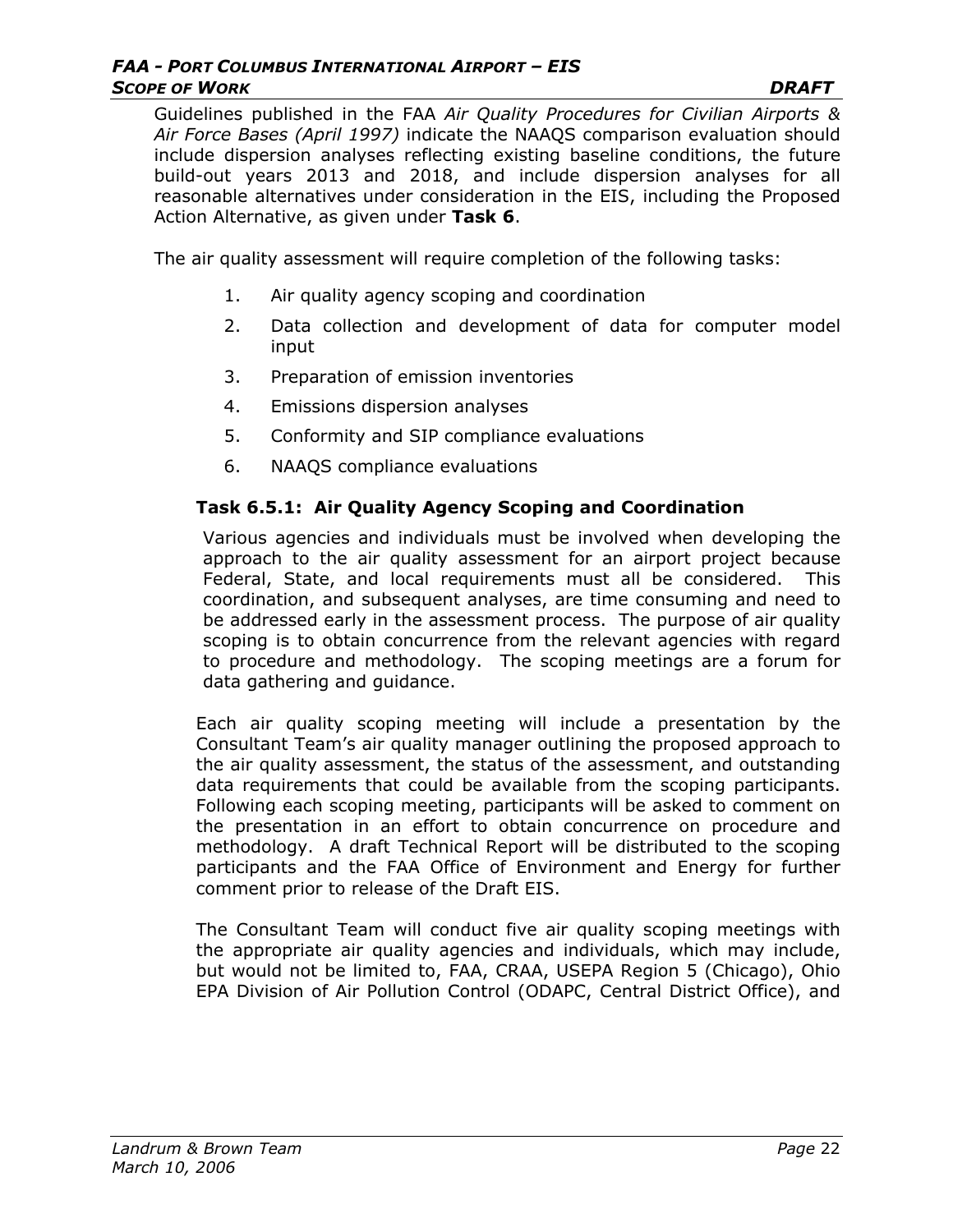Guidelines published in the FAA *Air Quality Procedures for Civilian Airports & Air Force Bases (April 1997)* indicate the NAAQS comparison evaluation should include dispersion analyses reflecting existing baseline conditions, the future build-out years 2013 and 2018, and include dispersion analyses for all reasonable alternatives under consideration in the EIS, including the Proposed Action Alternative, as given under **Task 6**.

The air quality assessment will require completion of the following tasks:

1. Air quality agency scoping and coordination
2. Data collection and development of data for computer model input
3. Preparation of emission inventories
4. Emissions dispersion analyses
5. Conformity and SIP compliance evaluations
6. NAAQS compliance evaluations

### Task 6.5.1: Air Quality Agency Scoping and Coordination

Various agencies and individuals must be involved when developing the approach to the air quality assessment for an airport project because Federal, State, and local requirements must all be considered. This coordination, and subsequent analyses, are time consuming and need to be addressed early in the assessment process. The purpose of air quality scoping is to obtain concurrence from the relevant agencies with regard to procedure and methodology. The scoping meetings are a forum for data gathering and guidance.

Each air quality scoping meeting will include a presentation by the Consultant Team's air quality manager outlining the proposed approach to the air quality assessment, the status of the assessment, and outstanding data requirements that could be available from the scoping participants. Following each scoping meeting, participants will be asked to comment on the presentation in an effort to obtain concurrence on procedure and methodology. A draft Technical Report will be distributed to the scoping participants and the FAA Office of Environment and Energy for further comment prior to release of the Draft EIS.

The Consultant Team will conduct five air quality scoping meetings with the appropriate air quality agencies and individuals, which may include, but would not be limited to, FAA, CRAA, USEPA Region 5 (Chicago), Ohio EPA Division of Air Pollution Control (ODAPC, Central District Office), and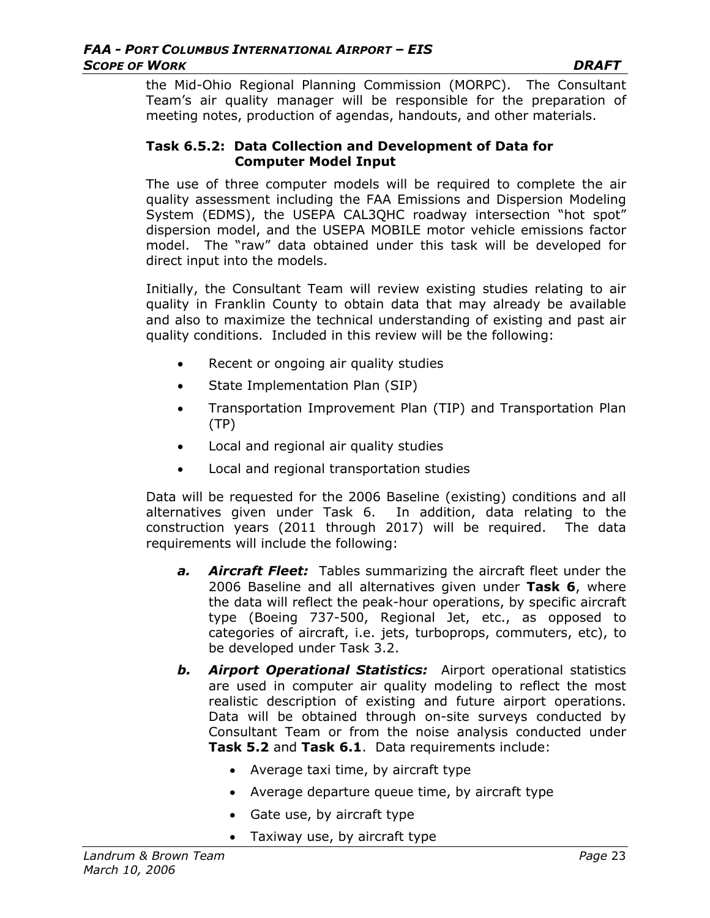the Mid-Ohio Regional Planning Commission (MORPC). The Consultant Team's air quality manager will be responsible for the preparation of meeting notes, production of agendas, handouts, and other materials.

#### Task 6.5.2: Data Collection and Development of Data for Computer Model Input

The use of three computer models will be required to complete the air quality assessment including the FAA Emissions and Dispersion Modeling System (EDMS), the USEPA CAL3QHC roadway intersection "hot spot" dispersion model, and the USEPA MOBILE motor vehicle emissions factor model. The "raw" data obtained under this task will be developed for direct input into the models.

Initially, the Consultant Team will review existing studies relating to air quality in Franklin County to obtain data that may already be available and also to maximize the technical understanding of existing and past air quality conditions. Included in this review will be the following:

- Recent or ongoing air quality studies
- State Implementation Plan (SIP)
- Transportation Improvement Plan (TIP) and Transportation Plan (TP)
- Local and regional air quality studies
- Local and regional transportation studies

Data will be requested for the 2006 Baseline (existing) conditions and all alternatives given under Task 6. In addition, data relating to the construction years (2011 through 2017) will be required. The data requirements will include the following:

***a. Aircraft Fleet:*** Tables summarizing the aircraft fleet under the 2006 Baseline and all alternatives given under **Task 6**, where the data will reflect the peak-hour operations, by specific aircraft type (Boeing 737-500, Regional Jet, etc., as opposed to categories of aircraft, i.e. jets, turboprops, commuters, etc), to be developed under Task 3.2.

***b. Airport Operational Statistics:*** Airport operational statistics are used in computer air quality modeling to reflect the most realistic description of existing and future airport operations. Data will be obtained through on-site surveys conducted by Consultant Team or from the noise analysis conducted under **Task 5.2** and **Task 6.1**. Data requirements include:

  - Average taxi time, by aircraft type
  - Average departure queue time, by aircraft type
  - Gate use, by aircraft type
  - Taxiway use, by aircraft type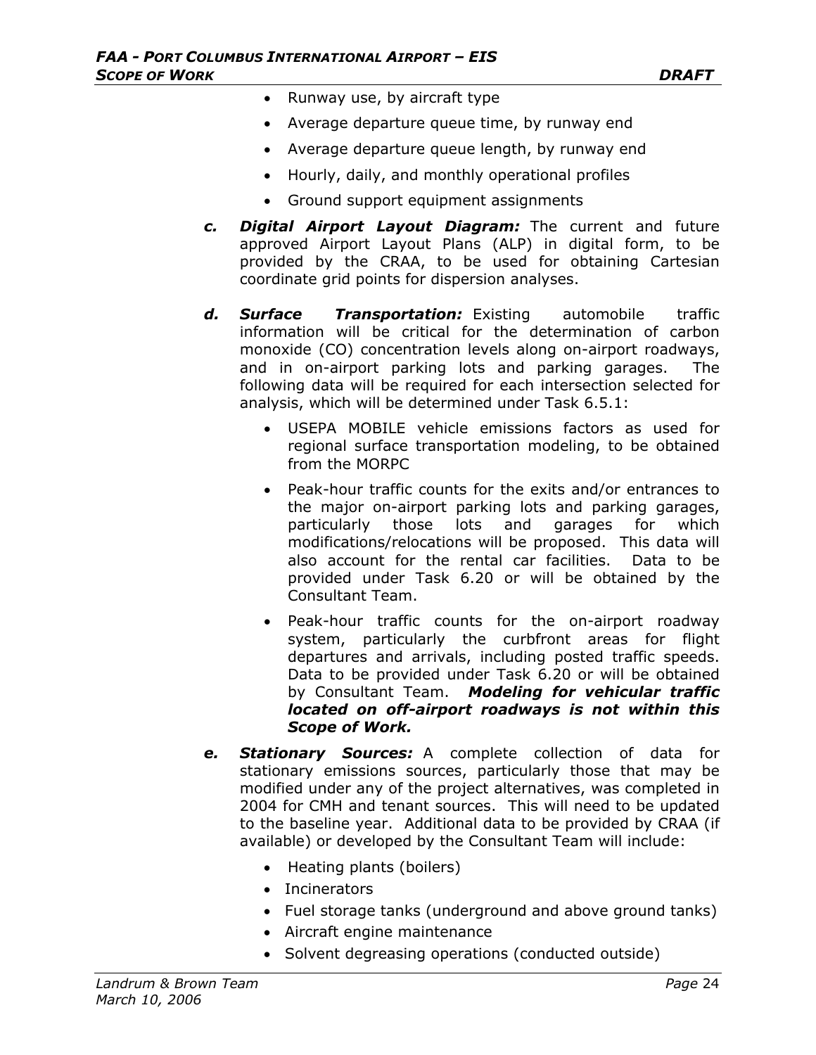- Runway use, by aircraft type
- Average departure queue time, by runway end
- Average departure queue length, by runway end
- Hourly, daily, and monthly operational profiles
- Ground support equipment assignments

***c. Digital Airport Layout Diagram:*** The current and future approved Airport Layout Plans (ALP) in digital form, to be provided by the CRAA, to be used for obtaining Cartesian coordinate grid points for dispersion analyses.

***d. Surface Transportation:*** Existing automobile traffic information will be critical for the determination of carbon monoxide (CO) concentration levels along on-airport roadways, and in on-airport parking lots and parking garages. The following data will be required for each intersection selected for analysis, which will be determined under Task 6.5.1:

- USEPA MOBILE vehicle emissions factors as used for regional surface transportation modeling, to be obtained from the MORPC
- Peak-hour traffic counts for the exits and/or entrances to the major on-airport parking lots and parking garages, particularly those lots and garages for which modifications/relocations will be proposed. This data will also account for the rental car facilities. Data to be provided under Task 6.20 or will be obtained by the Consultant Team.
- Peak-hour traffic counts for the on-airport roadway system, particularly the curbfront areas for flight departures and arrivals, including posted traffic speeds. Data to be provided under Task 6.20 or will be obtained by Consultant Team. ***Modeling for vehicular traffic located on off-airport roadways is not within this Scope of Work.***

***e. Stationary Sources:*** A complete collection of data for stationary emissions sources, particularly those that may be modified under any of the project alternatives, was completed in 2004 for CMH and tenant sources. This will need to be updated to the baseline year. Additional data to be provided by CRAA (if available) or developed by the Consultant Team will include:

- Heating plants (boilers)
- Incinerators
- Fuel storage tanks (underground and above ground tanks)
- Aircraft engine maintenance
- Solvent degreasing operations (conducted outside)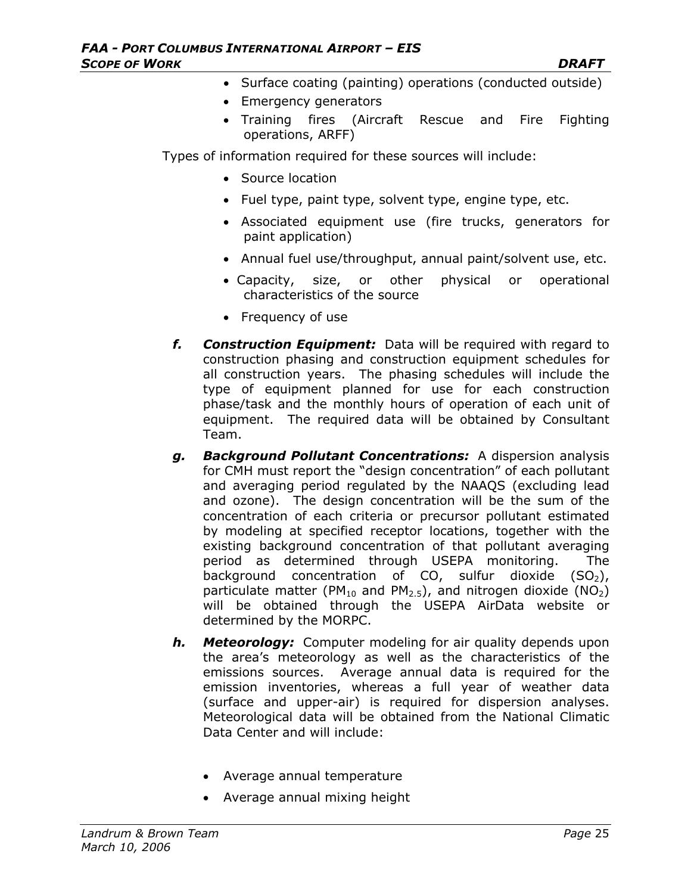- Surface coating (painting) operations (conducted outside)
- Emergency generators
- Training fires (Aircraft Rescue and Fire Fighting operations, ARFF)

Types of information required for these sources will include:

- Source location
- Fuel type, paint type, solvent type, engine type, etc.
- Associated equipment use (fire trucks, generators for paint application)
- Annual fuel use/throughput, annual paint/solvent use, etc.
- Capacity, size, or other physical or operational characteristics of the source
- Frequency of use

***f. Construction Equipment:*** Data will be required with regard to construction phasing and construction equipment schedules for all construction years. The phasing schedules will include the type of equipment planned for use for each construction phase/task and the monthly hours of operation of each unit of equipment. The required data will be obtained by Consultant Team.

***g. Background Pollutant Concentrations:*** A dispersion analysis for CMH must report the "design concentration" of each pollutant and averaging period regulated by the NAAQS (excluding lead and ozone). The design concentration will be the sum of the concentration of each criteria or precursor pollutant estimated by modeling at specified receptor locations, together with the existing background concentration of that pollutant averaging period as determined through USEPA monitoring. The background concentration of CO, sulfur dioxide ($SO_2$), particulate matter ($PM_{10}$ and $PM_{2.5}$), and nitrogen dioxide ($NO_2$) will be obtained through the USEPA AirData website or determined by the MORPC.

***h. Meteorology:*** Computer modeling for air quality depends upon the area's meteorology as well as the characteristics of the emissions sources. Average annual data is required for the emission inventories, whereas a full year of weather data (surface and upper-air) is required for dispersion analyses. Meteorological data will be obtained from the National Climatic Data Center and will include:

- Average annual temperature
- Average annual mixing height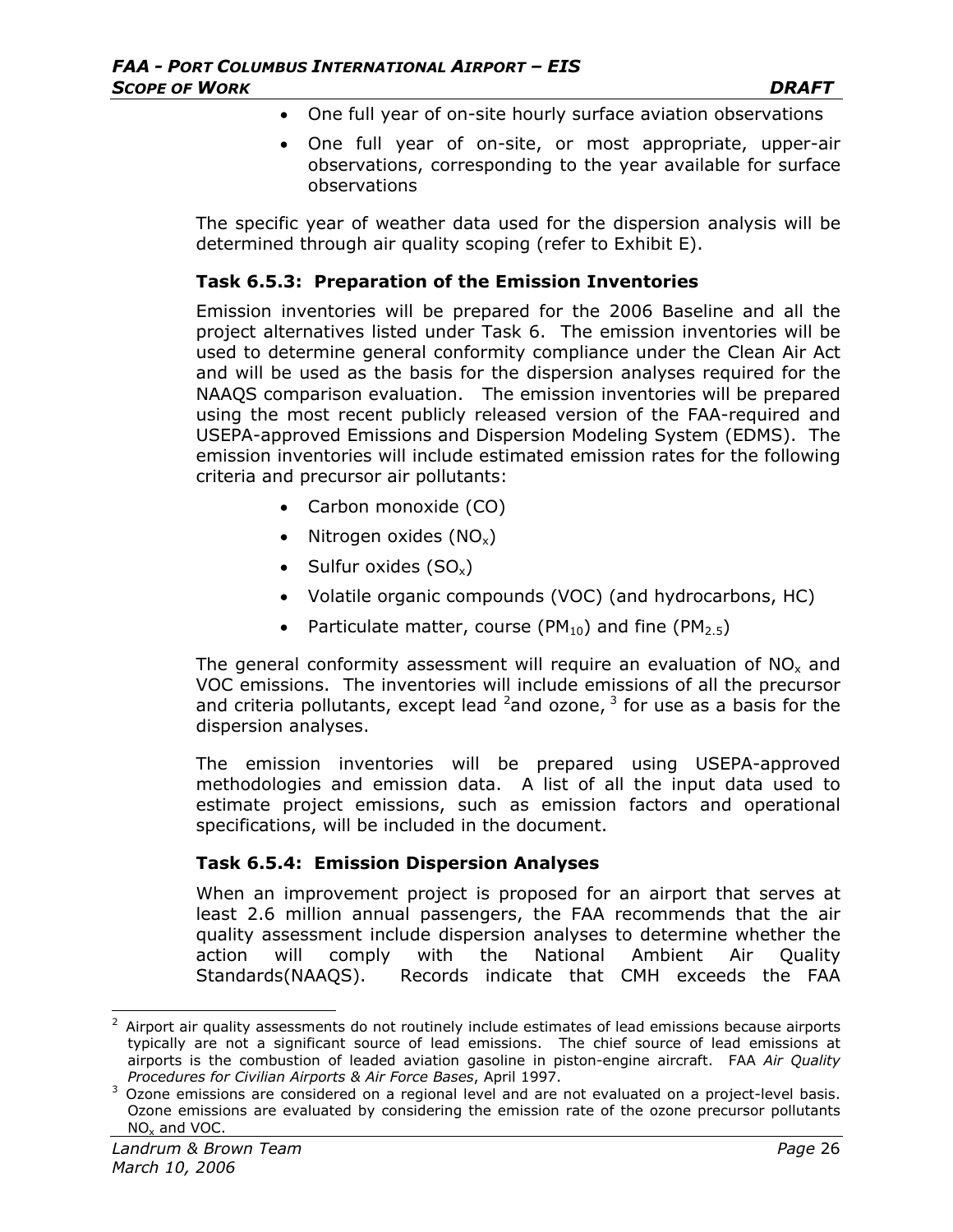- One full year of on-site hourly surface aviation observations
- One full year of on-site, or most appropriate, upper-air observations, corresponding to the year available for surface observations

The specific year of weather data used for the dispersion analysis will be determined through air quality scoping (refer to Exhibit E).

### Task 6.5.3: Preparation of the Emission Inventories

Emission inventories will be prepared for the 2006 Baseline and all the project alternatives listed under Task 6. The emission inventories will be used to determine general conformity compliance under the Clean Air Act and will be used as the basis for the dispersion analyses required for the NAAQS comparison evaluation. The emission inventories will be prepared using the most recent publicly released version of the FAA-required and USEPA-approved Emissions and Dispersion Modeling System (EDMS). The emission inventories will include estimated emission rates for the following criteria and precursor air pollutants:

- Carbon monoxide (CO)
- Nitrogen oxides ($NO_x$)
- Sulfur oxides ($SO_x$)
- Volatile organic compounds (VOC) (and hydrocarbons, HC)
- Particulate matter, course ($PM_{10}$) and fine ($PM_{2.5}$)

The general conformity assessment will require an evaluation of $NO_x$ and VOC emissions. The inventories will include emissions of all the precursor and criteria pollutants, except lead [2]and ozone, [3] for use as a basis for the dispersion analyses.

The emission inventories will be prepared using USEPA-approved methodologies and emission data. A list of all the input data used to estimate project emissions, such as emission factors and operational specifications, will be included in the document.

### Task 6.5.4: Emission Dispersion Analyses

When an improvement project is proposed for an airport that serves at least 2.6 million annual passengers, the FAA recommends that the air quality assessment include dispersion analyses to determine whether the action will comply with the National Ambient Air Quality Standards(NAAQS). Records indicate that CMH exceeds the FAA

[2] Airport air quality assessments do not routinely include estimates of lead emissions because airports typically are not a significant source of lead emissions. The chief source of lead emissions at airports is the combustion of leaded aviation gasoline in piston-engine aircraft. FAA *Air Quality Procedures for Civilian Airports & Air Force Bases*, April 1997.

[3] Ozone emissions are considered on a regional level and are not evaluated on a project-level basis. Ozone emissions are evaluated by considering the emission rate of the ozone precursor pollutants $NO_x$ and VOC.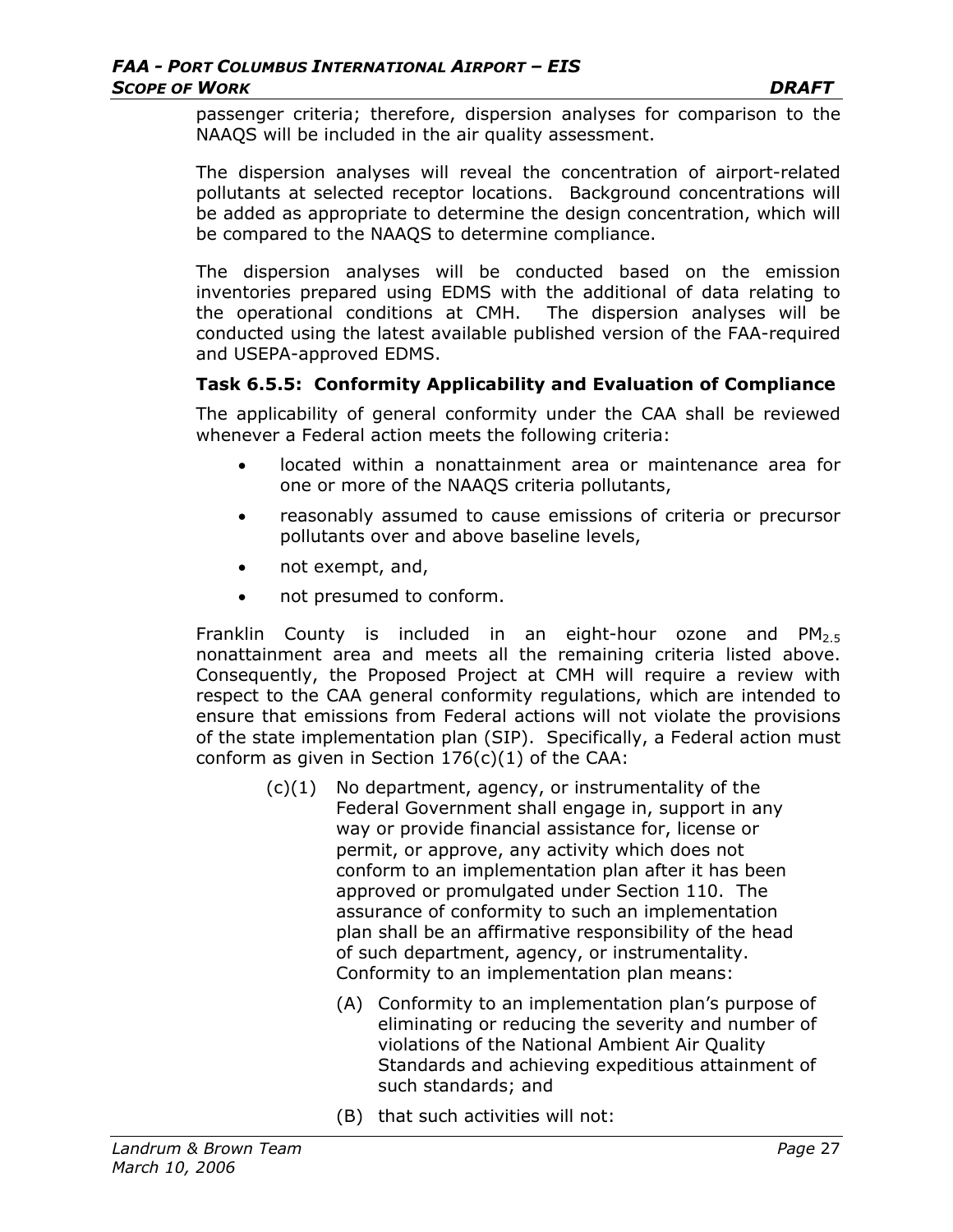passenger criteria; therefore, dispersion analyses for comparison to the NAAQS will be included in the air quality assessment.

The dispersion analyses will reveal the concentration of airport-related pollutants at selected receptor locations. Background concentrations will be added as appropriate to determine the design concentration, which will be compared to the NAAQS to determine compliance.

The dispersion analyses will be conducted based on the emission inventories prepared using EDMS with the additional of data relating to the operational conditions at CMH. The dispersion analyses will be conducted using the latest available published version of the FAA-required and USEPA-approved EDMS.

### Task 6.5.5: Conformity Applicability and Evaluation of Compliance

The applicability of general conformity under the CAA shall be reviewed whenever a Federal action meets the following criteria:

- located within a nonattainment area or maintenance area for one or more of the NAAQS criteria pollutants,
- reasonably assumed to cause emissions of criteria or precursor pollutants over and above baseline levels,
- not exempt, and,
- not presumed to conform.

Franklin County is included in an eight-hour ozone and $PM_{2.5}$ nonattainment area and meets all the remaining criteria listed above. Consequently, the Proposed Project at CMH will require a review with respect to the CAA general conformity regulations, which are intended to ensure that emissions from Federal actions will not violate the provisions of the state implementation plan (SIP). Specifically, a Federal action must conform as given in Section 176(c)(1) of the CAA:

> (c)(1) No department, agency, or instrumentality of the Federal Government shall engage in, support in any way or provide financial assistance for, license or permit, or approve, any activity which does not conform to an implementation plan after it has been approved or promulgated under Section 110. The assurance of conformity to such an implementation plan shall be an affirmative responsibility of the head of such department, agency, or instrumentality. Conformity to an implementation plan means:
>
> (A) Conformity to an implementation plan's purpose of eliminating or reducing the severity and number of violations of the National Ambient Air Quality Standards and achieving expeditious attainment of such standards; and
>
> (B) that such activities will not: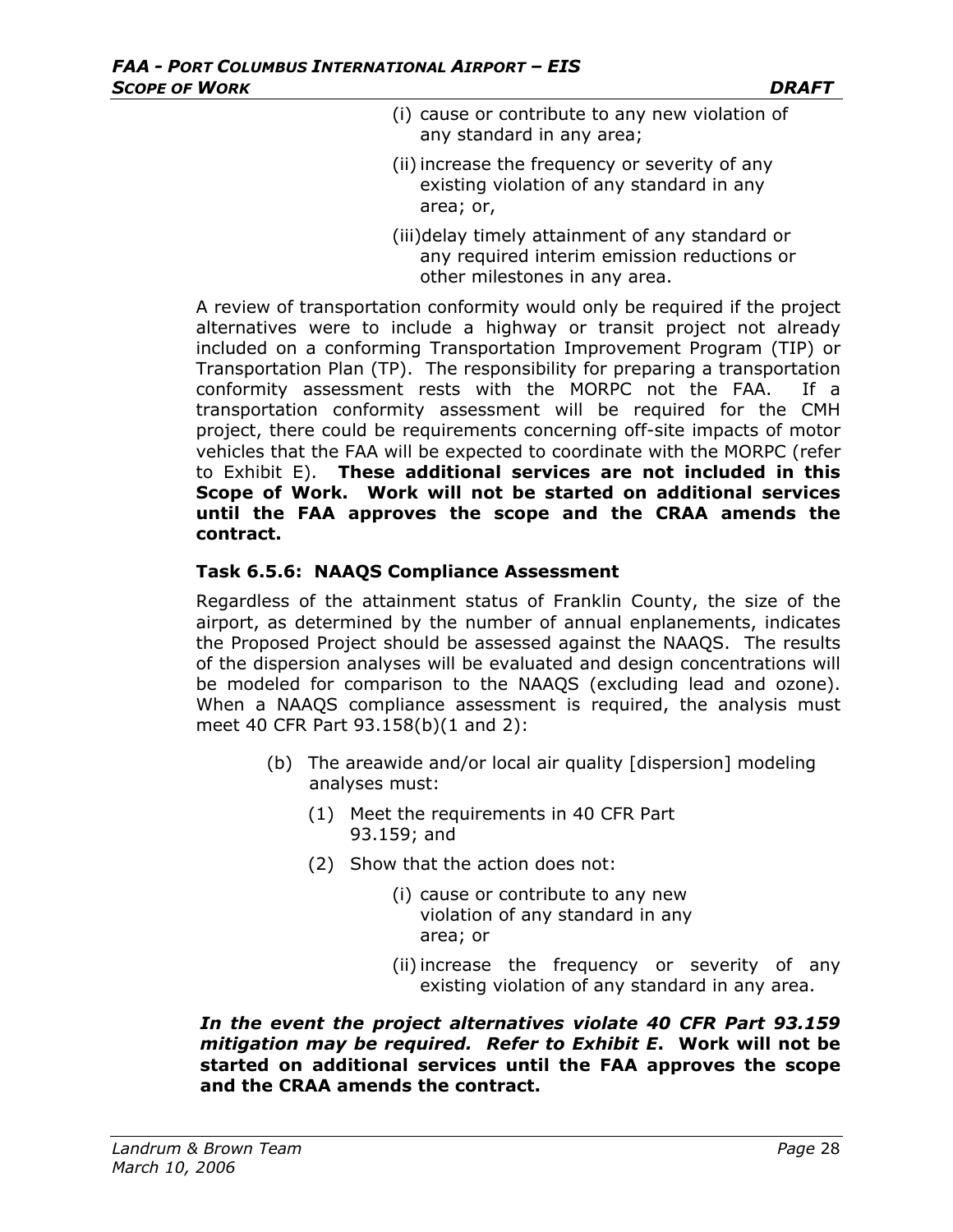(i) cause or contribute to any new violation of any standard in any area;

(ii) increase the frequency or severity of any existing violation of any standard in any area; or,

(iii) delay timely attainment of any standard or any required interim emission reductions or other milestones in any area.

A review of transportation conformity would only be required if the project alternatives were to include a highway or transit project not already included on a conforming Transportation Improvement Program (TIP) or Transportation Plan (TP). The responsibility for preparing a transportation conformity assessment rests with the MORPC not the FAA. If a transportation conformity assessment will be required for the CMH project, there could be requirements concerning off-site impacts of motor vehicles that the FAA will be expected to coordinate with the MORPC (refer to Exhibit E). **These additional services are not included in this Scope of Work. Work will not be started on additional services until the FAA approves the scope and the CRAA amends the contract.**

### Task 6.5.6: NAAQS Compliance Assessment

Regardless of the attainment status of Franklin County, the size of the airport, as determined by the number of annual enplanements, indicates the Proposed Project should be assessed against the NAAQS. The results of the dispersion analyses will be evaluated and design concentrations will be modeled for comparison to the NAAQS (excluding lead and ozone). When a NAAQS compliance assessment is required, the analysis must meet 40 CFR Part 93.158(b)(1 and 2):

(b) The areawide and/or local air quality [dispersion] modeling analyses must:

(1) Meet the requirements in 40 CFR Part 93.159; and

(2) Show that the action does not:

(i) cause or contribute to any new violation of any standard in any area; or

(ii) increase the frequency or severity of any existing violation of any standard in any area.

***In the event the project alternatives violate 40 CFR Part 93.159 mitigation may be required. Refer to Exhibit E*. Work will not be started on additional services until the FAA approves the scope and the CRAA amends the contract.**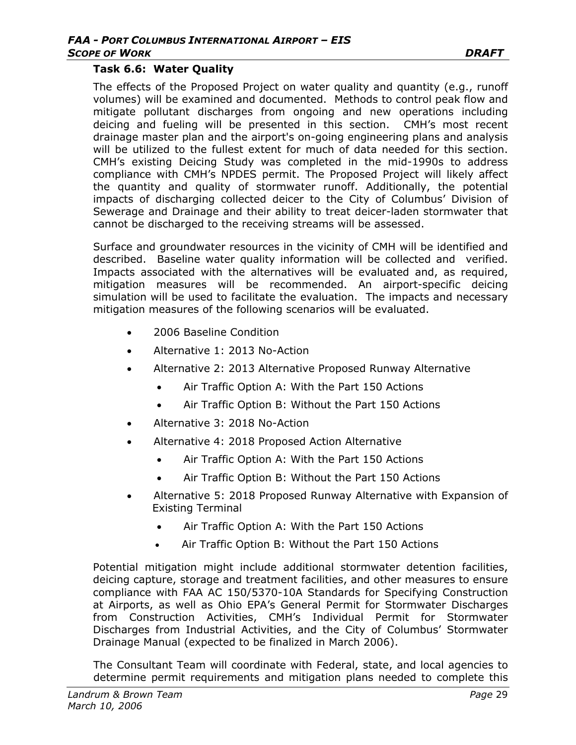### Task 6.6: Water Quality

The effects of the Proposed Project on water quality and quantity (e.g., runoff volumes) will be examined and documented. Methods to control peak flow and mitigate pollutant discharges from ongoing and new operations including deicing and fueling will be presented in this section. CMH's most recent drainage master plan and the airport's on-going engineering plans and analysis will be utilized to the fullest extent for much of data needed for this section. CMH's existing Deicing Study was completed in the mid-1990s to address compliance with CMH's NPDES permit. The Proposed Project will likely affect the quantity and quality of stormwater runoff. Additionally, the potential impacts of discharging collected deicer to the City of Columbus' Division of Sewerage and Drainage and their ability to treat deicer-laden stormwater that cannot be discharged to the receiving streams will be assessed.

Surface and groundwater resources in the vicinity of CMH will be identified and described. Baseline water quality information will be collected and verified. Impacts associated with the alternatives will be evaluated and, as required, mitigation measures will be recommended. An airport-specific deicing simulation will be used to facilitate the evaluation. The impacts and necessary mitigation measures of the following scenarios will be evaluated.

- 2006 Baseline Condition
- Alternative 1: 2013 No-Action
- Alternative 2: 2013 Alternative Proposed Runway Alternative
  - Air Traffic Option A: With the Part 150 Actions
  - Air Traffic Option B: Without the Part 150 Actions
- Alternative 3: 2018 No-Action
- Alternative 4: 2018 Proposed Action Alternative
  - Air Traffic Option A: With the Part 150 Actions
  - Air Traffic Option B: Without the Part 150 Actions
- Alternative 5: 2018 Proposed Runway Alternative with Expansion of Existing Terminal
  - Air Traffic Option A: With the Part 150 Actions
  - Air Traffic Option B: Without the Part 150 Actions

Potential mitigation might include additional stormwater detention facilities, deicing capture, storage and treatment facilities, and other measures to ensure compliance with FAA AC 150/5370-10A Standards for Specifying Construction at Airports, as well as Ohio EPA's General Permit for Stormwater Discharges from Construction Activities, CMH's Individual Permit for Stormwater Discharges from Industrial Activities, and the City of Columbus' Stormwater Drainage Manual (expected to be finalized in March 2006).

The Consultant Team will coordinate with Federal, state, and local agencies to determine permit requirements and mitigation plans needed to complete this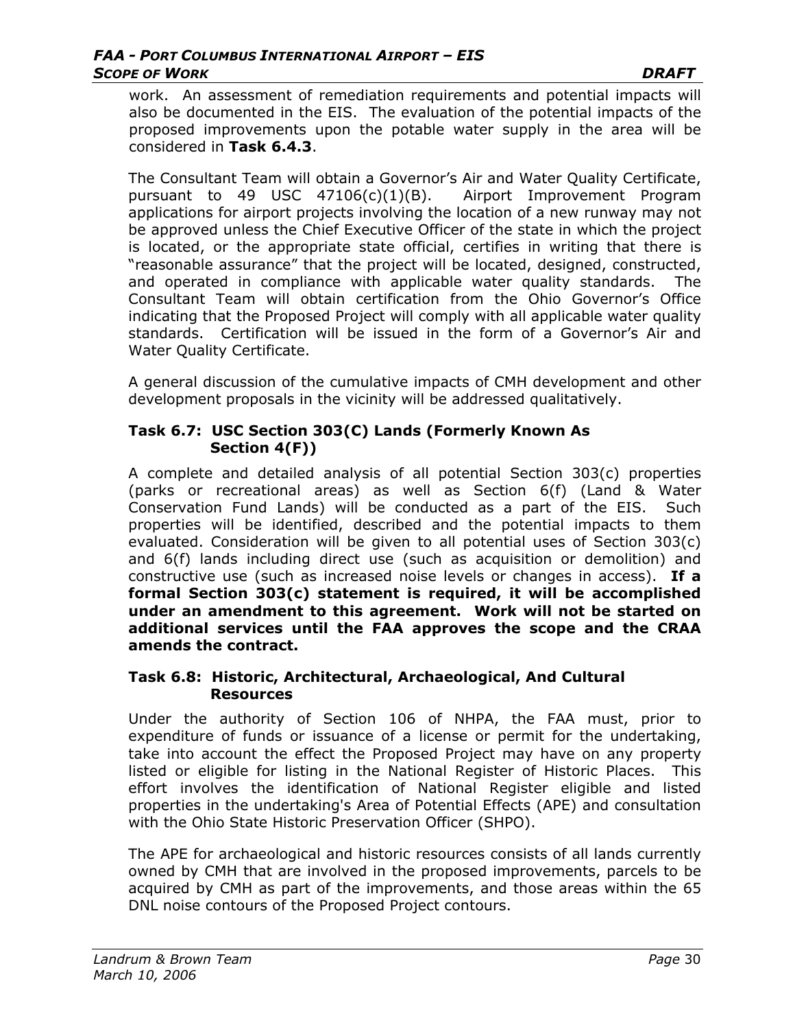work. An assessment of remediation requirements and potential impacts will also be documented in the EIS. The evaluation of the potential impacts of the proposed improvements upon the potable water supply in the area will be considered in **Task 6.4.3**.

The Consultant Team will obtain a Governor's Air and Water Quality Certificate, pursuant to 49 USC 47106(c)(1)(B). Airport Improvement Program applications for airport projects involving the location of a new runway may not be approved unless the Chief Executive Officer of the state in which the project is located, or the appropriate state official, certifies in writing that there is "reasonable assurance" that the project will be located, designed, constructed, and operated in compliance with applicable water quality standards. The Consultant Team will obtain certification from the Ohio Governor's Office indicating that the Proposed Project will comply with all applicable water quality standards. Certification will be issued in the form of a Governor's Air and Water Quality Certificate.

A general discussion of the cumulative impacts of CMH development and other development proposals in the vicinity will be addressed qualitatively.

### Task 6.7: USC Section 303(C) Lands (Formerly Known As Section 4(F))

A complete and detailed analysis of all potential Section 303(c) properties (parks or recreational areas) as well as Section 6(f) (Land & Water Conservation Fund Lands) will be conducted as a part of the EIS. Such properties will be identified, described and the potential impacts to them evaluated. Consideration will be given to all potential uses of Section 303(c) and 6(f) lands including direct use (such as acquisition or demolition) and constructive use (such as increased noise levels or changes in access). **If a formal Section 303(c) statement is required, it will be accomplished under an amendment to this agreement. Work will not be started on additional services until the FAA approves the scope and the CRAA amends the contract.**

### Task 6.8: Historic, Architectural, Archaeological, And Cultural Resources

Under the authority of Section 106 of NHPA, the FAA must, prior to expenditure of funds or issuance of a license or permit for the undertaking, take into account the effect the Proposed Project may have on any property listed or eligible for listing in the National Register of Historic Places. This effort involves the identification of National Register eligible and listed properties in the undertaking's Area of Potential Effects (APE) and consultation with the Ohio State Historic Preservation Officer (SHPO).

The APE for archaeological and historic resources consists of all lands currently owned by CMH that are involved in the proposed improvements, parcels to be acquired by CMH as part of the improvements, and those areas within the 65 DNL noise contours of the Proposed Project contours.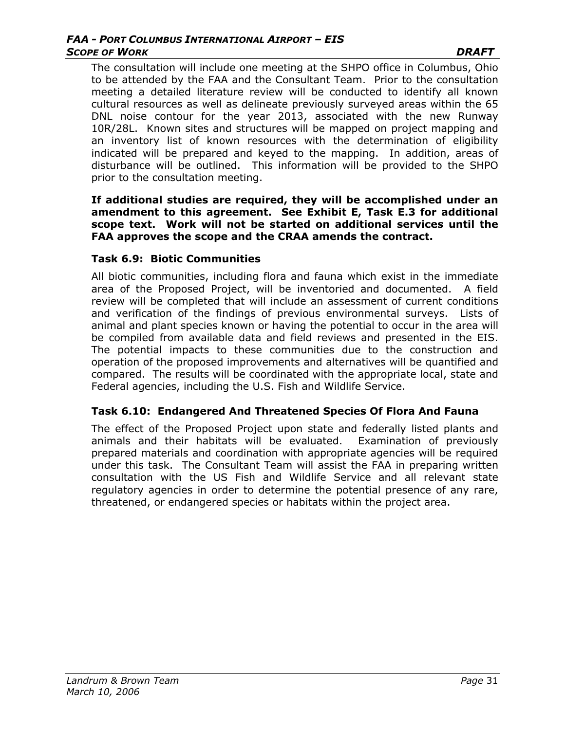The consultation will include one meeting at the SHPO office in Columbus, Ohio to be attended by the FAA and the Consultant Team. Prior to the consultation meeting a detailed literature review will be conducted to identify all known cultural resources as well as delineate previously surveyed areas within the 65 DNL noise contour for the year 2013, associated with the new Runway 10R/28L. Known sites and structures will be mapped on project mapping and an inventory list of known resources with the determination of eligibility indicated will be prepared and keyed to the mapping. In addition, areas of disturbance will be outlined. This information will be provided to the SHPO prior to the consultation meeting.

**If additional studies are required, they will be accomplished under an amendment to this agreement. See Exhibit E, Task E.3 for additional scope text. Work will not be started on additional services until the FAA approves the scope and the CRAA amends the contract.**

### Task 6.9: Biotic Communities

All biotic communities, including flora and fauna which exist in the immediate area of the Proposed Project, will be inventoried and documented. A field review will be completed that will include an assessment of current conditions and verification of the findings of previous environmental surveys. Lists of animal and plant species known or having the potential to occur in the area will be compiled from available data and field reviews and presented in the EIS. The potential impacts to these communities due to the construction and operation of the proposed improvements and alternatives will be quantified and compared. The results will be coordinated with the appropriate local, state and Federal agencies, including the U.S. Fish and Wildlife Service.

### Task 6.10: Endangered And Threatened Species Of Flora And Fauna

The effect of the Proposed Project upon state and federally listed plants and animals and their habitats will be evaluated. Examination of previously prepared materials and coordination with appropriate agencies will be required under this task. The Consultant Team will assist the FAA in preparing written consultation with the US Fish and Wildlife Service and all relevant state regulatory agencies in order to determine the potential presence of any rare, threatened, or endangered species or habitats within the project area.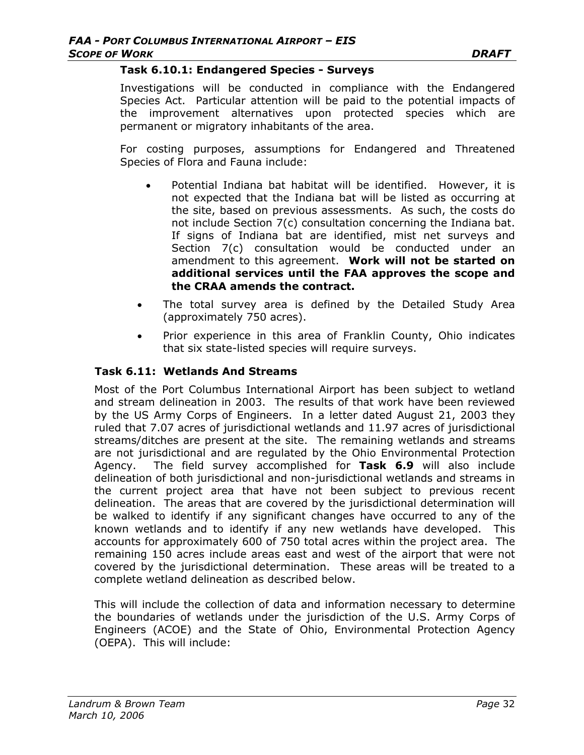### Task 6.10.1: Endangered Species - Surveys

Investigations will be conducted in compliance with the Endangered Species Act. Particular attention will be paid to the potential impacts of the improvement alternatives upon protected species which are permanent or migratory inhabitants of the area.

For costing purposes, assumptions for Endangered and Threatened Species of Flora and Fauna include:

- Potential Indiana bat habitat will be identified. However, it is not expected that the Indiana bat will be listed as occurring at the site, based on previous assessments. As such, the costs do not include Section 7(c) consultation concerning the Indiana bat. If signs of Indiana bat are identified, mist net surveys and Section 7(c) consultation would be conducted under an amendment to this agreement. **Work will not be started on additional services until the FAA approves the scope and the CRAA amends the contract.**
- The total survey area is defined by the Detailed Study Area (approximately 750 acres).
- Prior experience in this area of Franklin County, Ohio indicates that six state-listed species will require surveys.

### Task 6.11: Wetlands And Streams

Most of the Port Columbus International Airport has been subject to wetland and stream delineation in 2003. The results of that work have been reviewed by the US Army Corps of Engineers. In a letter dated August 21, 2003 they ruled that 7.07 acres of jurisdictional wetlands and 11.97 acres of jurisdictional streams/ditches are present at the site. The remaining wetlands and streams are not jurisdictional and are regulated by the Ohio Environmental Protection Agency. The field survey accomplished for **Task 6.9** will also include delineation of both jurisdictional and non-jurisdictional wetlands and streams in the current project area that have not been subject to previous recent delineation. The areas that are covered by the jurisdictional determination will be walked to identify if any significant changes have occurred to any of the known wetlands and to identify if any new wetlands have developed. This accounts for approximately 600 of 750 total acres within the project area. The remaining 150 acres include areas east and west of the airport that were not covered by the jurisdictional determination. These areas will be treated to a complete wetland delineation as described below.

This will include the collection of data and information necessary to determine the boundaries of wetlands under the jurisdiction of the U.S. Army Corps of Engineers (ACOE) and the State of Ohio, Environmental Protection Agency (OEPA). This will include: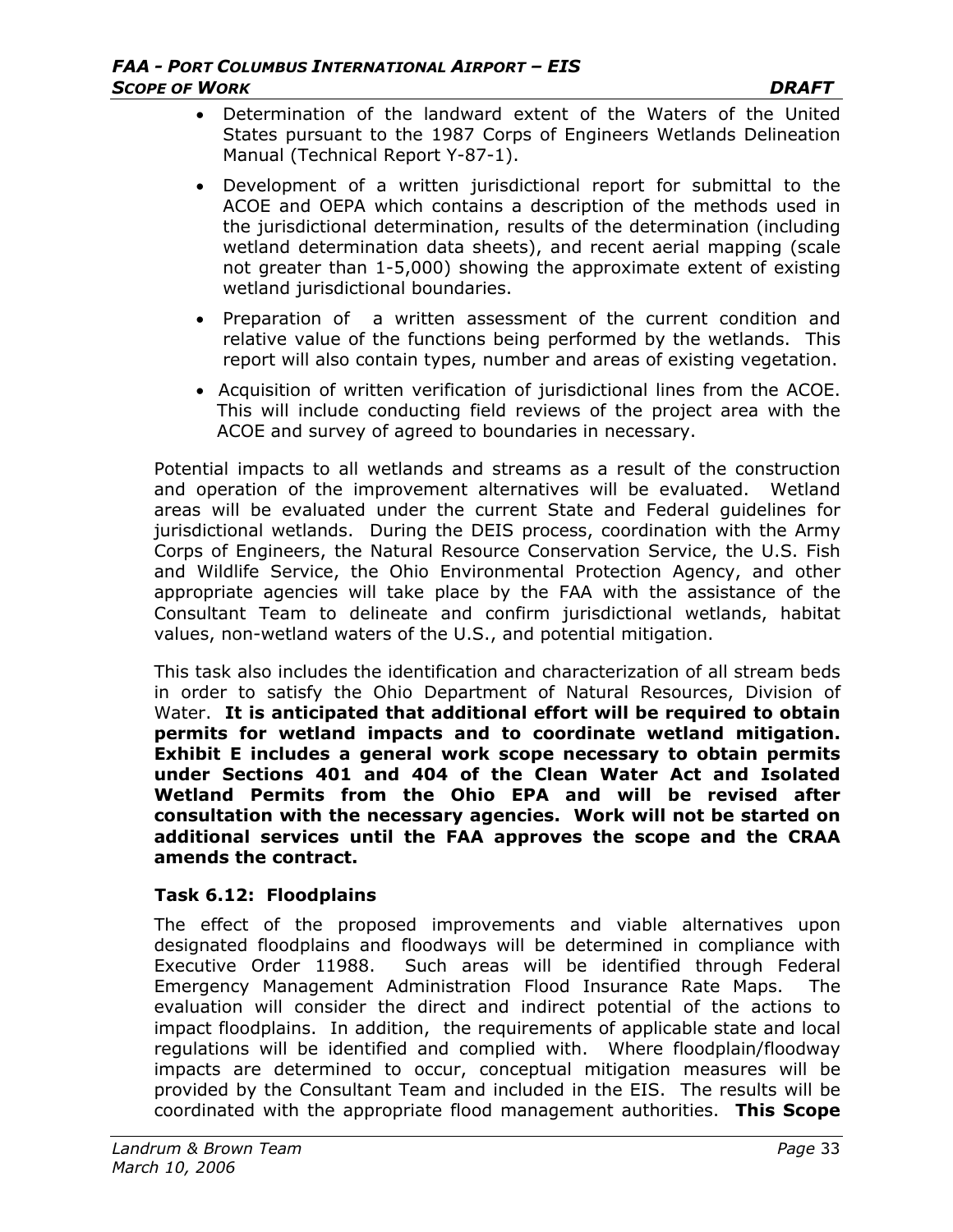- Determination of the landward extent of the Waters of the United States pursuant to the 1987 Corps of Engineers Wetlands Delineation Manual (Technical Report Y-87-1).
- Development of a written jurisdictional report for submittal to the ACOE and OEPA which contains a description of the methods used in the jurisdictional determination, results of the determination (including wetland determination data sheets), and recent aerial mapping (scale not greater than 1-5,000) showing the approximate extent of existing wetland jurisdictional boundaries.
- Preparation of a written assessment of the current condition and relative value of the functions being performed by the wetlands. This report will also contain types, number and areas of existing vegetation.
- Acquisition of written verification of jurisdictional lines from the ACOE. This will include conducting field reviews of the project area with the ACOE and survey of agreed to boundaries in necessary.

Potential impacts to all wetlands and streams as a result of the construction and operation of the improvement alternatives will be evaluated. Wetland areas will be evaluated under the current State and Federal guidelines for jurisdictional wetlands. During the DEIS process, coordination with the Army Corps of Engineers, the Natural Resource Conservation Service, the U.S. Fish and Wildlife Service, the Ohio Environmental Protection Agency, and other appropriate agencies will take place by the FAA with the assistance of the Consultant Team to delineate and confirm jurisdictional wetlands, habitat values, non-wetland waters of the U.S., and potential mitigation.

This task also includes the identification and characterization of all stream beds in order to satisfy the Ohio Department of Natural Resources, Division of Water. **It is anticipated that additional effort will be required to obtain permits for wetland impacts and to coordinate wetland mitigation. Exhibit E includes a general work scope necessary to obtain permits under Sections 401 and 404 of the Clean Water Act and Isolated Wetland Permits from the Ohio EPA and will be revised after consultation with the necessary agencies. Work will not be started on additional services until the FAA approves the scope and the CRAA amends the contract.**

### Task 6.12: Floodplains

The effect of the proposed improvements and viable alternatives upon designated floodplains and floodways will be determined in compliance with Executive Order 11988. Such areas will be identified through Federal Emergency Management Administration Flood Insurance Rate Maps. The evaluation will consider the direct and indirect potential of the actions to impact floodplains. In addition, the requirements of applicable state and local regulations will be identified and complied with. Where floodplain/floodway impacts are determined to occur, conceptual mitigation measures will be provided by the Consultant Team and included in the EIS. The results will be coordinated with the appropriate flood management authorities. **This Scope**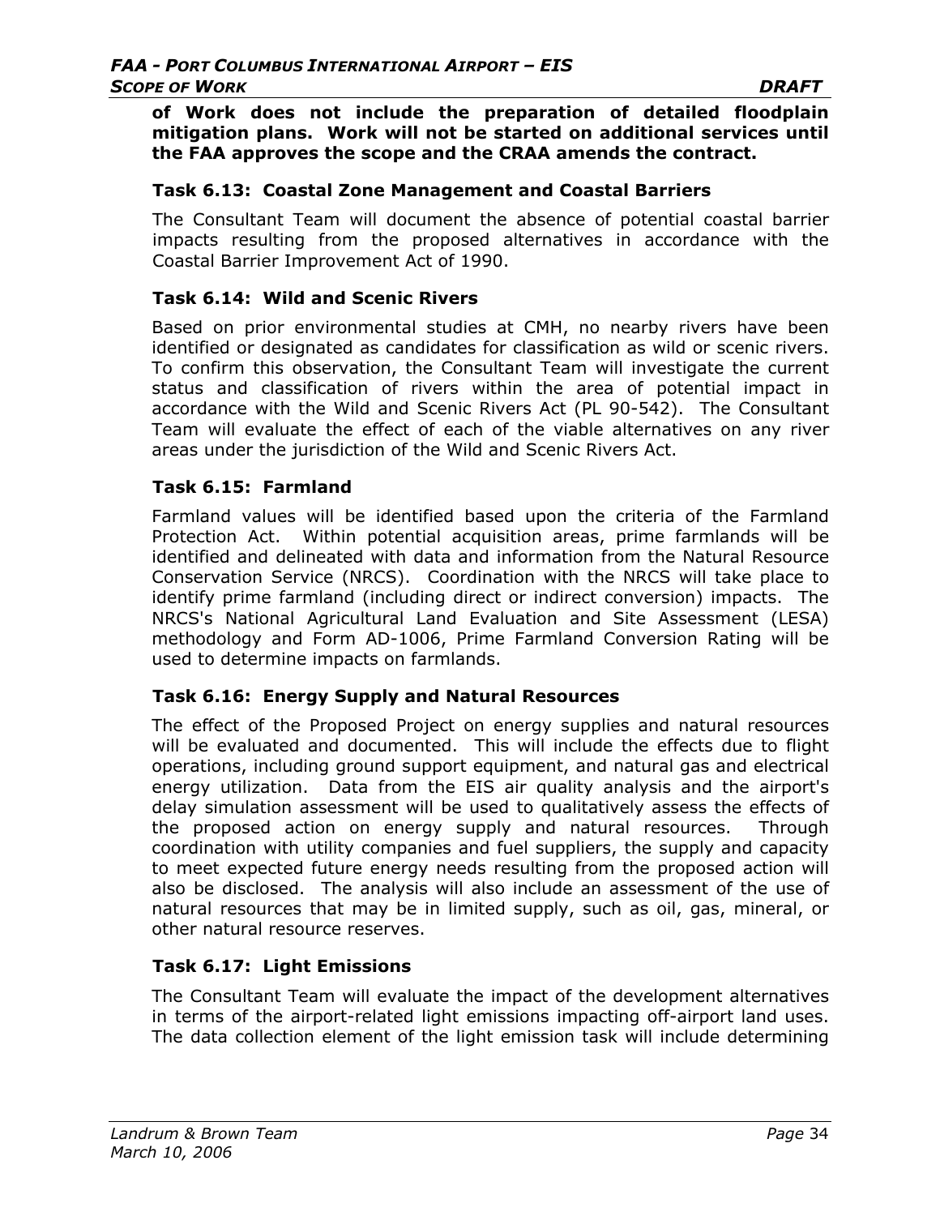**of Work does not include the preparation of detailed floodplain mitigation plans. Work will not be started on additional services until the FAA approves the scope and the CRAA amends the contract.**

### Task 6.13: Coastal Zone Management and Coastal Barriers

The Consultant Team will document the absence of potential coastal barrier impacts resulting from the proposed alternatives in accordance with the Coastal Barrier Improvement Act of 1990.

### Task 6.14: Wild and Scenic Rivers

Based on prior environmental studies at CMH, no nearby rivers have been identified or designated as candidates for classification as wild or scenic rivers. To confirm this observation, the Consultant Team will investigate the current status and classification of rivers within the area of potential impact in accordance with the Wild and Scenic Rivers Act (PL 90-542). The Consultant Team will evaluate the effect of each of the viable alternatives on any river areas under the jurisdiction of the Wild and Scenic Rivers Act.

### Task 6.15: Farmland

Farmland values will be identified based upon the criteria of the Farmland Protection Act. Within potential acquisition areas, prime farmlands will be identified and delineated with data and information from the Natural Resource Conservation Service (NRCS). Coordination with the NRCS will take place to identify prime farmland (including direct or indirect conversion) impacts. The NRCS's National Agricultural Land Evaluation and Site Assessment (LESA) methodology and Form AD-1006, Prime Farmland Conversion Rating will be used to determine impacts on farmlands.

### Task 6.16: Energy Supply and Natural Resources

The effect of the Proposed Project on energy supplies and natural resources will be evaluated and documented. This will include the effects due to flight operations, including ground support equipment, and natural gas and electrical energy utilization. Data from the EIS air quality analysis and the airport's delay simulation assessment will be used to qualitatively assess the effects of the proposed action on energy supply and natural resources. Through coordination with utility companies and fuel suppliers, the supply and capacity to meet expected future energy needs resulting from the proposed action will also be disclosed. The analysis will also include an assessment of the use of natural resources that may be in limited supply, such as oil, gas, mineral, or other natural resource reserves.

### Task 6.17: Light Emissions

The Consultant Team will evaluate the impact of the development alternatives in terms of the airport-related light emissions impacting off-airport land uses. The data collection element of the light emission task will include determining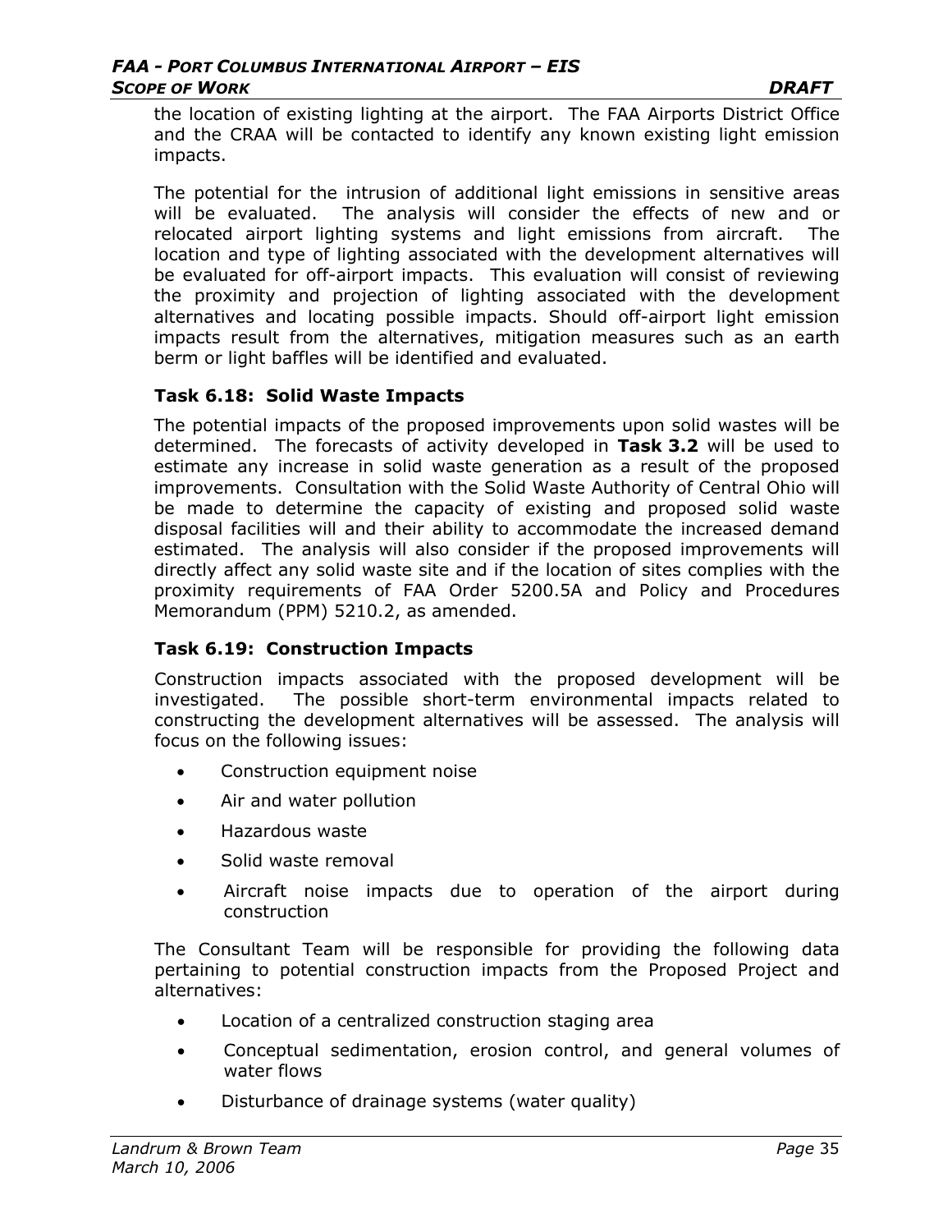the location of existing lighting at the airport. The FAA Airports District Office and the CRAA will be contacted to identify any known existing light emission impacts.

The potential for the intrusion of additional light emissions in sensitive areas will be evaluated. The analysis will consider the effects of new and or relocated airport lighting systems and light emissions from aircraft. The location and type of lighting associated with the development alternatives will be evaluated for off-airport impacts. This evaluation will consist of reviewing the proximity and projection of lighting associated with the development alternatives and locating possible impacts. Should off-airport light emission impacts result from the alternatives, mitigation measures such as an earth berm or light baffles will be identified and evaluated.

### Task 6.18: Solid Waste Impacts

The potential impacts of the proposed improvements upon solid wastes will be determined. The forecasts of activity developed in **Task 3.2** will be used to estimate any increase in solid waste generation as a result of the proposed improvements. Consultation with the Solid Waste Authority of Central Ohio will be made to determine the capacity of existing and proposed solid waste disposal facilities will and their ability to accommodate the increased demand estimated. The analysis will also consider if the proposed improvements will directly affect any solid waste site and if the location of sites complies with the proximity requirements of FAA Order 5200.5A and Policy and Procedures Memorandum (PPM) 5210.2, as amended.

### Task 6.19: Construction Impacts

Construction impacts associated with the proposed development will be investigated. The possible short-term environmental impacts related to constructing the development alternatives will be assessed. The analysis will focus on the following issues:

- Construction equipment noise
- Air and water pollution
- Hazardous waste
- Solid waste removal
- Aircraft noise impacts due to operation of the airport during construction

The Consultant Team will be responsible for providing the following data pertaining to potential construction impacts from the Proposed Project and alternatives:

- Location of a centralized construction staging area
- Conceptual sedimentation, erosion control, and general volumes of water flows
- Disturbance of drainage systems (water quality)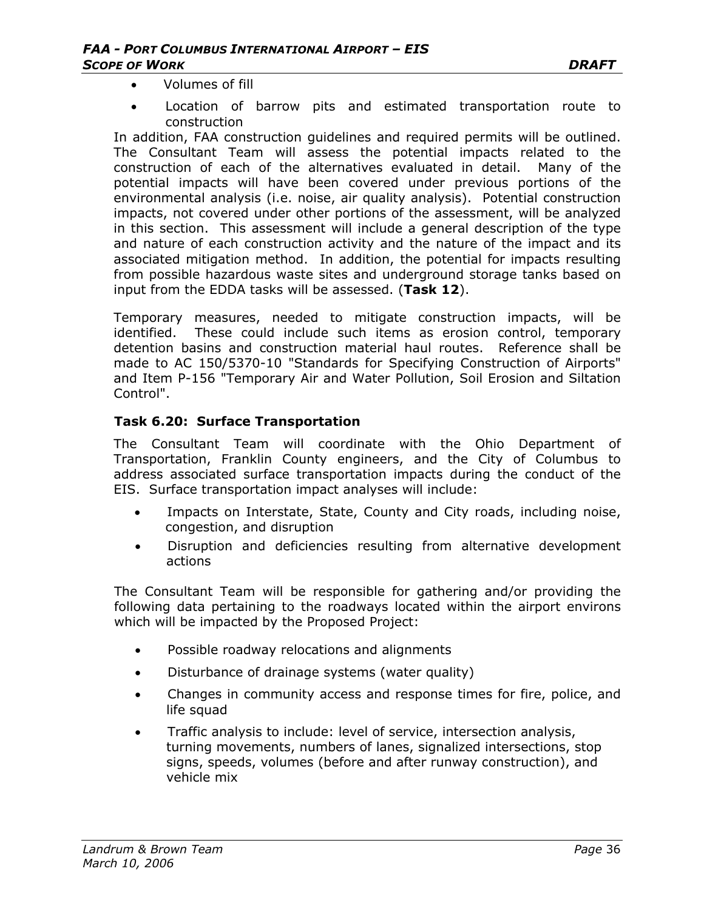- Volumes of fill
- Location of barrow pits and estimated transportation route to construction

In addition, FAA construction guidelines and required permits will be outlined. The Consultant Team will assess the potential impacts related to the construction of each of the alternatives evaluated in detail. Many of the potential impacts will have been covered under previous portions of the environmental analysis (i.e. noise, air quality analysis). Potential construction impacts, not covered under other portions of the assessment, will be analyzed in this section. This assessment will include a general description of the type and nature of each construction activity and the nature of the impact and its associated mitigation method. In addition, the potential for impacts resulting from possible hazardous waste sites and underground storage tanks based on input from the EDDA tasks will be assessed. (**Task 12**).

Temporary measures, needed to mitigate construction impacts, will be identified. These could include such items as erosion control, temporary detention basins and construction material haul routes. Reference shall be made to AC 150/5370-10 "Standards for Specifying Construction of Airports" and Item P-156 "Temporary Air and Water Pollution, Soil Erosion and Siltation Control".

### Task 6.20: Surface Transportation

The Consultant Team will coordinate with the Ohio Department of Transportation, Franklin County engineers, and the City of Columbus to address associated surface transportation impacts during the conduct of the EIS. Surface transportation impact analyses will include:

- Impacts on Interstate, State, County and City roads, including noise, congestion, and disruption
- Disruption and deficiencies resulting from alternative development actions

The Consultant Team will be responsible for gathering and/or providing the following data pertaining to the roadways located within the airport environs which will be impacted by the Proposed Project:

- Possible roadway relocations and alignments
- Disturbance of drainage systems (water quality)
- Changes in community access and response times for fire, police, and life squad
- Traffic analysis to include: level of service, intersection analysis, turning movements, numbers of lanes, signalized intersections, stop signs, speeds, volumes (before and after runway construction), and vehicle mix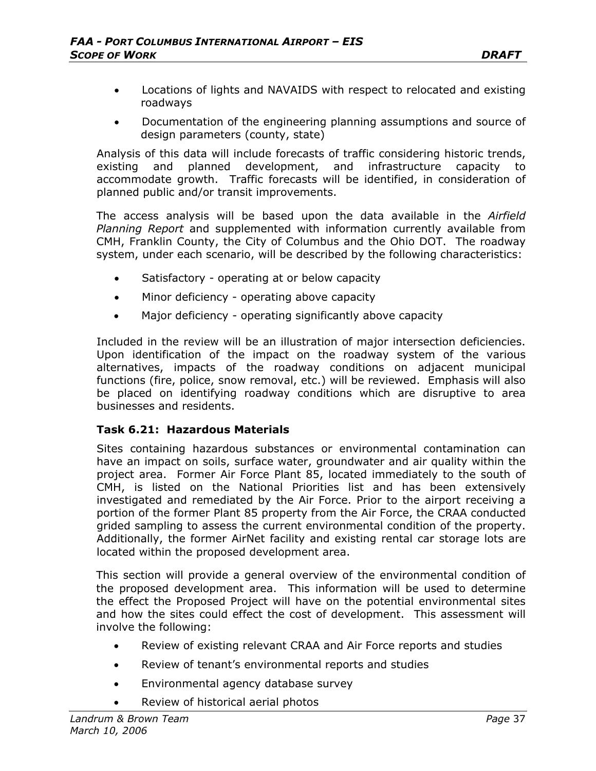- Locations of lights and NAVAIDS with respect to relocated and existing roadways
- Documentation of the engineering planning assumptions and source of design parameters (county, state)

Analysis of this data will include forecasts of traffic considering historic trends, existing and planned development, and infrastructure capacity to accommodate growth. Traffic forecasts will be identified, in consideration of planned public and/or transit improvements.

The access analysis will be based upon the data available in the *Airfield Planning Report* and supplemented with information currently available from CMH, Franklin County, the City of Columbus and the Ohio DOT. The roadway system, under each scenario, will be described by the following characteristics:

- Satisfactory - operating at or below capacity
- Minor deficiency - operating above capacity
- Major deficiency - operating significantly above capacity

Included in the review will be an illustration of major intersection deficiencies. Upon identification of the impact on the roadway system of the various alternatives, impacts of the roadway conditions on adjacent municipal functions (fire, police, snow removal, etc.) will be reviewed. Emphasis will also be placed on identifying roadway conditions which are disruptive to area businesses and residents.

### Task 6.21: Hazardous Materials

Sites containing hazardous substances or environmental contamination can have an impact on soils, surface water, groundwater and air quality within the project area. Former Air Force Plant 85, located immediately to the south of CMH, is listed on the National Priorities list and has been extensively investigated and remediated by the Air Force. Prior to the airport receiving a portion of the former Plant 85 property from the Air Force, the CRAA conducted grided sampling to assess the current environmental condition of the property. Additionally, the former AirNet facility and existing rental car storage lots are located within the proposed development area.

This section will provide a general overview of the environmental condition of the proposed development area. This information will be used to determine the effect the Proposed Project will have on the potential environmental sites and how the sites could effect the cost of development. This assessment will involve the following:

- Review of existing relevant CRAA and Air Force reports and studies
- Review of tenant's environmental reports and studies
- Environmental agency database survey
- Review of historical aerial photos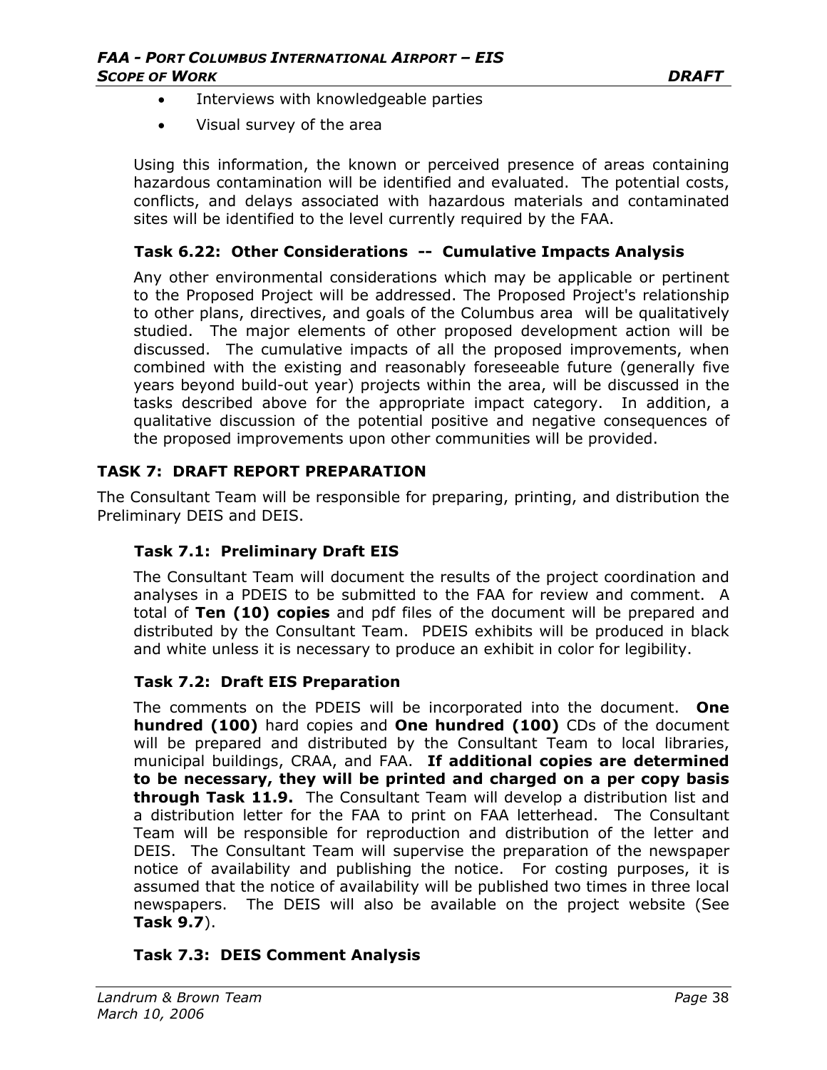- Interviews with knowledgeable parties
- Visual survey of the area

Using this information, the known or perceived presence of areas containing hazardous contamination will be identified and evaluated. The potential costs, conflicts, and delays associated with hazardous materials and contaminated sites will be identified to the level currently required by the FAA.

### Task 6.22: Other Considerations -- Cumulative Impacts Analysis

Any other environmental considerations which may be applicable or pertinent to the Proposed Project will be addressed. The Proposed Project's relationship to other plans, directives, and goals of the Columbus area will be qualitatively studied. The major elements of other proposed development action will be discussed. The cumulative impacts of all the proposed improvements, when combined with the existing and reasonably foreseeable future (generally five years beyond build-out year) projects within the area, will be discussed in the tasks described above for the appropriate impact category. In addition, a qualitative discussion of the potential positive and negative consequences of the proposed improvements upon other communities will be provided.

## TASK 7: DRAFT REPORT PREPARATION

The Consultant Team will be responsible for preparing, printing, and distribution the Preliminary DEIS and DEIS.

### Task 7.1: Preliminary Draft EIS

The Consultant Team will document the results of the project coordination and analyses in a PDEIS to be submitted to the FAA for review and comment. A total of **Ten (10) copies** and pdf files of the document will be prepared and distributed by the Consultant Team. PDEIS exhibits will be produced in black and white unless it is necessary to produce an exhibit in color for legibility.

### Task 7.2: Draft EIS Preparation

The comments on the PDEIS will be incorporated into the document. **One hundred (100)** hard copies and **One hundred (100)** CDs of the document will be prepared and distributed by the Consultant Team to local libraries, municipal buildings, CRAA, and FAA. **If additional copies are determined to be necessary, they will be printed and charged on a per copy basis through Task 11.9.** The Consultant Team will develop a distribution list and a distribution letter for the FAA to print on FAA letterhead. The Consultant Team will be responsible for reproduction and distribution of the letter and DEIS. The Consultant Team will supervise the preparation of the newspaper notice of availability and publishing the notice. For costing purposes, it is assumed that the notice of availability will be published two times in three local newspapers. The DEIS will also be available on the project website (See **Task 9.7**).

### Task 7.3: DEIS Comment Analysis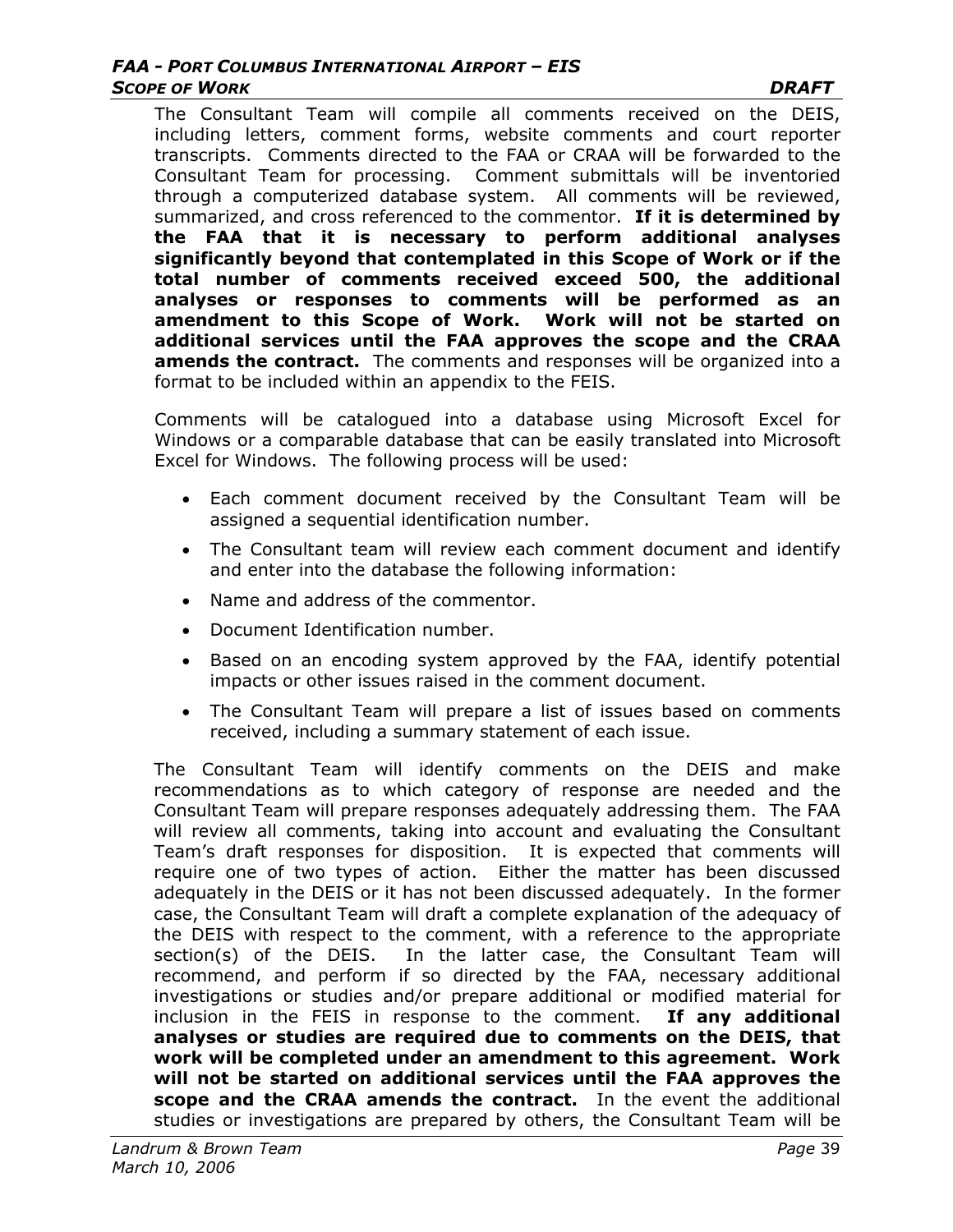The Consultant Team will compile all comments received on the DEIS, including letters, comment forms, website comments and court reporter transcripts. Comments directed to the FAA or CRAA will be forwarded to the Consultant Team for processing. Comment submittals will be inventoried through a computerized database system. All comments will be reviewed, summarized, and cross referenced to the commentor. **If it is determined by the FAA that it is necessary to perform additional analyses significantly beyond that contemplated in this Scope of Work or if the total number of comments received exceed 500, the additional analyses or responses to comments will be performed as an amendment to this Scope of Work. Work will not be started on additional services until the FAA approves the scope and the CRAA amends the contract.** The comments and responses will be organized into a format to be included within an appendix to the FEIS.

Comments will be catalogued into a database using Microsoft Excel for Windows or a comparable database that can be easily translated into Microsoft Excel for Windows. The following process will be used:

- Each comment document received by the Consultant Team will be assigned a sequential identification number.
- The Consultant team will review each comment document and identify and enter into the database the following information:
- Name and address of the commentor.
- Document Identification number.
- Based on an encoding system approved by the FAA, identify potential impacts or other issues raised in the comment document.
- The Consultant Team will prepare a list of issues based on comments received, including a summary statement of each issue.

The Consultant Team will identify comments on the DEIS and make recommendations as to which category of response are needed and the Consultant Team will prepare responses adequately addressing them. The FAA will review all comments, taking into account and evaluating the Consultant Team's draft responses for disposition. It is expected that comments will require one of two types of action. Either the matter has been discussed adequately in the DEIS or it has not been discussed adequately. In the former case, the Consultant Team will draft a complete explanation of the adequacy of the DEIS with respect to the comment, with a reference to the appropriate section(s) of the DEIS. In the latter case, the Consultant Team will recommend, and perform if so directed by the FAA, necessary additional investigations or studies and/or prepare additional or modified material for inclusion in the FEIS in response to the comment. **If any additional analyses or studies are required due to comments on the DEIS, that work will be completed under an amendment to this agreement. Work will not be started on additional services until the FAA approves the scope and the CRAA amends the contract.** In the event the additional studies or investigations are prepared by others, the Consultant Team will be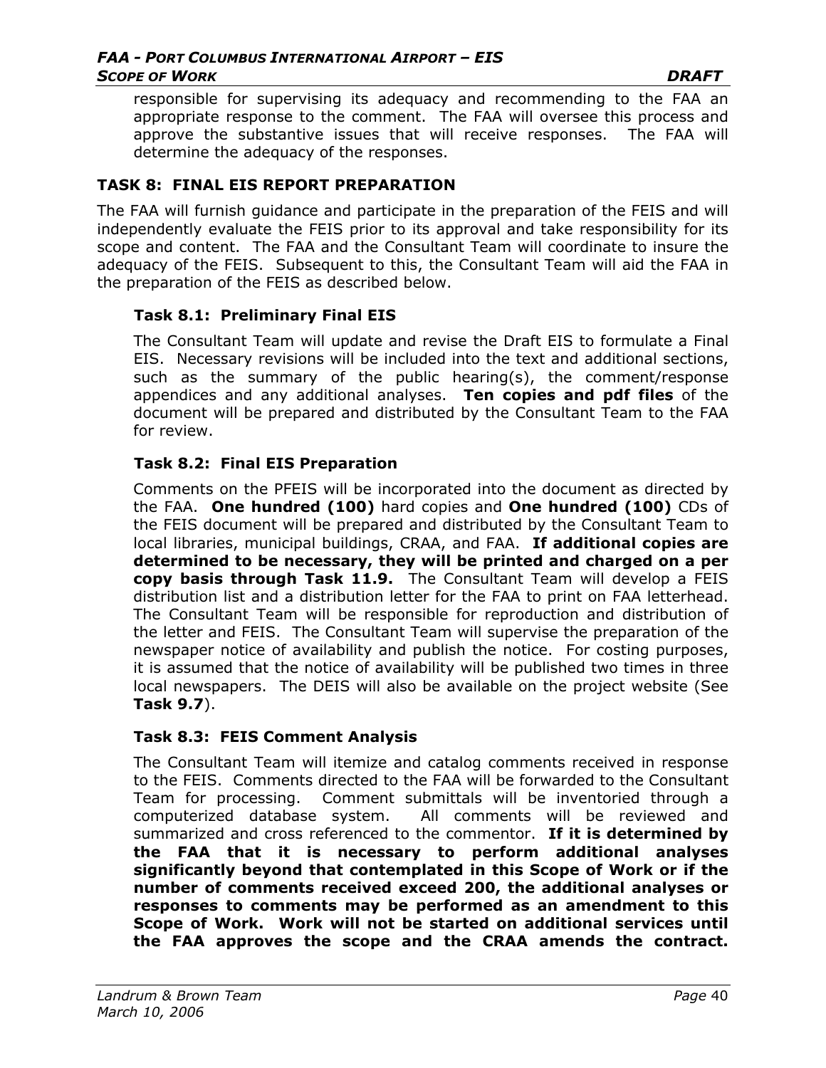responsible for supervising its adequacy and recommending to the FAA an appropriate response to the comment. The FAA will oversee this process and approve the substantive issues that will receive responses. The FAA will determine the adequacy of the responses.

## TASK 8: FINAL EIS REPORT PREPARATION

The FAA will furnish guidance and participate in the preparation of the FEIS and will independently evaluate the FEIS prior to its approval and take responsibility for its scope and content. The FAA and the Consultant Team will coordinate to insure the adequacy of the FEIS. Subsequent to this, the Consultant Team will aid the FAA in the preparation of the FEIS as described below.

### Task 8.1: Preliminary Final EIS

The Consultant Team will update and revise the Draft EIS to formulate a Final EIS. Necessary revisions will be included into the text and additional sections, such as the summary of the public hearing(s), the comment/response appendices and any additional analyses. **Ten copies and pdf files** of the document will be prepared and distributed by the Consultant Team to the FAA for review.

### Task 8.2: Final EIS Preparation

Comments on the PFEIS will be incorporated into the document as directed by the FAA. **One hundred (100)** hard copies and **One hundred (100)** CDs of the FEIS document will be prepared and distributed by the Consultant Team to local libraries, municipal buildings, CRAA, and FAA. **If additional copies are determined to be necessary, they will be printed and charged on a per copy basis through Task 11.9.** The Consultant Team will develop a FEIS distribution list and a distribution letter for the FAA to print on FAA letterhead. The Consultant Team will be responsible for reproduction and distribution of the letter and FEIS. The Consultant Team will supervise the preparation of the newspaper notice of availability and publish the notice. For costing purposes, it is assumed that the notice of availability will be published two times in three local newspapers. The DEIS will also be available on the project website (See **Task 9.7**).

### Task 8.3: FEIS Comment Analysis

The Consultant Team will itemize and catalog comments received in response to the FEIS. Comments directed to the FAA will be forwarded to the Consultant Team for processing. Comment submittals will be inventoried through a computerized database system. All comments will be reviewed and summarized and cross referenced to the commentor. **If it is determined by the FAA that it is necessary to perform additional analyses significantly beyond that contemplated in this Scope of Work or if the number of comments received exceed 200, the additional analyses or responses to comments may be performed as an amendment to this Scope of Work. Work will not be started on additional services until the FAA approves the scope and the CRAA amends the contract.**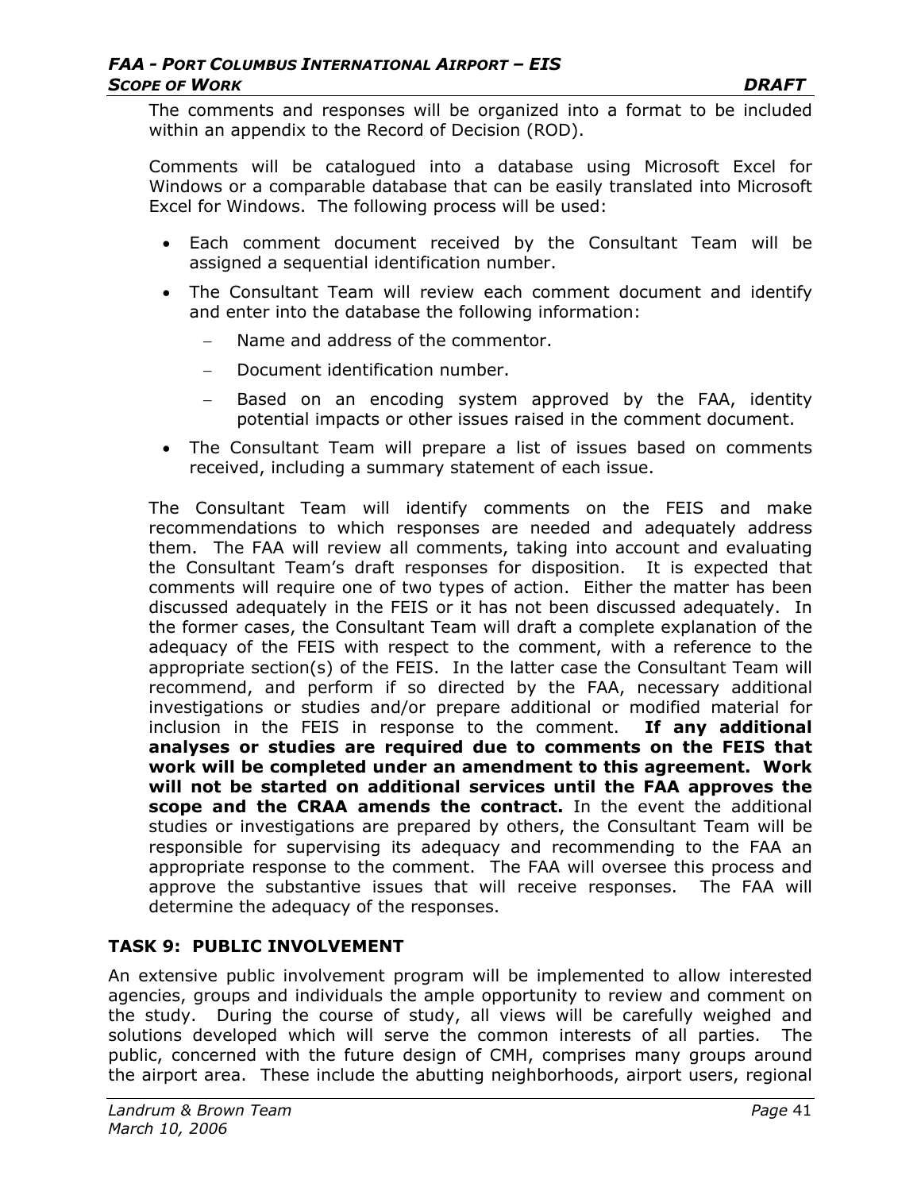The comments and responses will be organized into a format to be included within an appendix to the Record of Decision (ROD).

Comments will be catalogued into a database using Microsoft Excel for Windows or a comparable database that can be easily translated into Microsoft Excel for Windows. The following process will be used:

- Each comment document received by the Consultant Team will be assigned a sequential identification number.
- The Consultant Team will review each comment document and identify and enter into the database the following information:
  - Name and address of the commentor.
  - Document identification number.
  - Based on an encoding system approved by the FAA, identity potential impacts or other issues raised in the comment document.
- The Consultant Team will prepare a list of issues based on comments received, including a summary statement of each issue.

The Consultant Team will identify comments on the FEIS and make recommendations to which responses are needed and adequately address them. The FAA will review all comments, taking into account and evaluating the Consultant Team's draft responses for disposition. It is expected that comments will require one of two types of action. Either the matter has been discussed adequately in the FEIS or it has not been discussed adequately. In the former cases, the Consultant Team will draft a complete explanation of the adequacy of the FEIS with respect to the comment, with a reference to the appropriate section(s) of the FEIS. In the latter case the Consultant Team will recommend, and perform if so directed by the FAA, necessary additional investigations or studies and/or prepare additional or modified material for inclusion in the FEIS in response to the comment. **If any additional analyses or studies are required due to comments on the FEIS that work will be completed under an amendment to this agreement. Work will not be started on additional services until the FAA approves the scope and the CRAA amends the contract.** In the event the additional studies or investigations are prepared by others, the Consultant Team will be responsible for supervising its adequacy and recommending to the FAA an appropriate response to the comment. The FAA will oversee this process and approve the substantive issues that will receive responses. The FAA will determine the adequacy of the responses.

### TASK 9: PUBLIC INVOLVEMENT

An extensive public involvement program will be implemented to allow interested agencies, groups and individuals the ample opportunity to review and comment on the study. During the course of study, all views will be carefully weighed and solutions developed which will serve the common interests of all parties. The public, concerned with the future design of CMH, comprises many groups around the airport area. These include the abutting neighborhoods, airport users, regional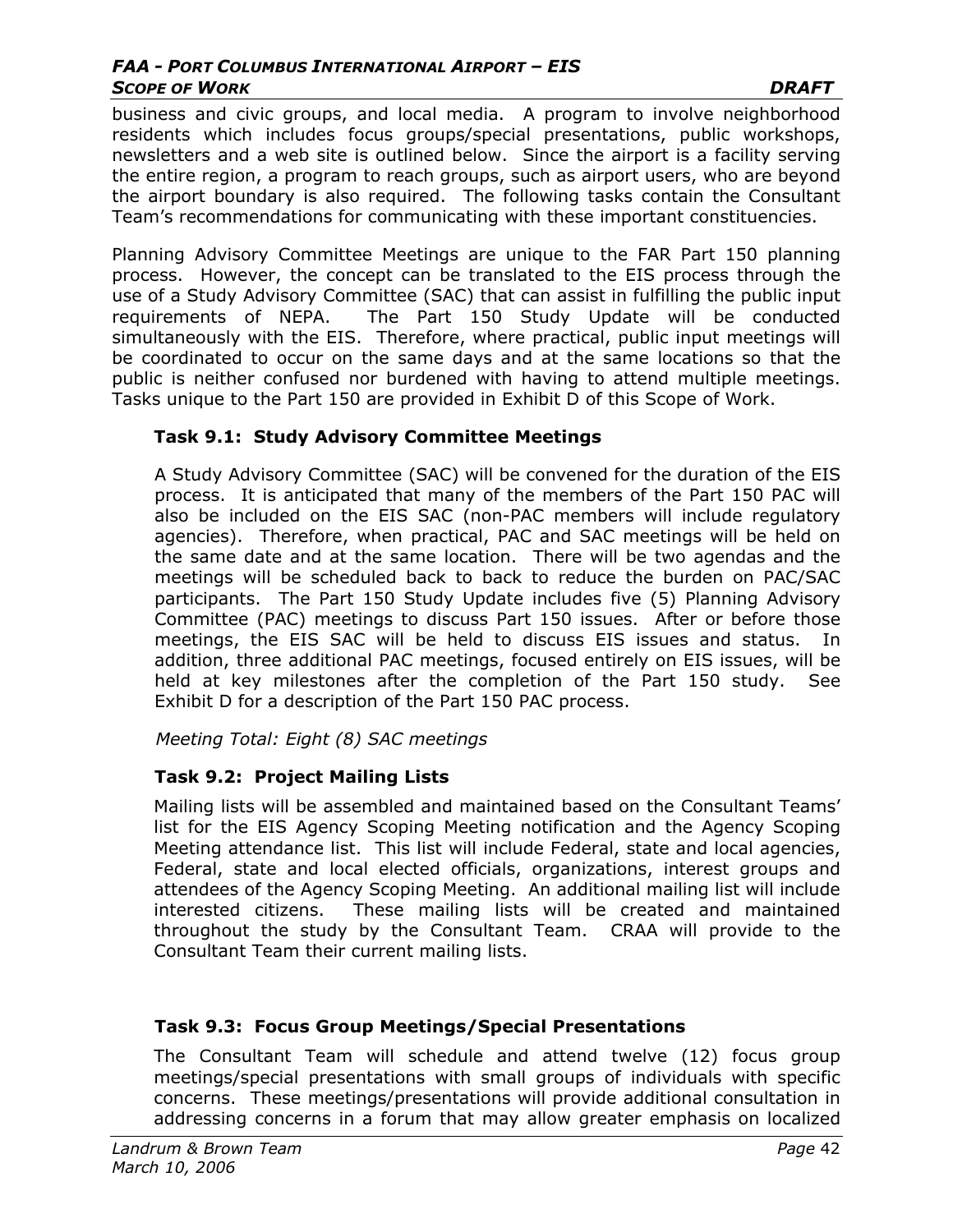business and civic groups, and local media. A program to involve neighborhood residents which includes focus groups/special presentations, public workshops, newsletters and a web site is outlined below. Since the airport is a facility serving the entire region, a program to reach groups, such as airport users, who are beyond the airport boundary is also required. The following tasks contain the Consultant Team's recommendations for communicating with these important constituencies.

Planning Advisory Committee Meetings are unique to the FAR Part 150 planning process. However, the concept can be translated to the EIS process through the use of a Study Advisory Committee (SAC) that can assist in fulfilling the public input requirements of NEPA. The Part 150 Study Update will be conducted simultaneously with the EIS. Therefore, where practical, public input meetings will be coordinated to occur on the same days and at the same locations so that the public is neither confused nor burdened with having to attend multiple meetings. Tasks unique to the Part 150 are provided in Exhibit D of this Scope of Work.

### Task 9.1: Study Advisory Committee Meetings

A Study Advisory Committee (SAC) will be convened for the duration of the EIS process. It is anticipated that many of the members of the Part 150 PAC will also be included on the EIS SAC (non-PAC members will include regulatory agencies). Therefore, when practical, PAC and SAC meetings will be held on the same date and at the same location. There will be two agendas and the meetings will be scheduled back to back to reduce the burden on PAC/SAC participants. The Part 150 Study Update includes five (5) Planning Advisory Committee (PAC) meetings to discuss Part 150 issues. After or before those meetings, the EIS SAC will be held to discuss EIS issues and status. In addition, three additional PAC meetings, focused entirely on EIS issues, will be held at key milestones after the completion of the Part 150 study. See Exhibit D for a description of the Part 150 PAC process.

*Meeting Total: Eight (8) SAC meetings*

### Task 9.2: Project Mailing Lists

Mailing lists will be assembled and maintained based on the Consultant Teams' list for the EIS Agency Scoping Meeting notification and the Agency Scoping Meeting attendance list. This list will include Federal, state and local agencies, Federal, state and local elected officials, organizations, interest groups and attendees of the Agency Scoping Meeting. An additional mailing list will include interested citizens. These mailing lists will be created and maintained throughout the study by the Consultant Team. CRAA will provide to the Consultant Team their current mailing lists.

### Task 9.3: Focus Group Meetings/Special Presentations

The Consultant Team will schedule and attend twelve (12) focus group meetings/special presentations with small groups of individuals with specific concerns. These meetings/presentations will provide additional consultation in addressing concerns in a forum that may allow greater emphasis on localized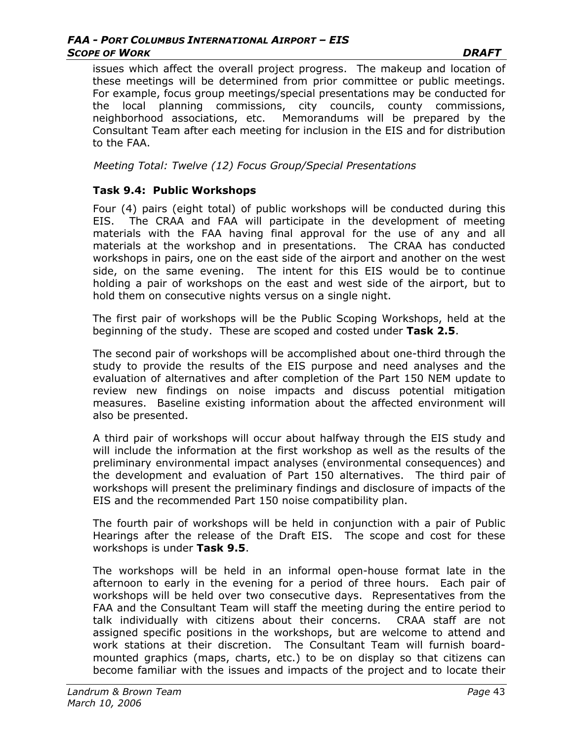issues which affect the overall project progress. The makeup and location of these meetings will be determined from prior committee or public meetings. For example, focus group meetings/special presentations may be conducted for the local planning commissions, city councils, county commissions, neighborhood associations, etc. Memorandums will be prepared by the Consultant Team after each meeting for inclusion in the EIS and for distribution to the FAA.

*Meeting Total: Twelve (12) Focus Group/Special Presentations*

### Task 9.4: Public Workshops

Four (4) pairs (eight total) of public workshops will be conducted during this EIS. The CRAA and FAA will participate in the development of meeting materials with the FAA having final approval for the use of any and all materials at the workshop and in presentations. The CRAA has conducted workshops in pairs, one on the east side of the airport and another on the west side, on the same evening. The intent for this EIS would be to continue holding a pair of workshops on the east and west side of the airport, but to hold them on consecutive nights versus on a single night.

The first pair of workshops will be the Public Scoping Workshops, held at the beginning of the study. These are scoped and costed under **Task 2.5**.

The second pair of workshops will be accomplished about one-third through the study to provide the results of the EIS purpose and need analyses and the evaluation of alternatives and after completion of the Part 150 NEM update to review new findings on noise impacts and discuss potential mitigation measures. Baseline existing information about the affected environment will also be presented.

A third pair of workshops will occur about halfway through the EIS study and will include the information at the first workshop as well as the results of the preliminary environmental impact analyses (environmental consequences) and the development and evaluation of Part 150 alternatives. The third pair of workshops will present the preliminary findings and disclosure of impacts of the EIS and the recommended Part 150 noise compatibility plan.

The fourth pair of workshops will be held in conjunction with a pair of Public Hearings after the release of the Draft EIS. The scope and cost for these workshops is under **Task 9.5**.

The workshops will be held in an informal open-house format late in the afternoon to early in the evening for a period of three hours. Each pair of workshops will be held over two consecutive days. Representatives from the FAA and the Consultant Team will staff the meeting during the entire period to talk individually with citizens about their concerns. CRAA staff are not assigned specific positions in the workshops, but are welcome to attend and work stations at their discretion. The Consultant Team will furnish board-mounted graphics (maps, charts, etc.) to be on display so that citizens can become familiar with the issues and impacts of the project and to locate their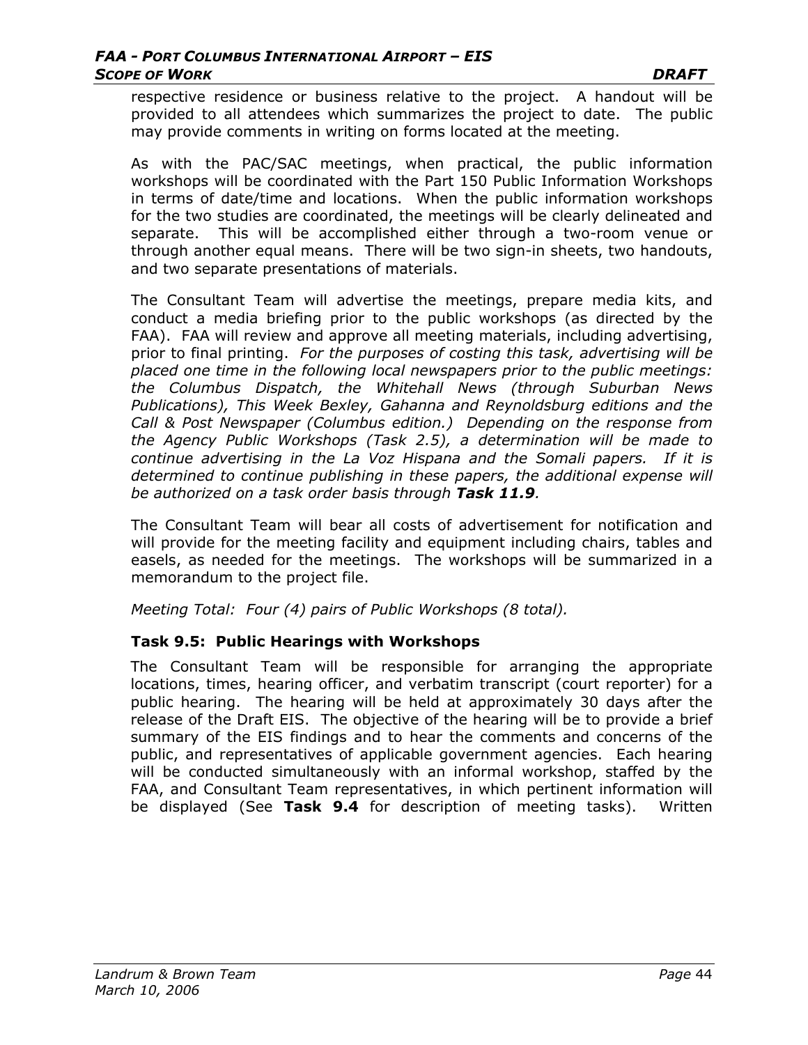respective residence or business relative to the project. A handout will be provided to all attendees which summarizes the project to date. The public may provide comments in writing on forms located at the meeting.

As with the PAC/SAC meetings, when practical, the public information workshops will be coordinated with the Part 150 Public Information Workshops in terms of date/time and locations. When the public information workshops for the two studies are coordinated, the meetings will be clearly delineated and separate. This will be accomplished either through a two-room venue or through another equal means. There will be two sign-in sheets, two handouts, and two separate presentations of materials.

The Consultant Team will advertise the meetings, prepare media kits, and conduct a media briefing prior to the public workshops (as directed by the FAA). FAA will review and approve all meeting materials, including advertising, prior to final printing. *For the purposes of costing this task, advertising will be placed one time in the following local newspapers prior to the public meetings: the Columbus Dispatch, the Whitehall News (through Suburban News Publications), This Week Bexley, Gahanna and Reynoldsburg editions and the Call & Post Newspaper (Columbus edition.) Depending on the response from the Agency Public Workshops (Task 2.5), a determination will be made to continue advertising in the La Voz Hispana and the Somali papers. If it is determined to continue publishing in these papers, the additional expense will be authorized on a task order basis through* ***Task 11.9****.*

The Consultant Team will bear all costs of advertisement for notification and will provide for the meeting facility and equipment including chairs, tables and easels, as needed for the meetings. The workshops will be summarized in a memorandum to the project file.

*Meeting Total: Four (4) pairs of Public Workshops (8 total).*

### Task 9.5: Public Hearings with Workshops

The Consultant Team will be responsible for arranging the appropriate locations, times, hearing officer, and verbatim transcript (court reporter) for a public hearing. The hearing will be held at approximately 30 days after the release of the Draft EIS. The objective of the hearing will be to provide a brief summary of the EIS findings and to hear the comments and concerns of the public, and representatives of applicable government agencies. Each hearing will be conducted simultaneously with an informal workshop, staffed by the FAA, and Consultant Team representatives, in which pertinent information will be displayed (See **Task 9.4** for description of meeting tasks). Written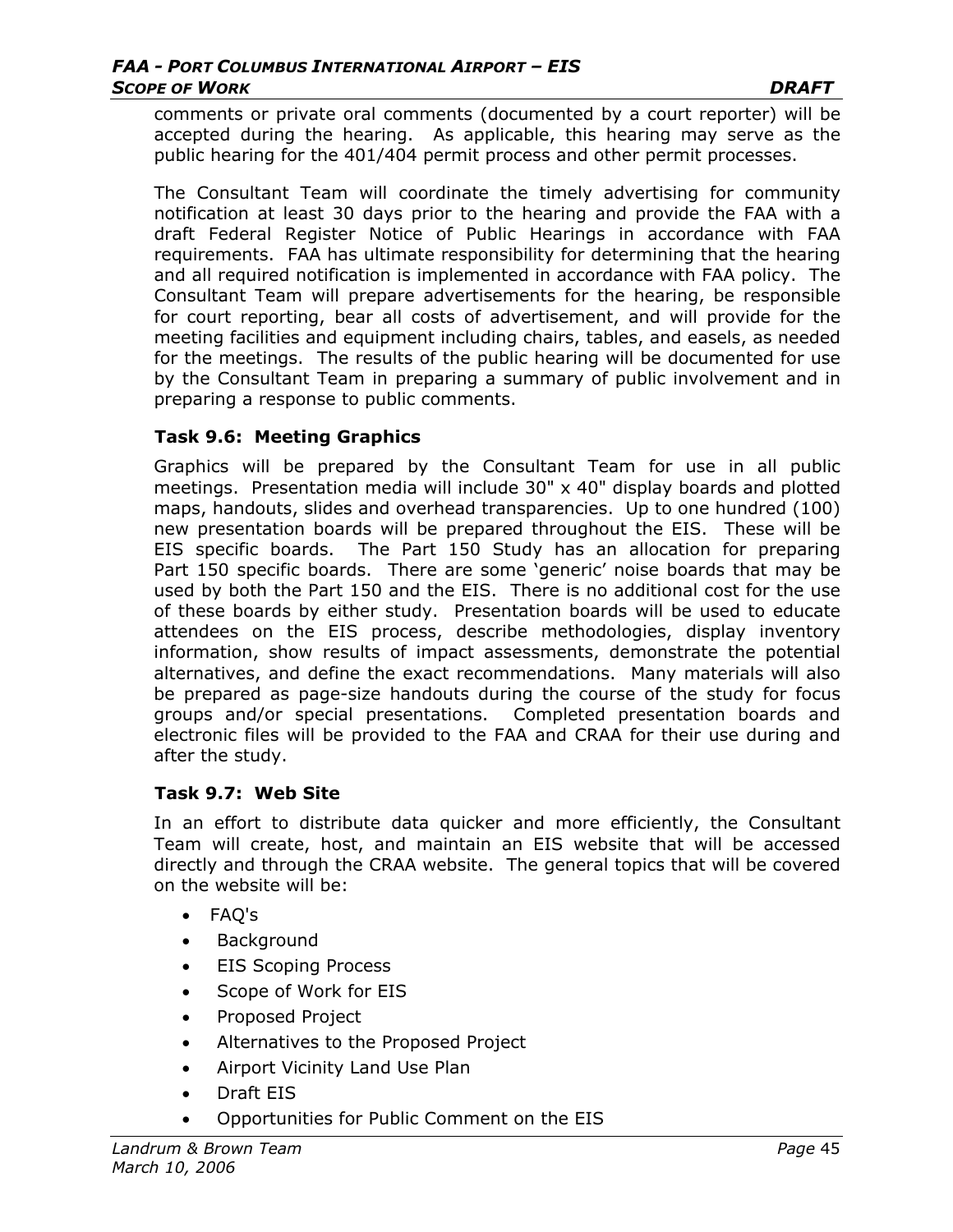comments or private oral comments (documented by a court reporter) will be accepted during the hearing. As applicable, this hearing may serve as the public hearing for the 401/404 permit process and other permit processes.

The Consultant Team will coordinate the timely advertising for community notification at least 30 days prior to the hearing and provide the FAA with a draft Federal Register Notice of Public Hearings in accordance with FAA requirements. FAA has ultimate responsibility for determining that the hearing and all required notification is implemented in accordance with FAA policy. The Consultant Team will prepare advertisements for the hearing, be responsible for court reporting, bear all costs of advertisement, and will provide for the meeting facilities and equipment including chairs, tables, and easels, as needed for the meetings. The results of the public hearing will be documented for use by the Consultant Team in preparing a summary of public involvement and in preparing a response to public comments.

### Task 9.6: Meeting Graphics

Graphics will be prepared by the Consultant Team for use in all public meetings. Presentation media will include 30" x 40" display boards and plotted maps, handouts, slides and overhead transparencies. Up to one hundred (100) new presentation boards will be prepared throughout the EIS. These will be EIS specific boards. The Part 150 Study has an allocation for preparing Part 150 specific boards. There are some 'generic' noise boards that may be used by both the Part 150 and the EIS. There is no additional cost for the use of these boards by either study. Presentation boards will be used to educate attendees on the EIS process, describe methodologies, display inventory information, show results of impact assessments, demonstrate the potential alternatives, and define the exact recommendations. Many materials will also be prepared as page-size handouts during the course of the study for focus groups and/or special presentations. Completed presentation boards and electronic files will be provided to the FAA and CRAA for their use during and after the study.

### Task 9.7: Web Site

In an effort to distribute data quicker and more efficiently, the Consultant Team will create, host, and maintain an EIS website that will be accessed directly and through the CRAA website. The general topics that will be covered on the website will be:

- FAQ's
- Background
- EIS Scoping Process
- Scope of Work for EIS
- Proposed Project
- Alternatives to the Proposed Project
- Airport Vicinity Land Use Plan
- Draft EIS
- Opportunities for Public Comment on the EIS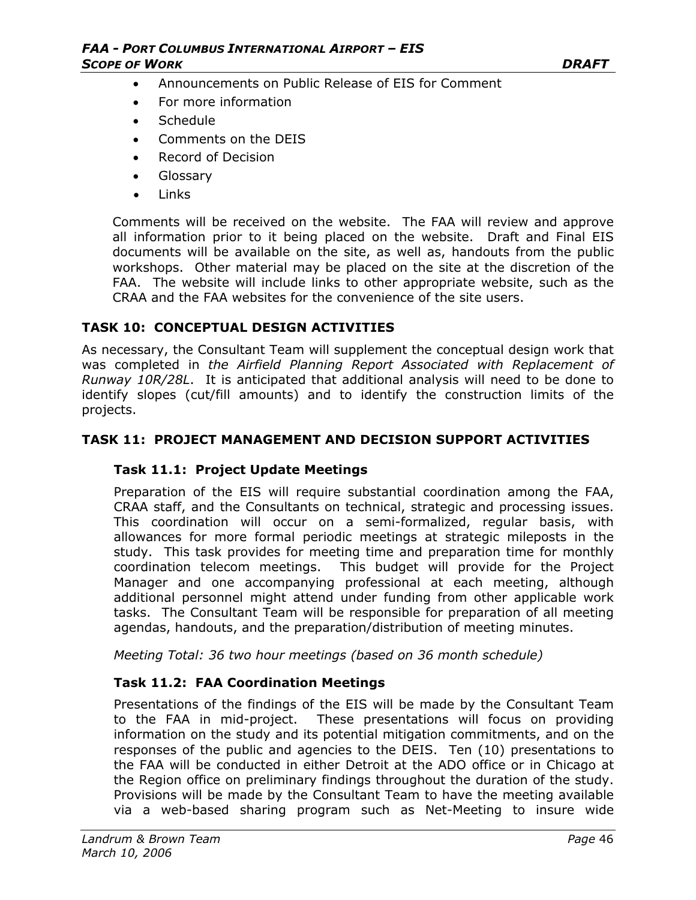- Announcements on Public Release of EIS for Comment
- For more information
- Schedule
- Comments on the DEIS
- Record of Decision
- Glossary
- Links

Comments will be received on the website. The FAA will review and approve all information prior to it being placed on the website. Draft and Final EIS documents will be available on the site, as well as, handouts from the public workshops. Other material may be placed on the site at the discretion of the FAA. The website will include links to other appropriate website, such as the CRAA and the FAA websites for the convenience of the site users.

## TASK 10: CONCEPTUAL DESIGN ACTIVITIES

As necessary, the Consultant Team will supplement the conceptual design work that was completed in *the Airfield Planning Report Associated with Replacement of Runway 10R/28L*. It is anticipated that additional analysis will need to be done to identify slopes (cut/fill amounts) and to identify the construction limits of the projects.

## TASK 11: PROJECT MANAGEMENT AND DECISION SUPPORT ACTIVITIES

### Task 11.1: Project Update Meetings

Preparation of the EIS will require substantial coordination among the FAA, CRAA staff, and the Consultants on technical, strategic and processing issues. This coordination will occur on a semi-formalized, regular basis, with allowances for more formal periodic meetings at strategic mileposts in the study. This task provides for meeting time and preparation time for monthly coordination telecom meetings. This budget will provide for the Project Manager and one accompanying professional at each meeting, although additional personnel might attend under funding from other applicable work tasks. The Consultant Team will be responsible for preparation of all meeting agendas, handouts, and the preparation/distribution of meeting minutes.

*Meeting Total: 36 two hour meetings (based on 36 month schedule)*

### Task 11.2: FAA Coordination Meetings

Presentations of the findings of the EIS will be made by the Consultant Team to the FAA in mid-project. These presentations will focus on providing information on the study and its potential mitigation commitments, and on the responses of the public and agencies to the DEIS. Ten (10) presentations to the FAA will be conducted in either Detroit at the ADO office or in Chicago at the Region office on preliminary findings throughout the duration of the study. Provisions will be made by the Consultant Team to have the meeting available via a web-based sharing program such as Net-Meeting to insure wide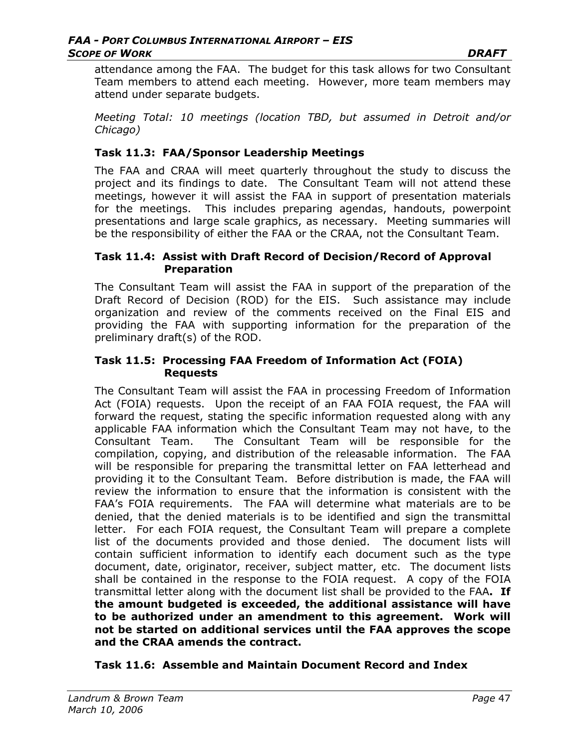attendance among the FAA. The budget for this task allows for two Consultant Team members to attend each meeting. However, more team members may attend under separate budgets.

*Meeting Total: 10 meetings (location TBD, but assumed in Detroit and/or Chicago)*

### Task 11.3: FAA/Sponsor Leadership Meetings

The FAA and CRAA will meet quarterly throughout the study to discuss the project and its findings to date. The Consultant Team will not attend these meetings, however it will assist the FAA in support of presentation materials for the meetings. This includes preparing agendas, handouts, powerpoint presentations and large scale graphics, as necessary. Meeting summaries will be the responsibility of either the FAA or the CRAA, not the Consultant Team.

### Task 11.4: Assist with Draft Record of Decision/Record of Approval Preparation

The Consultant Team will assist the FAA in support of the preparation of the Draft Record of Decision (ROD) for the EIS. Such assistance may include organization and review of the comments received on the Final EIS and providing the FAA with supporting information for the preparation of the preliminary draft(s) of the ROD.

### Task 11.5: Processing FAA Freedom of Information Act (FOIA) Requests

The Consultant Team will assist the FAA in processing Freedom of Information Act (FOIA) requests. Upon the receipt of an FAA FOIA request, the FAA will forward the request, stating the specific information requested along with any applicable FAA information which the Consultant Team may not have, to the Consultant Team. The Consultant Team will be responsible for the compilation, copying, and distribution of the releasable information. The FAA will be responsible for preparing the transmittal letter on FAA letterhead and providing it to the Consultant Team. Before distribution is made, the FAA will review the information to ensure that the information is consistent with the FAA's FOIA requirements. The FAA will determine what materials are to be denied, that the denied materials is to be identified and sign the transmittal letter. For each FOIA request, the Consultant Team will prepare a complete list of the documents provided and those denied. The document lists will contain sufficient information to identify each document such as the type document, date, originator, receiver, subject matter, etc. The document lists shall be contained in the response to the FOIA request. A copy of the FOIA transmittal letter along with the document list shall be provided to the FAA**. If the amount budgeted is exceeded, the additional assistance will have to be authorized under an amendment to this agreement. Work will not be started on additional services until the FAA approves the scope and the CRAA amends the contract.**

### Task 11.6: Assemble and Maintain Document Record and Index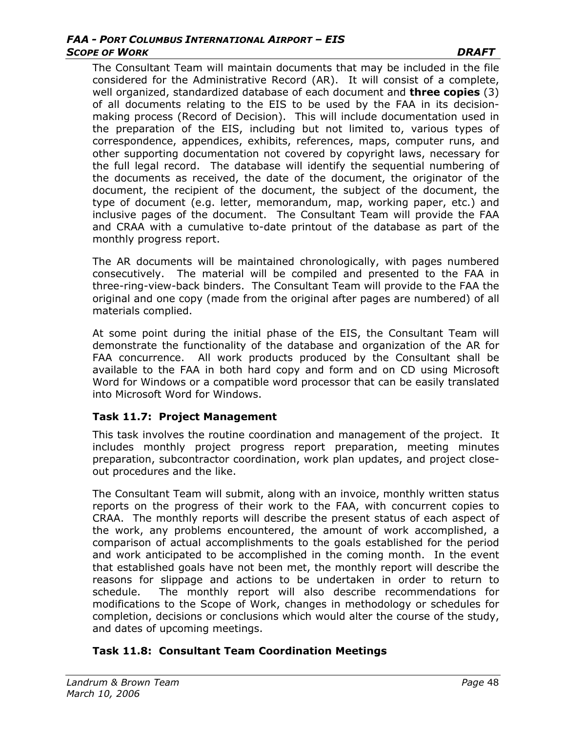The Consultant Team will maintain documents that may be included in the file considered for the Administrative Record (AR). It will consist of a complete, well organized, standardized database of each document and **three copies** (3) of all documents relating to the EIS to be used by the FAA in its decision-making process (Record of Decision). This will include documentation used in the preparation of the EIS, including but not limited to, various types of correspondence, appendices, exhibits, references, maps, computer runs, and other supporting documentation not covered by copyright laws, necessary for the full legal record. The database will identify the sequential numbering of the documents as received, the date of the document, the originator of the document, the recipient of the document, the subject of the document, the type of document (e.g. letter, memorandum, map, working paper, etc.) and inclusive pages of the document. The Consultant Team will provide the FAA and CRAA with a cumulative to-date printout of the database as part of the monthly progress report.

The AR documents will be maintained chronologically, with pages numbered consecutively. The material will be compiled and presented to the FAA in three-ring-view-back binders. The Consultant Team will provide to the FAA the original and one copy (made from the original after pages are numbered) of all materials complied.

At some point during the initial phase of the EIS, the Consultant Team will demonstrate the functionality of the database and organization of the AR for FAA concurrence. All work products produced by the Consultant shall be available to the FAA in both hard copy and form and on CD using Microsoft Word for Windows or a compatible word processor that can be easily translated into Microsoft Word for Windows.

### Task 11.7: Project Management

This task involves the routine coordination and management of the project. It includes monthly project progress report preparation, meeting minutes preparation, subcontractor coordination, work plan updates, and project close-out procedures and the like.

The Consultant Team will submit, along with an invoice, monthly written status reports on the progress of their work to the FAA, with concurrent copies to CRAA. The monthly reports will describe the present status of each aspect of the work, any problems encountered, the amount of work accomplished, a comparison of actual accomplishments to the goals established for the period and work anticipated to be accomplished in the coming month. In the event that established goals have not been met, the monthly report will describe the reasons for slippage and actions to be undertaken in order to return to schedule. The monthly report will also describe recommendations for modifications to the Scope of Work, changes in methodology or schedules for completion, decisions or conclusions which would alter the course of the study, and dates of upcoming meetings.

### Task 11.8: Consultant Team Coordination Meetings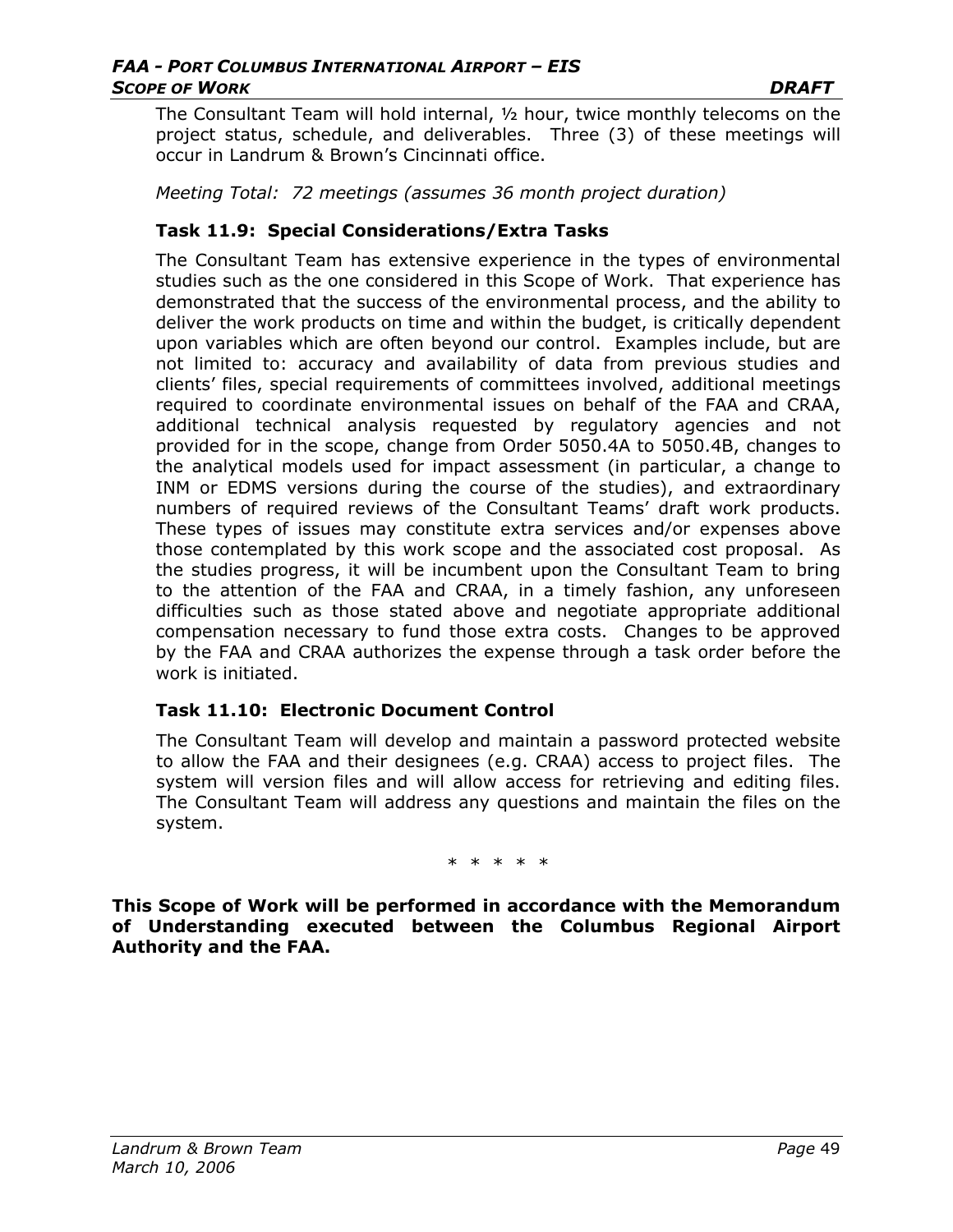The Consultant Team will hold internal, ½ hour, twice monthly telecoms on the project status, schedule, and deliverables. Three (3) of these meetings will occur in Landrum & Brown's Cincinnati office.

*Meeting Total: 72 meetings (assumes 36 month project duration)*

### Task 11.9: Special Considerations/Extra Tasks

The Consultant Team has extensive experience in the types of environmental studies such as the one considered in this Scope of Work. That experience has demonstrated that the success of the environmental process, and the ability to deliver the work products on time and within the budget, is critically dependent upon variables which are often beyond our control. Examples include, but are not limited to: accuracy and availability of data from previous studies and clients' files, special requirements of committees involved, additional meetings required to coordinate environmental issues on behalf of the FAA and CRAA, additional technical analysis requested by regulatory agencies and not provided for in the scope, change from Order 5050.4A to 5050.4B, changes to the analytical models used for impact assessment (in particular, a change to INM or EDMS versions during the course of the studies), and extraordinary numbers of required reviews of the Consultant Teams' draft work products. These types of issues may constitute extra services and/or expenses above those contemplated by this work scope and the associated cost proposal. As the studies progress, it will be incumbent upon the Consultant Team to bring to the attention of the FAA and CRAA, in a timely fashion, any unforeseen difficulties such as those stated above and negotiate appropriate additional compensation necessary to fund those extra costs. Changes to be approved by the FAA and CRAA authorizes the expense through a task order before the work is initiated.

### Task 11.10: Electronic Document Control

The Consultant Team will develop and maintain a password protected website to allow the FAA and their designees (e.g. CRAA) access to project files. The system will version files and will allow access for retrieving and editing files. The Consultant Team will address any questions and maintain the files on the system.

\* \* \* \* \*

**This Scope of Work will be performed in accordance with the Memorandum of Understanding executed between the Columbus Regional Airport Authority and the FAA.**